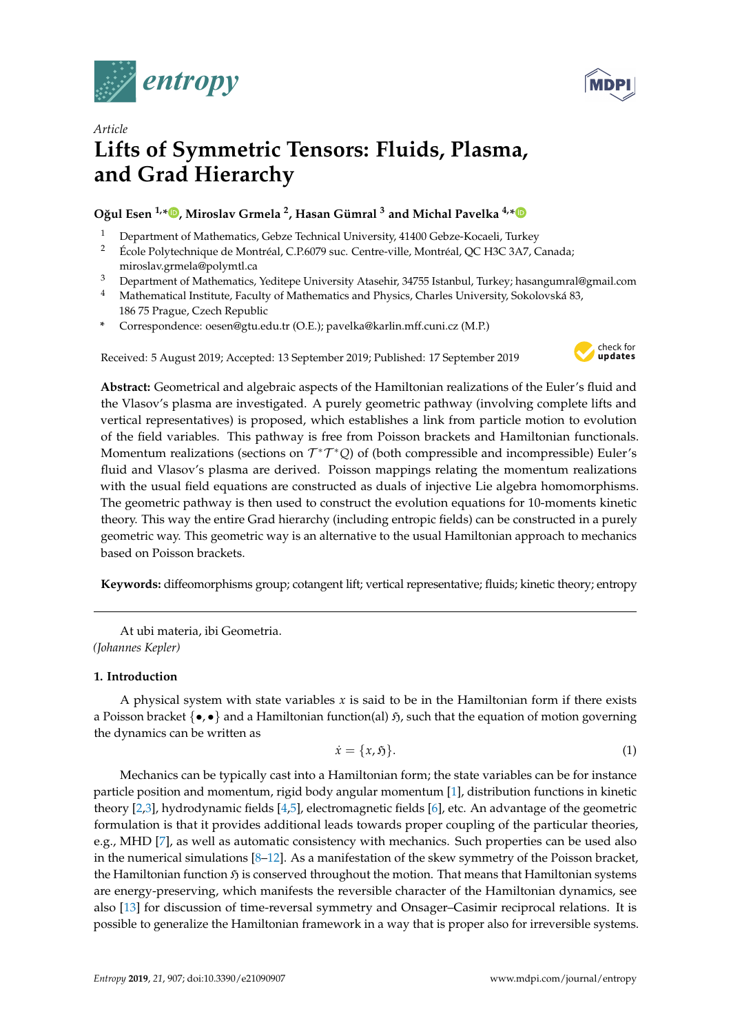*Article*

# Lifts of Symmetric Tensors: Fluids, Plasma, and Grad Hierarchy

**Oğul Esen [1,*], Miroslav Grmela [2], Hasan Gümral [3] and Michal Pavelka [4,*]**

1. Department of Mathematics, Gebze Technical University, 41400 Gebze-Kocaeli, Turkey
2. École Polytechnique de Montréal, C.P.6079 suc. Centre-ville, Montréal, QC H3C 3A7, Canada; miroslav.grmela@polymtl.ca
3. Department of Mathematics, Yeditepe University Atasehir, 34755 Istanbul, Turkey; hasangumral@gmail.com
4. Mathematical Institute, Faculty of Mathematics and Physics, Charles University, Sokolovská 83, 186 75 Prague, Czech Republic

\* Correspondence: oesen@gtu.edu.tr (O.E.); pavelka@karlin.mff.cuni.cz (M.P.)

Received: 5 August 2019; Accepted: 13 September 2019; Published: 17 September 2019

**Abstract:** Geometrical and algebraic aspects of the Hamiltonian realizations of the Euler's fluid and the Vlasov's plasma are investigated. A purely geometric pathway (involving complete lifts and vertical representatives) is proposed, which establishes a link from particle motion to evolution of the field variables. This pathway is free from Poisson brackets and Hamiltonian functionals. Momentum realizations (sections on $\mathcal{T}^*\mathcal{T}^*Q$) of (both compressible and incompressible) Euler's fluid and Vlasov's plasma are derived. Poisson mappings relating the momentum realizations with the usual field equations are constructed as duals of injective Lie algebra homomorphisms. The geometric pathway is then used to construct the evolution equations for 10-moments kinetic theory. This way the entire Grad hierarchy (including entropic fields) can be constructed in a purely geometric way. This geometric way is an alternative to the usual Hamiltonian approach to mechanics based on Poisson brackets.

**Keywords:** diffeomorphisms group; cotangent lift; vertical representative; fluids; kinetic theory; entropy

---

At ubi materia, ibi Geometria.
*(Johannes Kepler)*

## 1. Introduction

A physical system with state variables $x$ is said to be in the Hamiltonian form if there exists a Poisson bracket $\{\bullet, \bullet\}$ and a Hamiltonian function(al) $\mathfrak{H}$, such that the equation of motion governing the dynamics can be written as

$$\dot{x} = \{x, \mathfrak{H}\}. \tag{1}$$

Mechanics can be typically cast into a Hamiltonian form; the state variables can be for instance particle position and momentum, rigid body angular momentum [1], distribution functions in kinetic theory [2,3], hydrodynamic fields [4,5], electromagnetic fields [6], etc. An advantage of the geometric formulation is that it provides additional leads towards proper coupling of the particular theories, e.g., MHD [7], as well as automatic consistency with mechanics. Such properties can be used also in the numerical simulations [8–12]. As a manifestation of the skew symmetry of the Poisson bracket, the Hamiltonian function $\mathfrak{H}$ is conserved throughout the motion. That means that Hamiltonian systems are energy-preserving, which manifests the reversible character of the Hamiltonian dynamics, see also [13] for discussion of time-reversal symmetry and Onsager–Casimir reciprocal relations. It is possible to generalize the Hamiltonian framework in a way that is proper also for irreversible systems.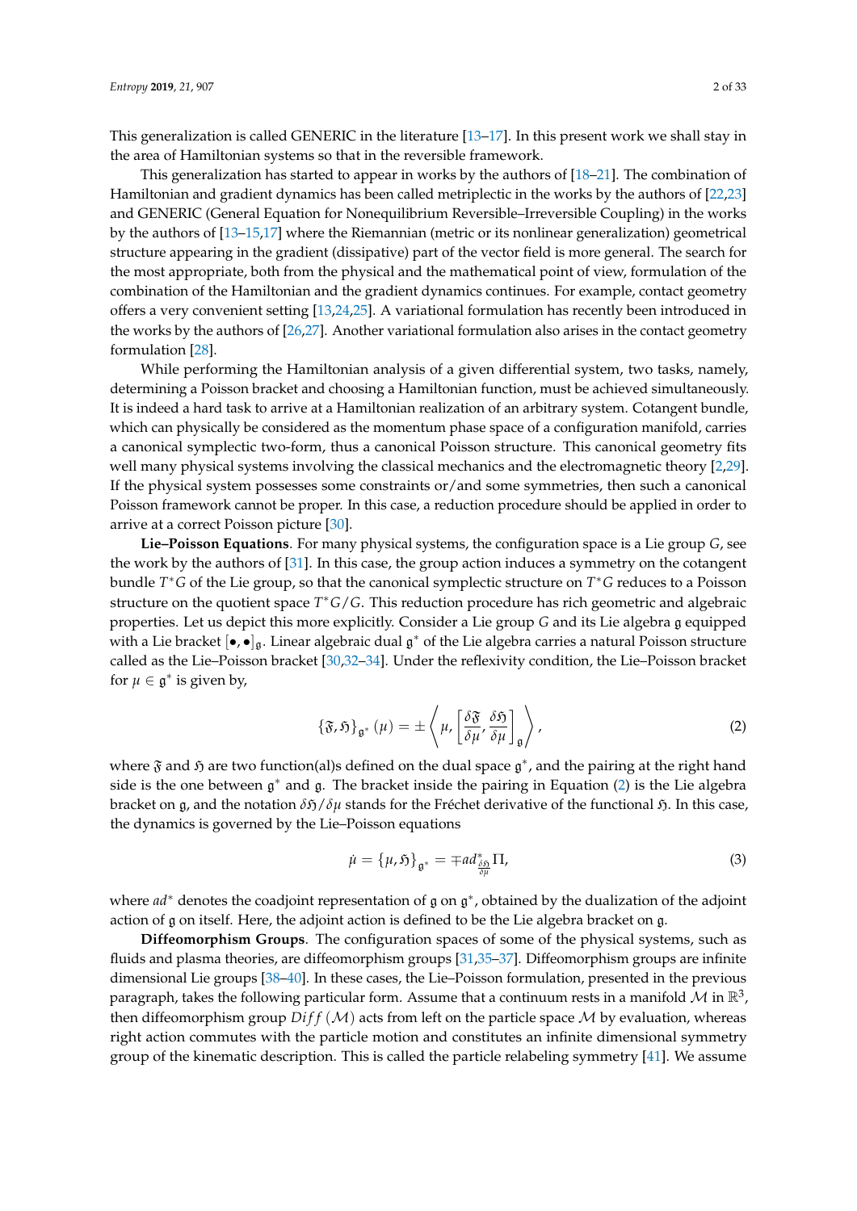This generalization is called GENERIC in the literature [13–17]. In this present work we shall stay in the area of Hamiltonian systems so that in the reversible framework.

This generalization has started to appear in works by the authors of [18–21]. The combination of Hamiltonian and gradient dynamics has been called metriplectic in the works by the authors of [22,23] and GENERIC (General Equation for Nonequilibrium Reversible–Irreversible Coupling) in the works by the authors of [13–15,17] where the Riemannian (metric or its nonlinear generalization) geometrical structure appearing in the gradient (dissipative) part of the vector field is more general. The search for the most appropriate, both from the physical and the mathematical point of view, formulation of the combination of the Hamiltonian and the gradient dynamics continues. For example, contact geometry offers a very convenient setting [13,24,25]. A variational formulation has recently been introduced in the works by the authors of [26,27]. Another variational formulation also arises in the contact geometry formulation [28].

While performing the Hamiltonian analysis of a given differential system, two tasks, namely, determining a Poisson bracket and choosing a Hamiltonian function, must be achieved simultaneously. It is indeed a hard task to arrive at a Hamiltonian realization of an arbitrary system. Cotangent bundle, which can physically be considered as the momentum phase space of a configuration manifold, carries a canonical symplectic two-form, thus a canonical Poisson structure. This canonical geometry fits well many physical systems involving the classical mechanics and the electromagnetic theory [2,29]. If the physical system possesses some constraints or/and some symmetries, then such a canonical Poisson framework cannot be proper. In this case, a reduction procedure should be applied in order to arrive at a correct Poisson picture [30].

**Lie–Poisson Equations**. For many physical systems, the configuration space is a Lie group $G$, see the work by the authors of [31]. In this case, the group action induces a symmetry on the cotangent bundle $T^*G$ of the Lie group, so that the canonical symplectic structure on $T^*G$ reduces to a Poisson structure on the quotient space $T^*G/G$. This reduction procedure has rich geometric and algebraic properties. Let us depict this more explicitly. Consider a Lie group $G$ and its Lie algebra $\mathfrak{g}$ equipped with a Lie bracket $[\bullet,\bullet]_{\mathfrak{g}}$. Linear algebraic dual $\mathfrak{g}^*$ of the Lie algebra carries a natural Poisson structure called as the Lie–Poisson bracket [30,32–34]. Under the reflexivity condition, the Lie–Poisson bracket for $\mu \in \mathfrak{g}^*$ is given by,

$$\{\mathfrak{F},\mathfrak{H}\}_{\mathfrak{g}^*}(\mu) = \pm \left\langle \mu, \left[\frac{\delta \mathfrak{F}}{\delta \mu}, \frac{\delta \mathfrak{H}}{\delta \mu}\right]_{\mathfrak{g}} \right\rangle, \tag{2}$$

where $\mathfrak{F}$ and $\mathfrak{H}$ are two function(al)s defined on the dual space $\mathfrak{g}^*$, and the pairing at the right hand side is the one between $\mathfrak{g}^*$ and $\mathfrak{g}$. The bracket inside the pairing in Equation (2) is the Lie algebra bracket on $\mathfrak{g}$, and the notation $\delta\mathfrak{H}/\delta\mu$ stands for the Fréchet derivative of the functional $\mathfrak{H}$. In this case, the dynamics is governed by the Lie–Poisson equations

$$\dot{\mu} = \{\mu,\mathfrak{H}\}_{\mathfrak{g}^*} = \mp ad^*_{\frac{\delta\mathfrak{H}}{\delta\mu}}\Pi, \tag{3}$$

where $ad^*$ denotes the coadjoint representation of $\mathfrak{g}$ on $\mathfrak{g}^*$, obtained by the dualization of the adjoint action of $\mathfrak{g}$ on itself. Here, the adjoint action is defined to be the Lie algebra bracket on $\mathfrak{g}$.

**Diffeomorphism Groups**. The configuration spaces of some of the physical systems, such as fluids and plasma theories, are diffeomorphism groups [31,35–37]. Diffeomorphism groups are infinite dimensional Lie groups [38–40]. In these cases, the Lie–Poisson formulation, presented in the previous paragraph, takes the following particular form. Assume that a continuum rests in a manifold $\mathcal{M}$ in $\mathbb{R}^3$, then diffeomorphism group $Diff(\mathcal{M})$ acts from left on the particle space $\mathcal{M}$ by evaluation, whereas right action commutes with the particle motion and constitutes an infinite dimensional symmetry group of the kinematic description. This is called the particle relabeling symmetry [41]. We assume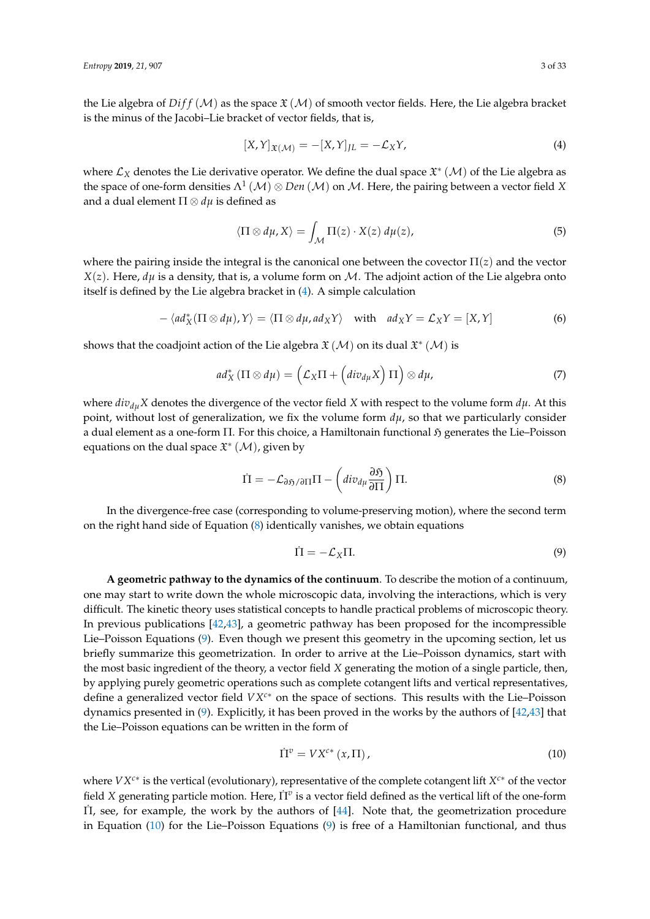the Lie algebra of $Diff(\mathcal{M})$ as the space $\mathfrak{X}(\mathcal{M})$ of smooth vector fields. Here, the Lie algebra bracket is the minus of the Jacobi–Lie bracket of vector fields, that is,

$$[X,Y]_{\mathfrak{X}(\mathcal{M})} = -[X,Y]_{JL} = -\mathcal{L}_X Y, \tag{4}$$

where $\mathcal{L}_X$ denotes the Lie derivative operator. We define the dual space $\mathfrak{X}^*(\mathcal{M})$ of the Lie algebra as the space of one-form densities $\Lambda^1(\mathcal{M}) \otimes Den(\mathcal{M})$ on $\mathcal{M}$. Here, the pairing between a vector field $X$ and a dual element $\Pi \otimes d\mu$ is defined as

$$\langle \Pi \otimes d\mu, X \rangle = \int_{\mathcal{M}} \Pi(z) \cdot X(z)\, d\mu(z), \tag{5}$$

where the pairing inside the integral is the canonical one between the covector $\Pi(z)$ and the vector $X(z)$. Here, $d\mu$ is a density, that is, a volume form on $\mathcal{M}$. The adjoint action of the Lie algebra onto itself is defined by the Lie algebra bracket in (4). A simple calculation

$$-\langle ad_X^*(\Pi \otimes d\mu), Y \rangle = \langle \Pi \otimes d\mu, ad_X Y \rangle \quad \text{with} \quad ad_X Y = \mathcal{L}_X Y = [X,Y] \tag{6}$$

shows that the coadjoint action of the Lie algebra $\mathfrak{X}(\mathcal{M})$ on its dual $\mathfrak{X}^*(\mathcal{M})$ is

$$ad_X^*(\Pi \otimes d\mu) = \left(\mathcal{L}_X \Pi + \left(div_{d\mu} X\right) \Pi\right) \otimes d\mu, \tag{7}$$

where $div_{d\mu} X$ denotes the divergence of the vector field $X$ with respect to the volume form $d\mu$. At this point, without lost of generalization, we fix the volume form $d\mu$, so that we particularly consider a dual element as a one-form $\Pi$. For this choice, a Hamiltonain functional $\mathfrak{H}$ generates the Lie–Poisson equations on the dual space $\mathfrak{X}^*(\mathcal{M})$, given by

$$\dot{\Pi} = -\mathcal{L}_{\partial\mathfrak{H}/\partial\Pi} \Pi - \left(div_{d\mu} \frac{\partial \mathfrak{H}}{\partial \Pi}\right) \Pi. \tag{8}$$

In the divergence-free case (corresponding to volume-preserving motion), where the second term on the right hand side of Equation (8) identically vanishes, we obtain equations

$$\dot{\Pi} = -\mathcal{L}_X \Pi. \tag{9}$$

**A geometric pathway to the dynamics of the continuum**. To describe the motion of a continuum, one may start to write down the whole microscopic data, involving the interactions, which is very difficult. The kinetic theory uses statistical concepts to handle practical problems of microscopic theory. In previous publications [42,43], a geometric pathway has been proposed for the incompressible Lie–Poisson Equations (9). Even though we present this geometry in the upcoming section, let us briefly summarize this geometrization. In order to arrive at the Lie–Poisson dynamics, start with the most basic ingredient of the theory, a vector field $X$ generating the motion of a single particle, then, by applying purely geometric operations such as complete cotangent lifts and vertical representatives, define a generalized vector field $VX^{c*}$ on the space of sections. This results with the Lie–Poisson dynamics presented in (9). Explicitly, it has been proved in the works by the authors of [42,43] that the Lie–Poisson equations can be written in the form of

$$\dot{\Pi}^v = VX^{c*}(x, \Pi), \tag{10}$$

where $VX^{c*}$ is the vertical (evolutionary), representative of the complete cotangent lift $X^{c*}$ of the vector field $X$ generating particle motion. Here, $\dot{\Pi}^v$ is a vector field defined as the vertical lift of the one-form $\dot{\Pi}$, see, for example, the work by the authors of [44]. Note that, the geometrization procedure in Equation (10) for the Lie–Poisson Equations (9) is free of a Hamiltonian functional, and thus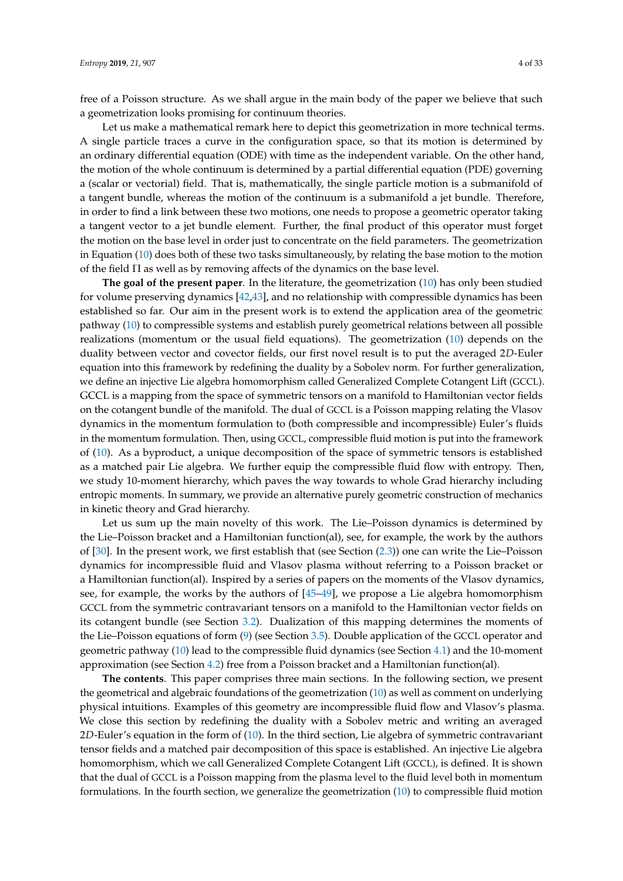free of a Poisson structure. As we shall argue in the main body of the paper we believe that such a geometrization looks promising for continuum theories.

Let us make a mathematical remark here to depict this geometrization in more technical terms. A single particle traces a curve in the configuration space, so that its motion is determined by an ordinary differential equation (ODE) with time as the independent variable. On the other hand, the motion of the whole continuum is determined by a partial differential equation (PDE) governing a (scalar or vectorial) field. That is, mathematically, the single particle motion is a submanifold of a tangent bundle, whereas the motion of the continuum is a submanifold a jet bundle. Therefore, in order to find a link between these two motions, one needs to propose a geometric operator taking a tangent vector to a jet bundle element. Further, the final product of this operator must forget the motion on the base level in order just to concentrate on the field parameters. The geometrization in Equation (10) does both of these two tasks simultaneously, by relating the base motion to the motion of the field $\Pi$ as well as by removing affects of the dynamics on the base level.

**The goal of the present paper**. In the literature, the geometrization (10) has only been studied for volume preserving dynamics [42,43], and no relationship with compressible dynamics has been established so far. Our aim in the present work is to extend the application area of the geometric pathway (10) to compressible systems and establish purely geometrical relations between all possible realizations (momentum or the usual field equations). The geometrization (10) depends on the duality between vector and covector fields, our first novel result is to put the averaged 2*D*-Euler equation into this framework by redefining the duality by a Sobolev norm. For further generalization, we define an injective Lie algebra homomorphism called Generalized Complete Cotangent Lift (GCCL). GCCL is a mapping from the space of symmetric tensors on a manifold to Hamiltonian vector fields on the cotangent bundle of the manifold. The dual of GCCL is a Poisson mapping relating the Vlasov dynamics in the momentum formulation to (both compressible and incompressible) Euler's fluids in the momentum formulation. Then, using GCCL, compressible fluid motion is put into the framework of (10). As a byproduct, a unique decomposition of the space of symmetric tensors is established as a matched pair Lie algebra. We further equip the compressible fluid flow with entropy. Then, we study 10-moment hierarchy, which paves the way towards to whole Grad hierarchy including entropic moments. In summary, we provide an alternative purely geometric construction of mechanics in kinetic theory and Grad hierarchy.

Let us sum up the main novelty of this work. The Lie–Poisson dynamics is determined by the Lie–Poisson bracket and a Hamiltonian function(al), see, for example, the work by the authors of [30]. In the present work, we first establish that (see Section (2.3)) one can write the Lie–Poisson dynamics for incompressible fluid and Vlasov plasma without referring to a Poisson bracket or a Hamiltonian function(al). Inspired by a series of papers on the moments of the Vlasov dynamics, see, for example, the works by the authors of [45–49], we propose a Lie algebra homomorphism GCCL from the symmetric contravariant tensors on a manifold to the Hamiltonian vector fields on its cotangent bundle (see Section 3.2). Dualization of this mapping determines the moments of the Lie–Poisson equations of form (9) (see Section 3.5). Double application of the GCCL operator and geometric pathway (10) lead to the compressible fluid dynamics (see Section 4.1) and the 10-moment approximation (see Section 4.2) free from a Poisson bracket and a Hamiltonian function(al).

**The contents**. This paper comprises three main sections. In the following section, we present the geometrical and algebraic foundations of the geometrization (10) as well as comment on underlying physical intuitions. Examples of this geometry are incompressible fluid flow and Vlasov's plasma. We close this section by redefining the duality with a Sobolev metric and writing an averaged 2*D*-Euler's equation in the form of (10). In the third section, Lie algebra of symmetric contravariant tensor fields and a matched pair decomposition of this space is established. An injective Lie algebra homomorphism, which we call Generalized Complete Cotangent Lift (GCCL), is defined. It is shown that the dual of GCCL is a Poisson mapping from the plasma level to the fluid level both in momentum formulations. In the fourth section, we generalize the geometrization (10) to compressible fluid motion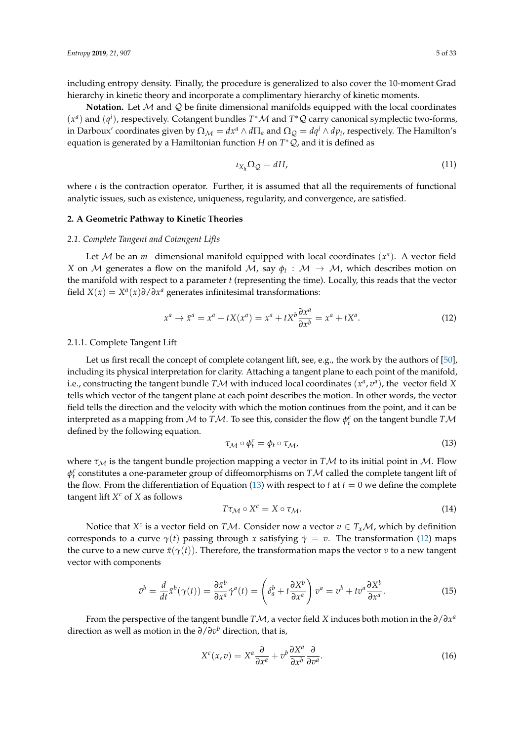including entropy density. Finally, the procedure is generalized to also cover the 10-moment Grad hierarchy in kinetic theory and incorporate a complimentary hierarchy of kinetic moments.

**Notation.** Let $\mathcal{M}$ and $\mathcal{Q}$ be finite dimensional manifolds equipped with the local coordinates $(x^a)$ and $(q^i)$, respectively. Cotangent bundles $T^*\mathcal{M}$ and $T^*\mathcal{Q}$ carry canonical symplectic two-forms, in Darboux' coordinates given by $\Omega_{\mathcal{M}} = dx^a \wedge d\Pi_a$ and $\Omega_{\mathcal{Q}} = dq^i \wedge dp_i$, respectively. The Hamilton's equation is generated by a Hamiltonian function $H$ on $T^*\mathcal{Q}$, and it is defined as

$$\iota_{X_h}\Omega_{\mathcal{Q}} = dH, \tag{11}$$

where $\iota$ is the contraction operator. Further, it is assumed that all the requirements of functional analytic issues, such as existence, uniqueness, regularity, and convergence, are satisfied.

## 2. A Geometric Pathway to Kinetic Theories

### 2.1. Complete Tangent and Cotangent Lifts

Let $\mathcal{M}$ be an $m-$dimensional manifold equipped with local coordinates $(x^a)$. A vector field $X$ on $\mathcal{M}$ generates a flow on the manifold $\mathcal{M}$, say $\phi_t : \mathcal{M} \to \mathcal{M}$, which describes motion on the manifold with respect to a parameter $t$ (representing the time). Locally, this reads that the vector field $X(x) = X^a(x)\partial/\partial x^a$ generates infinitesimal transformations:

$$x^a \to \bar{x}^a = x^a + tX(x^a) = x^a + tX^b\frac{\partial x^a}{\partial x^b} = x^a + tX^a. \tag{12}$$

#### 2.1.1. Complete Tangent Lift

Let us first recall the concept of complete cotangent lift, see, e.g., the work by the authors of [50], including its physical interpretation for clarity. Attaching a tangent plane to each point of the manifold, i.e., constructing the tangent bundle $T\mathcal{M}$ with induced local coordinates $(x^a, v^a)$, the vector field $X$ tells which vector of the tangent plane at each point describes the motion. In other words, the vector field tells the direction and the velocity with which the motion continues from the point, and it can be interpreted as a mapping from $\mathcal{M}$ to $T\mathcal{M}$. To see this, consider the flow $\phi_t^c$ on the tangent bundle $T\mathcal{M}$ defined by the following equation.

$$\tau_{\mathcal{M}} \circ \phi_t^c = \phi_t \circ \tau_{\mathcal{M}}, \tag{13}$$

where $\tau_{\mathcal{M}}$ is the tangent bundle projection mapping a vector in $T\mathcal{M}$ to its initial point in $\mathcal{M}$. Flow $\phi_t^c$ constitutes a one-parameter group of diffeomorphisms on $T\mathcal{M}$ called the complete tangent lift of the flow. From the differentiation of Equation (13) with respect to $t$ at $t = 0$ we define the complete tangent lift $X^c$ of $X$ as follows

$$T\tau_{\mathcal{M}} \circ X^c = X \circ \tau_{\mathcal{M}}. \tag{14}$$

Notice that $X^c$ is a vector field on $T\mathcal{M}$. Consider now a vector $v \in T_x\mathcal{M}$, which by definition corresponds to a curve $\gamma(t)$ passing through $x$ satisfying $\dot{\gamma} = v$. The transformation (12) maps the curve to a new curve $\bar{x}(\gamma(t))$. Therefore, the transformation maps the vector $v$ to a new tangent vector with components

$$\bar{v}^b = \frac{d}{dt}\bar{x}^b(\gamma(t)) = \frac{\partial \bar{x}^b}{\partial x^a}\dot{\gamma}^a(t) = \left(\delta_a^b + t\frac{\partial X^b}{\partial x^a}\right)v^a = v^b + tv^a\frac{\partial X^b}{\partial x^a}. \tag{15}$$

From the perspective of the tangent bundle $T\mathcal{M}$, a vector field $X$ induces both motion in the $\partial/\partial x^a$ direction as well as motion in the $\partial/\partial v^b$ direction, that is,

$$X^c(x, v) = X^a\frac{\partial}{\partial x^a} + v^b\frac{\partial X^a}{\partial x^b}\frac{\partial}{\partial v^a}. \tag{16}$$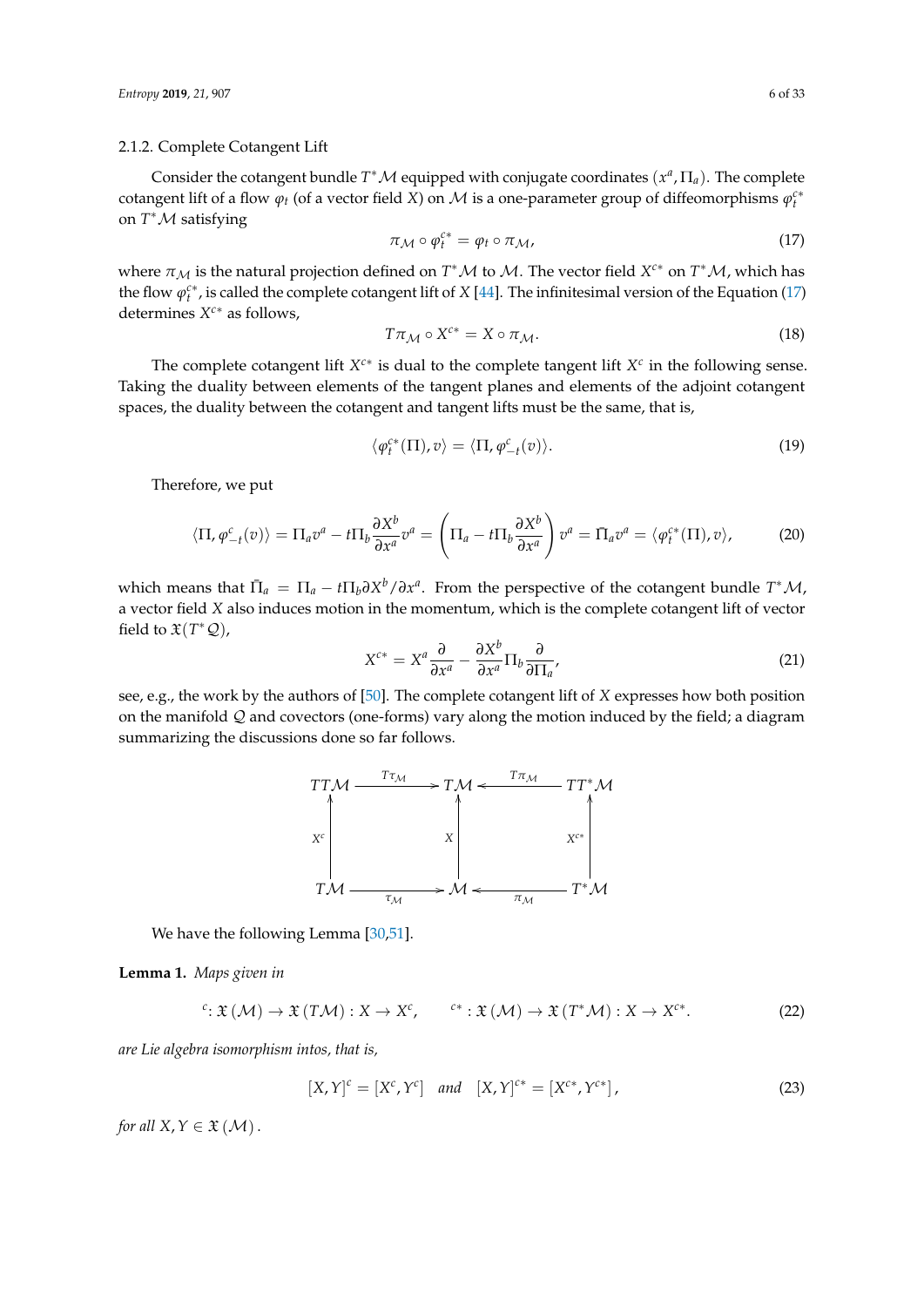#### 2.1.2. Complete Cotangent Lift

Consider the cotangent bundle $T^*\mathcal{M}$ equipped with conjugate coordinates $(x^a, \Pi_a)$. The complete cotangent lift of a flow $\varphi_t$ (of a vector field $X$) on $\mathcal{M}$ is a one-parameter group of diffeomorphisms $\varphi_t^{c*}$ on $T^*\mathcal{M}$ satisfying

$$\pi_{\mathcal{M}} \circ \varphi_t^{c*} = \varphi_t \circ \pi_{\mathcal{M}}, \tag{17}$$

where $\pi_{\mathcal{M}}$ is the natural projection defined on $T^*\mathcal{M}$ to $\mathcal{M}$. The vector field $X^{c*}$ on $T^*\mathcal{M}$, which has the flow $\varphi_t^{c*}$, is called the complete cotangent lift of $X$ [44]. The infinitesimal version of the Equation (17) determines $X^{c*}$ as follows,

$$T\pi_{\mathcal{M}} \circ X^{c*} = X \circ \pi_{\mathcal{M}}. \tag{18}$$

The complete cotangent lift $X^{c*}$ is dual to the complete tangent lift $X^c$ in the following sense. Taking the duality between elements of the tangent planes and elements of the adjoint cotangent spaces, the duality between the cotangent and tangent lifts must be the same, that is,

$$\langle \varphi_t^{c*}(\Pi), v \rangle = \langle \Pi, \varphi_{-t}^{c}(v) \rangle. \tag{19}$$

Therefore, we put

$$\langle \Pi, \varphi_{-t}^{c}(v) \rangle = \Pi_a v^a - t\Pi_b \frac{\partial X^b}{\partial x^a} v^a = \left( \Pi_a - t\Pi_b \frac{\partial X^b}{\partial x^a} \right) v^a = \bar{\Pi}_a v^a = \langle \varphi_t^{c*}(\Pi), v \rangle, \tag{20}$$

which means that $\bar{\Pi}_a = \Pi_a - t\Pi_b \partial X^b / \partial x^a$. From the perspective of the cotangent bundle $T^*\mathcal{M}$, a vector field $X$ also induces motion in the momentum, which is the complete cotangent lift of vector field to $\mathfrak{X}(T^*\mathcal{Q})$,

$$X^{c*} = X^a \frac{\partial}{\partial x^a} - \frac{\partial X^b}{\partial x^a} \Pi_b \frac{\partial}{\partial \Pi_a}, \tag{21}$$

see, e.g., the work by the authors of [50]. The complete cotangent lift of $X$ expresses how both position on the manifold $\mathcal{Q}$ and covectors (one-forms) vary along the motion induced by the field; a diagram summarizing the discussions done so far follows.

$$\begin{array}{ccccc}
TT\mathcal{M} & \xrightarrow{T\tau_{\mathcal{M}}} & T\mathcal{M} & \xleftarrow{T\pi_{\mathcal{M}}} & TT^*\mathcal{M} \\
\uparrow{\scriptstyle X^c} & & \uparrow{\scriptstyle X} & & \uparrow{\scriptstyle X^{c*}} \\
T\mathcal{M} & \xrightarrow[\tau_{\mathcal{M}}]{} & \mathcal{M} & \xleftarrow[\pi_{\mathcal{M}}]{} & T^*\mathcal{M}
\end{array}$$

We have the following Lemma [30,51].

**Lemma 1.** *Maps given in*

$$^{c}\colon \mathfrak{X}(\mathcal{M}) \to \mathfrak{X}(T\mathcal{M}) : X \to X^c, \qquad ^{c*} : \mathfrak{X}(\mathcal{M}) \to \mathfrak{X}(T^*\mathcal{M}) : X \to X^{c*}. \tag{22}$$

*are Lie algebra isomorphism intos, that is,*

$$[X,Y]^c = [X^c, Y^c] \quad and \quad [X,Y]^{c*} = [X^{c*}, Y^{c*}], \tag{23}$$

*for all* $X, Y \in \mathfrak{X}(\mathcal{M})$.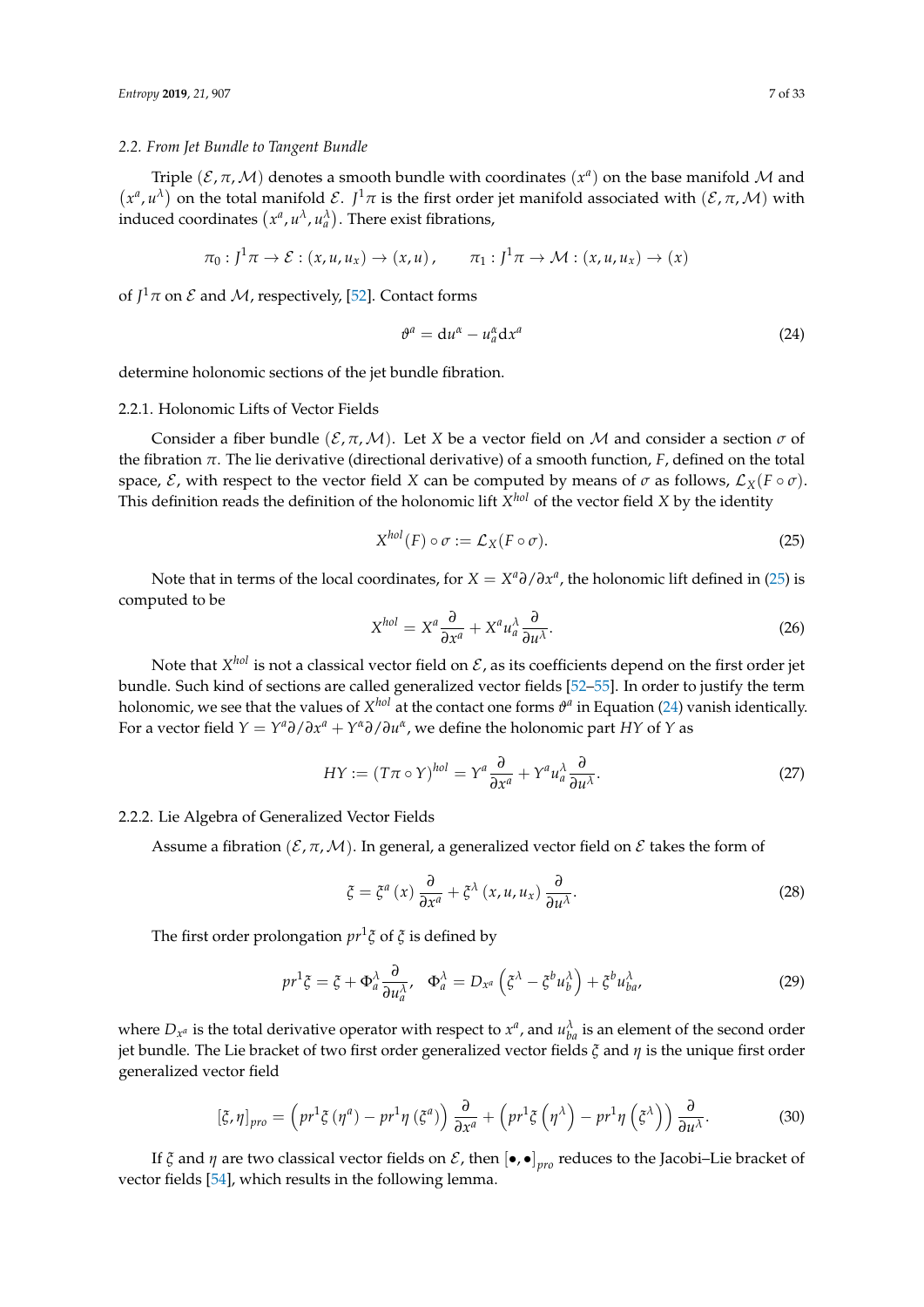### 2.2. From Jet Bundle to Tangent Bundle

Triple $(\mathcal{E}, \pi, \mathcal{M})$ denotes a smooth bundle with coordinates $(x^a)$ on the base manifold $\mathcal{M}$ and $(x^a, u^\lambda)$ on the total manifold $\mathcal{E}$. $J^1\pi$ is the first order jet manifold associated with $(\mathcal{E}, \pi, \mathcal{M})$ with induced coordinates $(x^a, u^\lambda, u_a^\lambda)$. There exist fibrations,

$$\pi_0 : J^1\pi \to \mathcal{E} : (x, u, u_x) \to (x, u), \qquad \pi_1 : J^1\pi \to \mathcal{M} : (x, u, u_x) \to (x)$$

of $J^1\pi$ on $\mathcal{E}$ and $\mathcal{M}$, respectively, [52]. Contact forms

$$\vartheta^a = \mathrm{d}u^\alpha - u_a^\alpha \mathrm{d}x^a \tag{24}$$

determine holonomic sections of the jet bundle fibration.

#### 2.2.1. Holonomic Lifts of Vector Fields

Consider a fiber bundle $(\mathcal{E}, \pi, \mathcal{M})$. Let $X$ be a vector field on $\mathcal{M}$ and consider a section $\sigma$ of the fibration $\pi$. The lie derivative (directional derivative) of a smooth function, $F$, defined on the total space, $\mathcal{E}$, with respect to the vector field $X$ can be computed by means of $\sigma$ as follows, $\mathcal{L}_X(F \circ \sigma)$. This definition reads the definition of the holonomic lift $X^{hol}$ of the vector field $X$ by the identity

$$X^{hol}(F) \circ \sigma := \mathcal{L}_X(F \circ \sigma). \tag{25}$$

Note that in terms of the local coordinates, for $X = X^a \partial/\partial x^a$, the holonomic lift defined in (25) is computed to be

$$X^{hol} = X^a \frac{\partial}{\partial x^a} + X^a u_a^\lambda \frac{\partial}{\partial u^\lambda}. \tag{26}$$

Note that $X^{hol}$ is not a classical vector field on $\mathcal{E}$, as its coefficients depend on the first order jet bundle. Such kind of sections are called generalized vector fields [52–55]. In order to justify the term holonomic, we see that the values of $X^{hol}$ at the contact one forms $\vartheta^a$ in Equation (24) vanish identically. For a vector field $Y = Y^a \partial/\partial x^a + Y^\alpha \partial/\partial u^\alpha$, we define the holonomic part $HY$ of $Y$ as

$$HY := (T\pi \circ Y)^{hol} = Y^a \frac{\partial}{\partial x^a} + Y^a u_a^\lambda \frac{\partial}{\partial u^\lambda}. \tag{27}$$

#### 2.2.2. Lie Algebra of Generalized Vector Fields

Assume a fibration $(\mathcal{E}, \pi, \mathcal{M})$. In general, a generalized vector field on $\mathcal{E}$ takes the form of

$$\xi = \xi^a(x) \frac{\partial}{\partial x^a} + \xi^\lambda(x, u, u_x) \frac{\partial}{\partial u^\lambda}. \tag{28}$$

The first order prolongation $pr^1\xi$ of $\xi$ is defined by

$$pr^1\xi = \xi + \Phi_a^\lambda \frac{\partial}{\partial u_a^\lambda}, \quad \Phi_a^\lambda = D_{x^a}\left(\xi^\lambda - \xi^b u_b^\lambda\right) + \xi^b u_{ba}^\lambda, \tag{29}$$

where $D_{x^a}$ is the total derivative operator with respect to $x^a$, and $u_{ba}^\lambda$ is an element of the second order jet bundle. The Lie bracket of two first order generalized vector fields $\xi$ and $\eta$ is the unique first order generalized vector field

$$[\xi, \eta]_{pro} = \left(pr^1\xi(\eta^a) - pr^1\eta(\xi^a)\right) \frac{\partial}{\partial x^a} + \left(pr^1\xi\left(\eta^\lambda\right) - pr^1\eta\left(\xi^\lambda\right)\right) \frac{\partial}{\partial u^\lambda}. \tag{30}$$

If $\xi$ and $\eta$ are two classical vector fields on $\mathcal{E}$, then $[\bullet, \bullet]_{pro}$ reduces to the Jacobi–Lie bracket of vector fields [54], which results in the following lemma.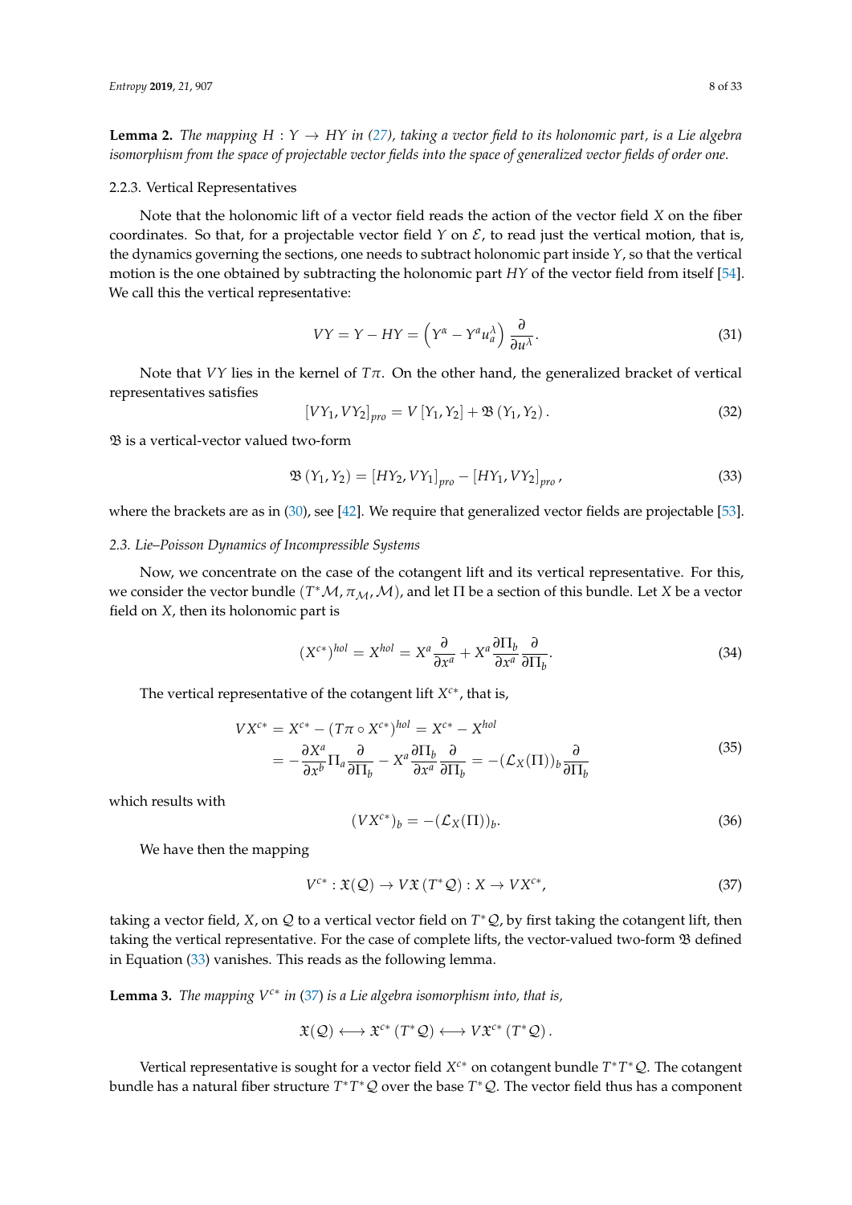**Lemma 2.** *The mapping $H : Y \to HY$ in (27), taking a vector field to its holonomic part, is a Lie algebra isomorphism from the space of projectable vector fields into the space of generalized vector fields of order one.*

#### 2.2.3. Vertical Representatives

Note that the holonomic lift of a vector field reads the action of the vector field $X$ on the fiber coordinates. So that, for a projectable vector field $Y$ on $\mathcal{E}$, to read just the vertical motion, that is, the dynamics governing the sections, one needs to subtract holonomic part inside $Y$, so that the vertical motion is the one obtained by subtracting the holonomic part $HY$ of the vector field from itself [54]. We call this the vertical representative:

$$VY = Y - HY = \left(Y^{\alpha} - Y^{a} u^{\lambda}_{a}\right) \frac{\partial}{\partial u^{\lambda}}. \tag{31}$$

Note that $VY$ lies in the kernel of $T\pi$. On the other hand, the generalized bracket of vertical representatives satisfies

$$\left[VY_1, VY_2\right]_{pro} = V\left[Y_1, Y_2\right] + \mathfrak{B}\left(Y_1, Y_2\right). \tag{32}$$

$\mathfrak{B}$ is a vertical-vector valued two-form

$$\mathfrak{B}\left(Y_1, Y_2\right) = \left[HY_2, VY_1\right]_{pro} - \left[HY_1, VY_2\right]_{pro}, \tag{33}$$

where the brackets are as in (30), see [42]. We require that generalized vector fields are projectable [53].

### *2.3. Lie–Poisson Dynamics of Incompressible Systems*

Now, we concentrate on the case of the cotangent lift and its vertical representative. For this, we consider the vector bundle $(T^*\mathcal{M}, \pi_{\mathcal{M}}, \mathcal{M})$, and let $\Pi$ be a section of this bundle. Let $X$ be a vector field on $X$, then its holonomic part is

$$(X^{c*})^{hol} = X^{hol} = X^{a}\frac{\partial}{\partial x^{a}} + X^{a}\frac{\partial \Pi_{b}}{\partial x^{a}}\frac{\partial}{\partial \Pi_{b}}. \tag{34}$$

The vertical representative of the cotangent lift $X^{c*}$, that is,

$$\begin{aligned} VX^{c*} &= X^{c*} - (T\pi \circ X^{c*})^{hol} = X^{c*} - X^{hol} \\ &= -\frac{\partial X^{a}}{\partial x^{b}}\Pi_{a}\frac{\partial}{\partial \Pi_{b}} - X^{a}\frac{\partial \Pi_{b}}{\partial x^{a}}\frac{\partial}{\partial \Pi_{b}} = -(\mathcal{L}_{X}(\Pi))_{b}\frac{\partial}{\partial \Pi_{b}} \end{aligned} \tag{35}$$

which results with

$$(VX^{c*})_{b} = -(\mathcal{L}_{X}(\Pi))_{b}. \tag{36}$$

We have then the mapping

$$V^{c*} : \mathfrak{X}(\mathcal{Q}) \to V\mathfrak{X}\left(T^*\mathcal{Q}\right) : X \to VX^{c*}, \tag{37}$$

taking a vector field, $X$, on $\mathcal{Q}$ to a vertical vector field on $T^*\mathcal{Q}$, by first taking the cotangent lift, then taking the vertical representative. For the case of complete lifts, the vector-valued two-form $\mathfrak{B}$ defined in Equation (33) vanishes. This reads as the following lemma.

**Lemma 3.** *The mapping $V^{c*}$ in (37) is a Lie algebra isomorphism into, that is,*

$$\mathfrak{X}(\mathcal{Q}) \longleftrightarrow \mathfrak{X}^{c*}\left(T^*\mathcal{Q}\right) \longleftrightarrow V\mathfrak{X}^{c*}\left(T^*\mathcal{Q}\right).$$

Vertical representative is sought for a vector field $X^{c*}$ on cotangent bundle $T^*T^*\mathcal{Q}$. The cotangent bundle has a natural fiber structure $T^*T^*\mathcal{Q}$ over the base $T^*\mathcal{Q}$. The vector field thus has a component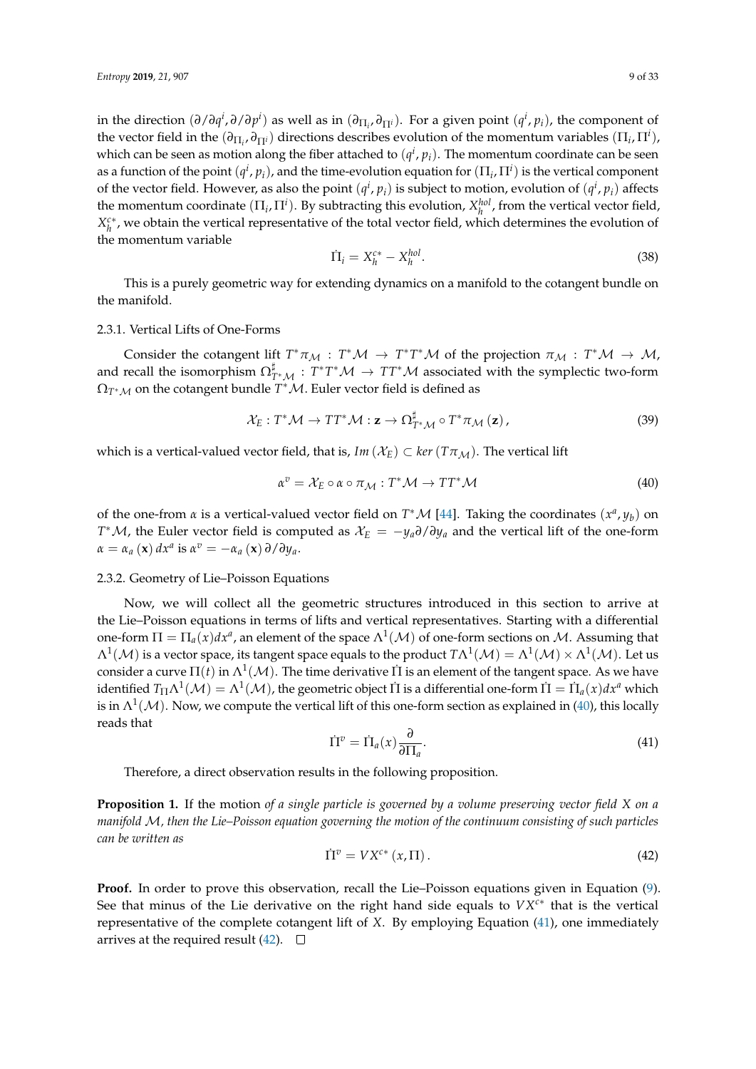in the direction $(\partial/\partial q^i, \partial/\partial p^i)$ as well as in $(\partial_{\Pi_i}, \partial_{\Pi^i})$. For a given point $(q^i, p_i)$, the component of the vector field in the $(\partial_{\Pi_i}, \partial_{\Pi^i})$ directions describes evolution of the momentum variables $(\Pi_i, \Pi^i)$, which can be seen as motion along the fiber attached to $(q^i, p_i)$. The momentum coordinate can be seen as a function of the point $(q^i, p_i)$, and the time-evolution equation for $(\Pi_i, \Pi^i)$ is the vertical component of the vector field. However, as also the point $(q^i, p_i)$ is subject to motion, evolution of $(q^i, p_i)$ affects the momentum coordinate $(\Pi_i, \Pi^i)$. By subtracting this evolution, $X_h^{hol}$, from the vertical vector field, $X_h^{c*}$, we obtain the vertical representative of the total vector field, which determines the evolution of the momentum variable

$$\dot{\Pi}_i = X_h^{c*} - X_h^{hol}. \tag{38}$$

This is a purely geometric way for extending dynamics on a manifold to the cotangent bundle on the manifold.

#### 2.3.1. Vertical Lifts of One-Forms

Consider the cotangent lift $T^*\pi_{\mathcal{M}} : T^*\mathcal{M} \to T^*T^*\mathcal{M}$ of the projection $\pi_{\mathcal{M}} : T^*\mathcal{M} \to \mathcal{M}$, and recall the isomorphism $\Omega^{\sharp}_{T^*\mathcal{M}} : T^*T^*\mathcal{M} \to TT^*\mathcal{M}$ associated with the symplectic two-form $\Omega_{T^*\mathcal{M}}$ on the cotangent bundle $T^*\mathcal{M}$. Euler vector field is defined as

$$\mathcal{X}_E : T^*\mathcal{M} \to TT^*\mathcal{M} : \mathbf{z} \to \Omega^{\sharp}_{T^*\mathcal{M}} \circ T^*\pi_{\mathcal{M}}(\mathbf{z}), \tag{39}$$

which is a vertical-valued vector field, that is, $Im(\mathcal{X}_E) \subset ker(T\pi_{\mathcal{M}})$. The vertical lift

$$\alpha^v = \mathcal{X}_E \circ \alpha \circ \pi_{\mathcal{M}} : T^*\mathcal{M} \to TT^*\mathcal{M} \tag{40}$$

of the one-from $\alpha$ is a vertical-valued vector field on $T^*\mathcal{M}$ [44]. Taking the coordinates $(x^a, y_b)$ on $T^*\mathcal{M}$, the Euler vector field is computed as $\mathcal{X}_E = -y_a \partial/\partial y_a$ and the vertical lift of the one-form $\alpha = \alpha_a(\mathbf{x})\, dx^a$ is $\alpha^v = -\alpha_a(\mathbf{x})\, \partial/\partial y_a$.

#### 2.3.2. Geometry of Lie–Poisson Equations

Now, we will collect all the geometric structures introduced in this section to arrive at the Lie–Poisson equations in terms of lifts and vertical representatives. Starting with a differential one-form $\Pi = \Pi_a(x) dx^a$, an element of the space $\Lambda^1(\mathcal{M})$ of one-form sections on $\mathcal{M}$. Assuming that $\Lambda^1(\mathcal{M})$ is a vector space, its tangent space equals to the product $T\Lambda^1(\mathcal{M}) = \Lambda^1(\mathcal{M}) \times \Lambda^1(\mathcal{M})$. Let us consider a curve $\Pi(t)$ in $\Lambda^1(\mathcal{M})$. The time derivative $\dot{\Pi}$ is an element of the tangent space. As we have identified $T_\Pi \Lambda^1(\mathcal{M}) = \Lambda^1(\mathcal{M})$, the geometric object $\dot{\Pi}$ is a differential one-form $\dot{\Pi} = \dot{\Pi}_a(x) dx^a$ which is in $\Lambda^1(\mathcal{M})$. Now, we compute the vertical lift of this one-form section as explained in (40), this locally reads that

$$\dot{\Pi}^v = \dot{\Pi}_a(x) \frac{\partial}{\partial \Pi_a}. \tag{41}$$

Therefore, a direct observation results in the following proposition.

**Proposition 1.** If the motion *of a single particle is governed by a volume preserving vector field $X$ on a manifold $\mathcal{M}$, then the Lie–Poisson equation governing the motion of the continuum consisting of such particles can be written as*

$$\dot{\Pi}^v = VX^{c*}(x, \Pi). \tag{42}$$

**Proof.** In order to prove this observation, recall the Lie–Poisson equations given in Equation (9). See that minus of the Lie derivative on the right hand side equals to $VX^{c*}$ that is the vertical representative of the complete cotangent lift of $X$. By employing Equation (41), one immediately arrives at the required result (42). □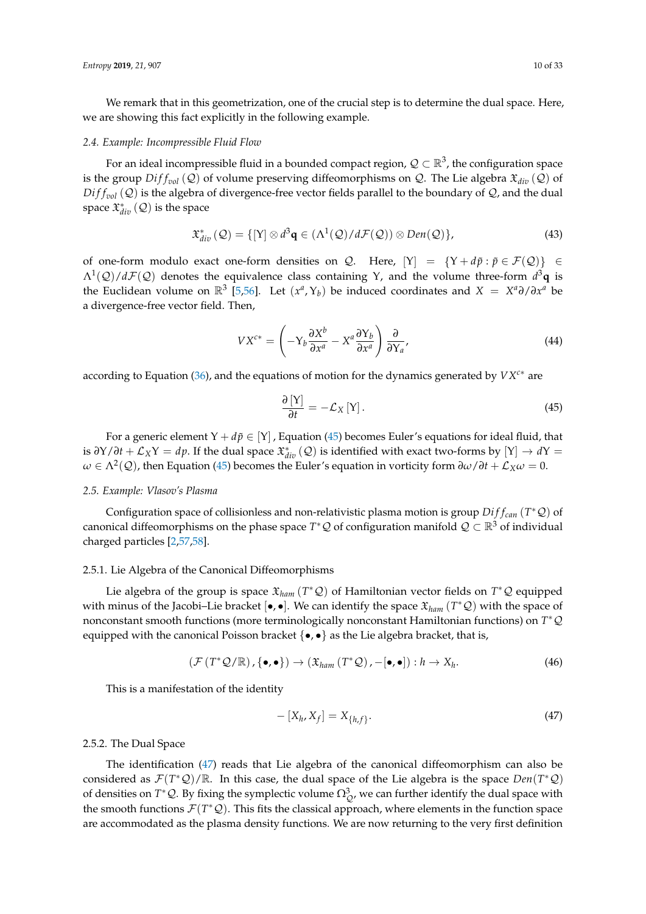We remark that in this geometrization, one of the crucial step is to determine the dual space. Here, we are showing this fact explicitly in the following example.

### 2.4. Example: Incompressible Fluid Flow

For an ideal incompressible fluid in a bounded compact region, $\mathcal{Q} \subset \mathbb{R}^3$, the configuration space is the group $Diff_{vol}(\mathcal{Q})$ of volume preserving diffeomorphisms on $\mathcal{Q}$. The Lie algebra $\mathfrak{X}_{div}(\mathcal{Q})$ of $Diff_{vol}(\mathcal{Q})$ is the algebra of divergence-free vector fields parallel to the boundary of $\mathcal{Q}$, and the dual space $\mathfrak{X}^*_{div}(\mathcal{Q})$ is the space

$$\mathfrak{X}^*_{div}(\mathcal{Q}) = \{[\mathrm{Y}] \otimes d^3\mathbf{q} \in (\Lambda^1(\mathcal{Q})/d\mathcal{F}(\mathcal{Q})) \otimes Den(\mathcal{Q})\}, \tag{43}$$

of one-form modulo exact one-form densities on $\mathcal{Q}$. Here, $[\mathrm{Y}] = \{\mathrm{Y} + d\tilde{p} : \tilde{p} \in \mathcal{F}(\mathcal{Q})\} \in \Lambda^1(\mathcal{Q})/d\mathcal{F}(\mathcal{Q})$ denotes the equivalence class containing Y, and the volume three-form $d^3\mathbf{q}$ is the Euclidean volume on $\mathbb{R}^3$ [5,56]. Let $(x^a, \mathrm{Y}_b)$ be induced coordinates and $X = X^a\partial/\partial x^a$ be a divergence-free vector field. Then,

$$VX^{c*} = \left(-\mathrm{Y}_b\frac{\partial X^b}{\partial x^a} - X^a\frac{\partial \mathrm{Y}_b}{\partial x^a}\right)\frac{\partial}{\partial \mathrm{Y}_a}, \tag{44}$$

according to Equation (36), and the equations of motion for the dynamics generated by $VX^{c*}$ are

$$\frac{\partial [\mathrm{Y}]}{\partial t} = -\mathcal{L}_X [\mathrm{Y}]. \tag{45}$$

For a generic element $\mathrm{Y} + d\tilde{p} \in [\mathrm{Y}]$, Equation (45) becomes Euler's equations for ideal fluid, that is $\partial\mathrm{Y}/\partial t + \mathcal{L}_X\mathrm{Y} = dp$. If the dual space $\mathfrak{X}^*_{div}(\mathcal{Q})$ is identified with exact two-forms by $[\mathrm{Y}] \to d\mathrm{Y} = \omega \in \Lambda^2(\mathcal{Q})$, then Equation (45) becomes the Euler's equation in vorticity form $\partial\omega/\partial t + \mathcal{L}_X\omega = 0$.

### 2.5. Example: Vlasov's Plasma

Configuration space of collisionless and non-relativistic plasma motion is group $Diff_{can}(T^*\mathcal{Q})$ of canonical diffeomorphisms on the phase space $T^*\mathcal{Q}$ of configuration manifold $\mathcal{Q} \subset \mathbb{R}^3$ of individual charged particles [2,57,58].

#### 2.5.1. Lie Algebra of the Canonical Diffeomorphisms

Lie algebra of the group is space $\mathfrak{X}_{ham}(T^*\mathcal{Q})$ of Hamiltonian vector fields on $T^*\mathcal{Q}$ equipped with minus of the Jacobi–Lie bracket $[\bullet, \bullet]$. We can identify the space $\mathfrak{X}_{ham}(T^*\mathcal{Q})$ with the space of nonconstant smooth functions (more terminologically nonconstant Hamiltonian functions) on $T^*\mathcal{Q}$ equipped with the canonical Poisson bracket $\{\bullet, \bullet\}$ as the Lie algebra bracket, that is,

$$(\mathcal{F}(T^*\mathcal{Q}/\mathbb{R}), \{\bullet, \bullet\}) \to (\mathfrak{X}_{ham}(T^*\mathcal{Q}), -[\bullet, \bullet]) : h \to X_h. \tag{46}$$

This is a manifestation of the identity

$$-[X_h, X_f] = X_{\{h,f\}}. \tag{47}$$

#### 2.5.2. The Dual Space

The identification (47) reads that Lie algebra of the canonical diffeomorphism can also be considered as $\mathcal{F}(T^*\mathcal{Q})/\mathbb{R}$. In this case, the dual space of the Lie algebra is the space $Den(T^*\mathcal{Q})$ of densities on $T^*\mathcal{Q}$. By fixing the symplectic volume $\Omega^3_{\mathcal{Q}}$, we can further identify the dual space with the smooth functions $\mathcal{F}(T^*\mathcal{Q})$. This fits the classical approach, where elements in the function space are accommodated as the plasma density functions. We are now returning to the very first definition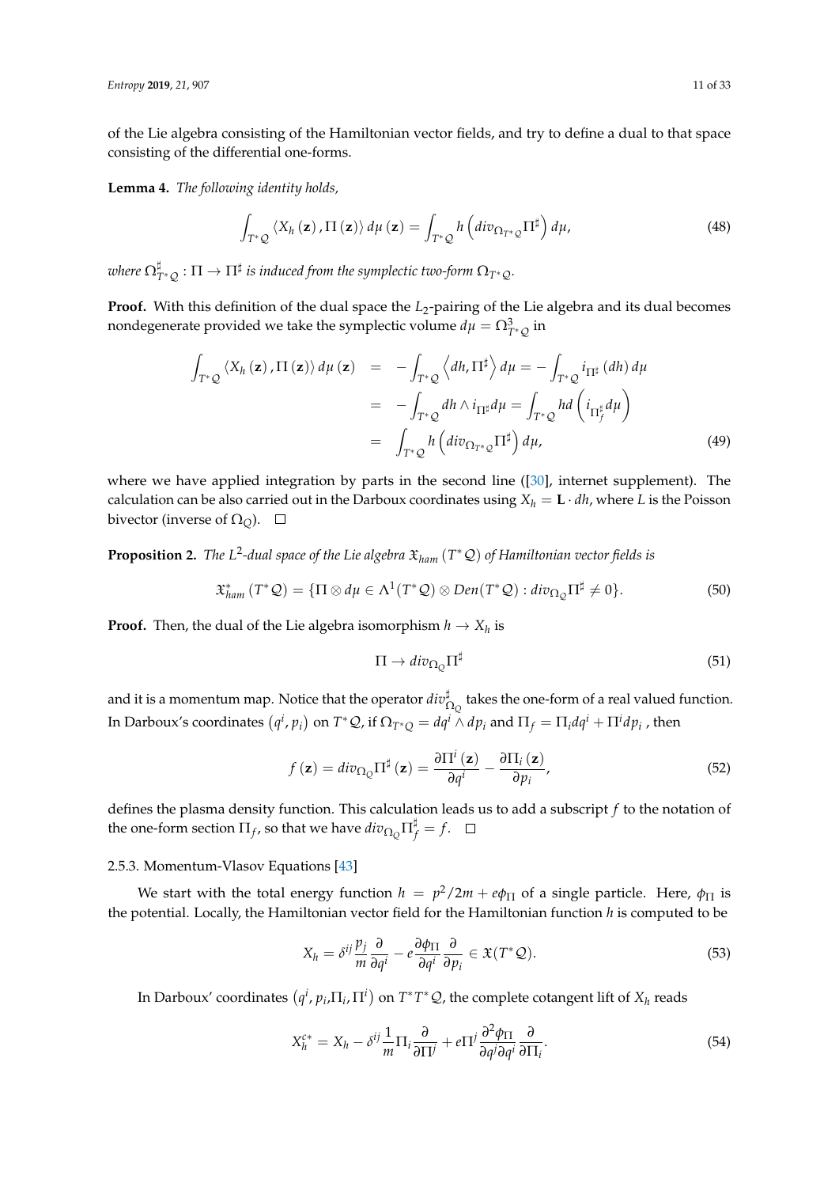of the Lie algebra consisting of the Hamiltonian vector fields, and try to define a dual to that space consisting of the differential one-forms.

**Lemma 4.** *The following identity holds,*

$$\int_{T^*\mathcal{Q}} \langle X_h(\mathbf{z}), \Pi(\mathbf{z})\rangle \, d\mu(\mathbf{z}) = \int_{T^*\mathcal{Q}} h\left(div_{\Omega_{T^*\mathcal{Q}}}\Pi^\sharp\right) d\mu, \tag{48}$$

*where* $\Omega^\sharp_{T^*\mathcal{Q}} : \Pi \to \Pi^\sharp$ *is induced from the symplectic two-form* $\Omega_{T^*\mathcal{Q}}$.

**Proof.** With this definition of the dual space the $L_2$-pairing of the Lie algebra and its dual becomes nondegenerate provided we take the symplectic volume $d\mu = \Omega^3_{T^*\mathcal{Q}}$ in

$$\begin{aligned}
\int_{T^*\mathcal{Q}} \langle X_h(\mathbf{z}), \Pi(\mathbf{z})\rangle \, d\mu(\mathbf{z}) &= -\int_{T^*\mathcal{Q}} \left\langle dh, \Pi^\sharp \right\rangle d\mu = -\int_{T^*\mathcal{Q}} i_{\Pi^\sharp}(dh)\, d\mu \\
&= -\int_{T^*\mathcal{Q}} dh \wedge i_{\Pi^\sharp} d\mu = \int_{T^*\mathcal{Q}} hd\left(i_{\Pi^\sharp_f} d\mu\right) \\
&= \int_{T^*\mathcal{Q}} h\left(div_{\Omega_{T^*\mathcal{Q}}}\Pi^\sharp\right) d\mu,
\end{aligned} \tag{49}$$

where we have applied integration by parts in the second line ([30], internet supplement). The calculation can be also carried out in the Darboux coordinates using $X_h = \mathbf{L} \cdot dh$, where $L$ is the Poisson bivector (inverse of $\Omega_Q$). □

**Proposition 2.** *The* $L^2$*-dual space of the Lie algebra* $\mathfrak{X}_{ham}(T^*\mathcal{Q})$ *of Hamiltonian vector fields is*

$$\mathfrak{X}^*_{ham}(T^*\mathcal{Q}) = \{\Pi \otimes d\mu \in \Lambda^1(T^*\mathcal{Q}) \otimes Den(T^*\mathcal{Q}) : div_{\Omega_Q}\Pi^\sharp \neq 0\}. \tag{50}$$

**Proof.** Then, the dual of the Lie algebra isomorphism $h \to X_h$ is

$$\Pi \to div_{\Omega_Q}\Pi^\sharp \tag{51}$$

and it is a momentum map. Notice that the operator $div^\sharp_{\Omega_Q}$ takes the one-form of a real valued function. In Darboux's coordinates $(q^i, p_i)$ on $T^*\mathcal{Q}$, if $\Omega_{T^*Q} = dq^i \wedge dp_i$ and $\Pi_f = \Pi_i dq^i + \Pi^i dp_i$ , then

$$f(\mathbf{z}) = div_{\Omega_Q}\Pi^\sharp(\mathbf{z}) = \frac{\partial \Pi^i(\mathbf{z})}{\partial q^i} - \frac{\partial \Pi_i(\mathbf{z})}{\partial p_i}, \tag{52}$$

defines the plasma density function. This calculation leads us to add a subscript $f$ to the notation of the one-form section $\Pi_f$, so that we have $div_{\Omega_Q}\Pi^\sharp_f = f$. □

2.5.3. Momentum-Vlasov Equations [43]

We start with the total energy function $h = p^2/2m + e\phi_\Pi$ of a single particle. Here, $\phi_\Pi$ is the potential. Locally, the Hamiltonian vector field for the Hamiltonian function $h$ is computed to be

$$X_h = \delta^{ij}\frac{p_j}{m}\frac{\partial}{\partial q^i} - e\frac{\partial \phi_\Pi}{\partial q^i}\frac{\partial}{\partial p_i} \in \mathfrak{X}(T^*\mathcal{Q}). \tag{53}$$

In Darboux' coordinates $(q^i, p_i, \Pi_i, \Pi^i)$ on $T^*T^*\mathcal{Q}$, the complete cotangent lift of $X_h$ reads

$$X^{c*}_h = X_h - \delta^{ij}\frac{1}{m}\Pi_i\frac{\partial}{\partial \Pi^j} + e\Pi^j\frac{\partial^2 \phi_\Pi}{\partial q^j \partial q^i}\frac{\partial}{\partial \Pi_i}. \tag{54}$$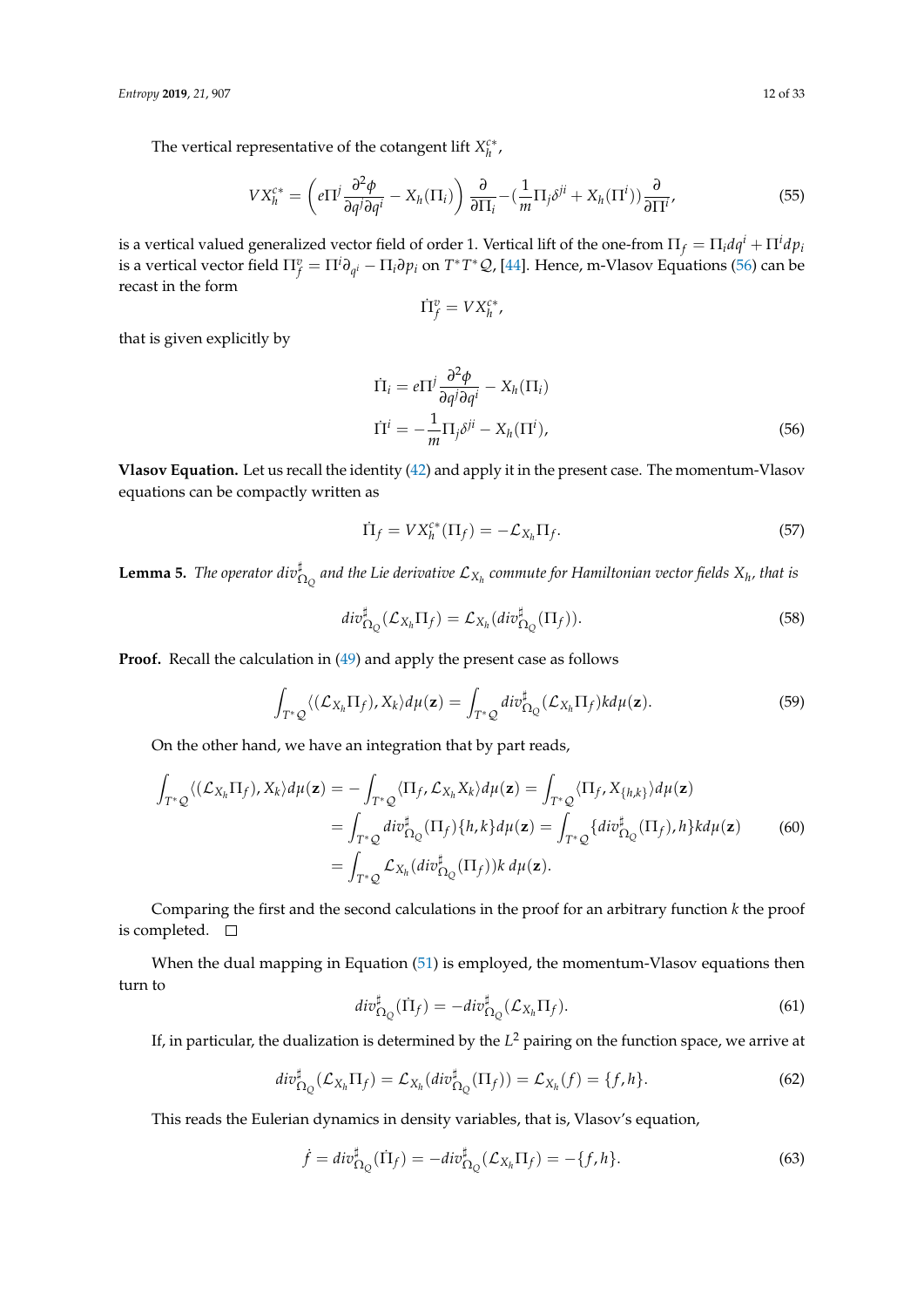The vertical representative of the cotangent lift $X_h^{c*}$,

$$VX_h^{c*} = \left( e\Pi^j \frac{\partial^2 \phi}{\partial q^j \partial q^i} - X_h(\Pi_i) \right) \frac{\partial}{\partial \Pi_i} - (\frac{1}{m}\Pi_j \delta^{ji} + X_h(\Pi^i)) \frac{\partial}{\partial \Pi^i}, \tag{55}$$

is a vertical valued generalized vector field of order 1. Vertical lift of the one-from $\Pi_f = \Pi_i dq^i + \Pi^i dp_i$ is a vertical vector field $\Pi_f^v = \Pi^i \partial_{q^i} - \Pi_i \partial p_i$ on $T^*T^*\mathcal{Q}$, [44]. Hence, m-Vlasov Equations (56) can be recast in the form

$$\dot{\Pi}_f^v = VX_h^{c*},$$

that is given explicitly by

$$\begin{aligned} \dot{\Pi}_i &= e\Pi^j \frac{\partial^2 \phi}{\partial q^j \partial q^i} - X_h(\Pi_i) \\ \dot{\Pi}^i &= -\frac{1}{m}\Pi_j \delta^{ji} - X_h(\Pi^i), \end{aligned} \tag{56}$$

**Vlasov Equation.** Let us recall the identity (42) and apply it in the present case. The momentum-Vlasov equations can be compactly written as

$$\dot{\Pi}_f = VX_h^{c*}(\Pi_f) = -\mathcal{L}_{X_h}\Pi_f. \tag{57}$$

**Lemma 5.** *The operator $div_{\Omega_Q}^{\sharp}$ and the Lie derivative $\mathcal{L}_{X_h}$ commute for Hamiltonian vector fields $X_h$, that is*

$$div_{\Omega_Q}^{\sharp}(\mathcal{L}_{X_h}\Pi_f) = \mathcal{L}_{X_h}(div_{\Omega_Q}^{\sharp}(\Pi_f)). \tag{58}$$

**Proof.** Recall the calculation in (49) and apply the present case as follows

$$\int_{T^*\mathcal{Q}} \langle (\mathcal{L}_{X_h}\Pi_f), X_k \rangle d\mu(\mathbf{z}) = \int_{T^*\mathcal{Q}} div_{\Omega_Q}^{\sharp}(\mathcal{L}_{X_h}\Pi_f) k d\mu(\mathbf{z}). \tag{59}$$

On the other hand, we have an integration that by part reads,

$$\begin{aligned} \int_{T^*\mathcal{Q}} \langle (\mathcal{L}_{X_h}\Pi_f), X_k \rangle d\mu(\mathbf{z}) &= -\int_{T^*\mathcal{Q}} \langle \Pi_f, \mathcal{L}_{X_h} X_k \rangle d\mu(\mathbf{z}) = \int_{T^*\mathcal{Q}} \langle \Pi_f, X_{\{h,k\}} \rangle d\mu(\mathbf{z}) \\ &= \int_{T^*\mathcal{Q}} div_{\Omega_Q}^{\sharp}(\Pi_f)\{h,k\} d\mu(\mathbf{z}) = \int_{T^*\mathcal{Q}} \{div_{\Omega_Q}^{\sharp}(\Pi_f), h\} k d\mu(\mathbf{z}) \\ &= \int_{T^*\mathcal{Q}} \mathcal{L}_{X_h}(div_{\Omega_Q}^{\sharp}(\Pi_f)) k \, d\mu(\mathbf{z}). \end{aligned} \tag{60}$$

Comparing the first and the second calculations in the proof for an arbitrary function $k$ the proof is completed. □

When the dual mapping in Equation (51) is employed, the momentum-Vlasov equations then turn to

$$div_{\Omega_Q}^{\sharp}(\dot{\Pi}_f) = -div_{\Omega_Q}^{\sharp}(\mathcal{L}_{X_h}\Pi_f). \tag{61}$$

If, in particular, the dualization is determined by the $L^2$ pairing on the function space, we arrive at

$$div_{\Omega_Q}^{\sharp}(\mathcal{L}_{X_h}\Pi_f) = \mathcal{L}_{X_h}(div_{\Omega_Q}^{\sharp}(\Pi_f)) = \mathcal{L}_{X_h}(f) = \{f, h\}. \tag{62}$$

This reads the Eulerian dynamics in density variables, that is, Vlasov's equation,

$$\dot{f} = div_{\Omega_Q}^{\sharp}(\dot{\Pi}_f) = -div_{\Omega_Q}^{\sharp}(\mathcal{L}_{X_h}\Pi_f) = -\{f, h\}. \tag{63}$$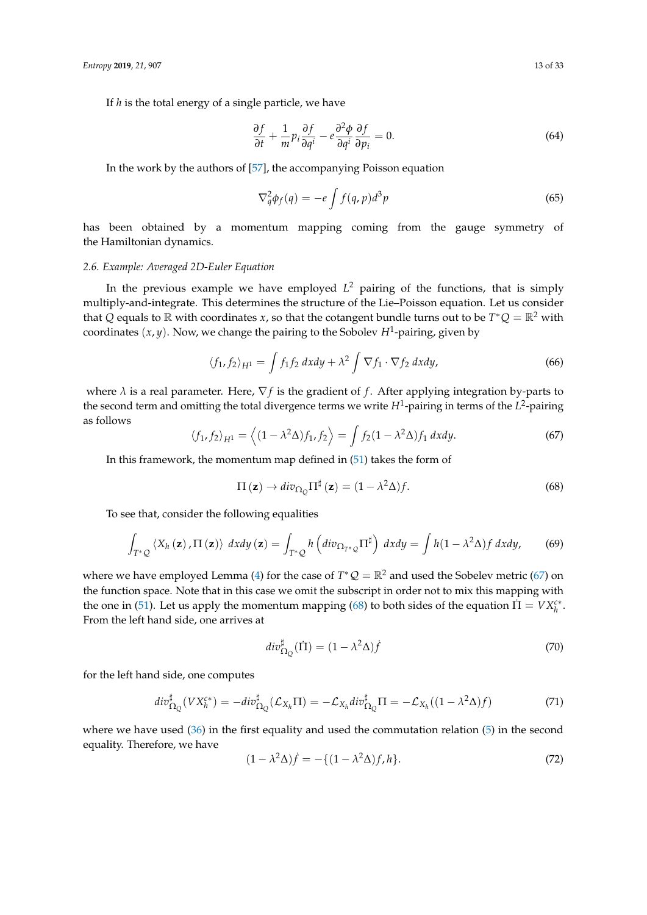If $h$ is the total energy of a single particle, we have

$$\frac{\partial f}{\partial t} + \frac{1}{m} p_i \frac{\partial f}{\partial q^i} - e \frac{\partial^2 \phi}{\partial q^i} \frac{\partial f}{\partial p_i} = 0. \tag{64}$$

In the work by the authors of [57], the accompanying Poisson equation

$$\nabla_q^2 \phi_f(q) = -e \int f(q,p) d^3 p \tag{65}$$

has been obtained by a momentum mapping coming from the gauge symmetry of the Hamiltonian dynamics.

### 2.6. Example: Averaged 2D-Euler Equation

In the previous example we have employed $L^2$ pairing of the functions, that is simply multiply-and-integrate. This determines the structure of the Lie–Poisson equation. Let us consider that $Q$ equals to $\mathbb{R}$ with coordinates $x$, so that the cotangent bundle turns out to be $T^*Q = \mathbb{R}^2$ with coordinates $(x, y)$. Now, we change the pairing to the Sobolev $H^1$-pairing, given by

$$\langle f_1, f_2 \rangle_{H^1} = \int f_1 f_2 \, dxdy + \lambda^2 \int \nabla f_1 \cdot \nabla f_2 \, dxdy, \tag{66}$$

where $\lambda$ is a real parameter. Here, $\nabla f$ is the gradient of $f$. After applying integration by-parts to the second term and omitting the total divergence terms we write $H^1$-pairing in terms of the $L^2$-pairing as follows

$$\langle f_1, f_2 \rangle_{H^1} = \left\langle (1 - \lambda^2 \Delta) f_1, f_2 \right\rangle = \int f_2 (1 - \lambda^2 \Delta) f_1 \, dxdy. \tag{67}$$

In this framework, the momentum map defined in (51) takes the form of

$$\Pi(\mathbf{z}) \to div_{\Omega_Q} \Pi^\sharp(\mathbf{z}) = (1 - \lambda^2 \Delta) f. \tag{68}$$

To see that, consider the following equalities

$$\int_{T^*\mathcal{Q}} \langle X_h(\mathbf{z}), \Pi(\mathbf{z}) \rangle \, dxdy(\mathbf{z}) = \int_{T^*\mathcal{Q}} h \left( div_{\Omega_{T^*\mathcal{Q}}} \Pi^\sharp \right) \, dxdy = \int h (1 - \lambda^2 \Delta) f \, dxdy, \tag{69}$$

where we have employed Lemma (4) for the case of $T^*\mathcal{Q} = \mathbb{R}^2$ and used the Sobolev metric (67) on the function space. Note that in this case we omit the subscript in order not to mix this mapping with the one in (51). Let us apply the momentum mapping (68) to both sides of the equation $\dot{\Pi} = V X_h^{c*}$. From the left hand side, one arrives at

$$div^\sharp_{\Omega_Q}(\dot{\Pi}) = (1 - \lambda^2 \Delta) \dot{f} \tag{70}$$

for the left hand side, one computes

$$div^\sharp_{\Omega_Q}(V X_h^{c*}) = -div^\sharp_{\Omega_Q}(\mathcal{L}_{X_h} \Pi) = -\mathcal{L}_{X_h} div^\sharp_{\Omega_Q} \Pi = -\mathcal{L}_{X_h}((1 - \lambda^2 \Delta) f) \tag{71}$$

where we have used (36) in the first equality and used the commutation relation (5) in the second equality. Therefore, we have

$$(1 - \lambda^2 \Delta) \dot{f} = -\{(1 - \lambda^2 \Delta) f, h\}. \tag{72}$$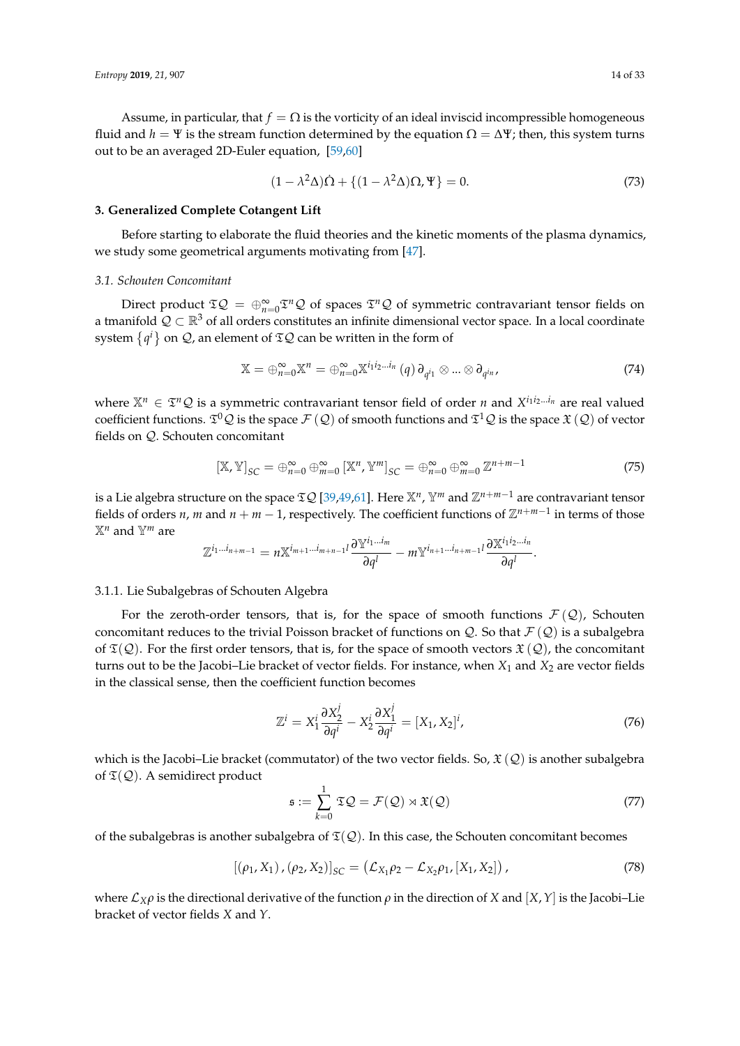Assume, in particular, that $f = \Omega$ is the vorticity of an ideal inviscid incompressible homogeneous fluid and $h = \Psi$ is the stream function determined by the equation $\Omega = \Delta\Psi$; then, this system turns out to be an averaged 2D-Euler equation, [59,60]

$$(1 - \lambda^2\Delta)\dot{\Omega} + \{(1 - \lambda^2\Delta)\Omega, \Psi\} = 0. \tag{73}$$

## 3. Generalized Complete Cotangent Lift

Before starting to elaborate the fluid theories and the kinetic moments of the plasma dynamics, we study some geometrical arguments motivating from [47].

### *3.1. Schouten Concomitant*

Direct product $\mathfrak{T}\mathcal{Q} = \oplus_{n=0}^{\infty}\mathfrak{T}^n\mathcal{Q}$ of spaces $\mathfrak{T}^n\mathcal{Q}$ of symmetric contravariant tensor fields on a tmanifold $\mathcal{Q} \subset \mathbb{R}^3$ of all orders constitutes an infinite dimensional vector space. In a local coordinate system $\{q^i\}$ on $\mathcal{Q}$, an element of $\mathfrak{T}\mathcal{Q}$ can be written in the form of

$$\mathbb{X} = \oplus_{n=0}^{\infty}\mathbb{X}^n = \oplus_{n=0}^{\infty}\mathbb{X}^{i_1 i_2 \ldots i_n}(q)\, \partial_{q^{i_1}} \otimes \ldots \otimes \partial_{q^{i_n}}, \tag{74}$$

where $\mathbb{X}^n \in \mathfrak{T}^n\mathcal{Q}$ is a symmetric contravariant tensor field of order $n$ and $X^{i_1 i_2 \ldots i_n}$ are real valued coefficient functions. $\mathfrak{T}^0\mathcal{Q}$ is the space $\mathcal{F}(\mathcal{Q})$ of smooth functions and $\mathfrak{T}^1\mathcal{Q}$ is the space $\mathfrak{X}(\mathcal{Q})$ of vector fields on $\mathcal{Q}$. Schouten concomitant

$$[\mathbb{X}, \mathbb{Y}]_{SC} = \oplus_{n=0}^{\infty}\oplus_{m=0}^{\infty}[\mathbb{X}^n, \mathbb{Y}^m]_{SC} = \oplus_{n=0}^{\infty}\oplus_{m=0}^{\infty}\mathbb{Z}^{n+m-1} \tag{75}$$

is a Lie algebra structure on the space $\mathfrak{T}\mathcal{Q}$ [39,49,61]. Here $\mathbb{X}^n$, $\mathbb{Y}^m$ and $\mathbb{Z}^{n+m-1}$ are contravariant tensor fields of orders $n$, $m$ and $n+m-1$, respectively. The coefficient functions of $\mathbb{Z}^{n+m-1}$ in terms of those $\mathbb{X}^n$ and $\mathbb{Y}^m$ are

$$\mathbb{Z}^{i_1 \ldots i_{n+m-1}} = n\mathbb{X}^{i_{m+1} \ldots i_{m+n-1} l}\frac{\partial \mathbb{Y}^{i_1 \ldots i_m}}{\partial q^l} - m\mathbb{Y}^{i_{n+1} \ldots i_{n+m-1} l}\frac{\partial \mathbb{X}^{i_1 i_2 \ldots i_n}}{\partial q^l}.$$

#### 3.1.1. Lie Subalgebras of Schouten Algebra

For the zeroth-order tensors, that is, for the space of smooth functions $\mathcal{F}(\mathcal{Q})$, Schouten concomitant reduces to the trivial Poisson bracket of functions on $\mathcal{Q}$. So that $\mathcal{F}(\mathcal{Q})$ is a subalgebra of $\mathfrak{T}(\mathcal{Q})$. For the first order tensors, that is, for the space of smooth vectors $\mathfrak{X}(\mathcal{Q})$, the concomitant turns out to be the Jacobi–Lie bracket of vector fields. For instance, when $X_1$ and $X_2$ are vector fields in the classical sense, then the coefficient function becomes

$$\mathbb{Z}^i = X_1^i\frac{\partial X_2^j}{\partial q^i} - X_2^i\frac{\partial X_1^j}{\partial q^i} = [X_1, X_2]^i, \tag{76}$$

which is the Jacobi–Lie bracket (commutator) of the two vector fields. So, $\mathfrak{X}(\mathcal{Q})$ is another subalgebra of $\mathfrak{T}(\mathcal{Q})$. A semidirect product

$$\mathfrak{s} := \sum_{k=0}^{1}\mathfrak{T}\mathcal{Q} = \mathcal{F}(\mathcal{Q}) \rtimes \mathfrak{X}(\mathcal{Q}) \tag{77}$$

of the subalgebras is another subalgebra of $\mathfrak{T}(\mathcal{Q})$. In this case, the Schouten concomitant becomes

$$[(\rho_1, X_1), (\rho_2, X_2)]_{SC} = \left(\mathcal{L}_{X_1}\rho_2 - \mathcal{L}_{X_2}\rho_1, [X_1, X_2]\right), \tag{78}$$

where $\mathcal{L}_X\rho$ is the directional derivative of the function $\rho$ in the direction of $X$ and $[X, Y]$ is the Jacobi–Lie bracket of vector fields $X$ and $Y$.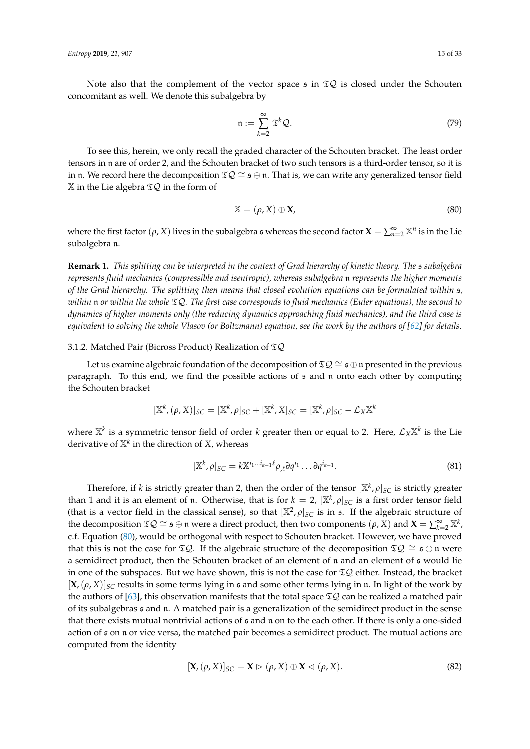Note also that the complement of the vector space $\mathfrak{s}$ in $\mathfrak{T}\mathcal{Q}$ is closed under the Schouten concomitant as well. We denote this subalgebra by

$$
\mathfrak{n} := \sum_{k=2}^{\infty} \mathfrak{T}^k \mathcal{Q}. \tag{79}
$$

To see this, herein, we only recall the graded character of the Schouten bracket. The least order tensors in $\mathfrak{n}$ are of order 2, and the Schouten bracket of two such tensors is a third-order tensor, so it is in $\mathfrak{n}$. We record here the decomposition $\mathfrak{T}\mathcal{Q} \cong \mathfrak{s} \oplus \mathfrak{n}$. That is, we can write any generalized tensor field $\mathbb{X}$ in the Lie algebra $\mathfrak{T}\mathcal{Q}$ in the form of

$$
\mathbb{X} = (\rho, X) \oplus \mathbf{X}, \tag{80}
$$

where the first factor $(\rho, X)$ lives in the subalgebra $\mathfrak{s}$ whereas the second factor $\mathbf{X} = \sum_{n=2}^{\infty} \mathbb{X}^n$ is in the Lie subalgebra $\mathfrak{n}$.

**Remark 1.** *This splitting can be interpreted in the context of Grad hierarchy of kinetic theory. The $\mathfrak{s}$ subalgebra represents fluid mechanics (compressible and isentropic), whereas subalgebra $\mathfrak{n}$ represents the higher moments of the Grad hierarchy. The splitting then means that closed evolution equations can be formulated within $\mathfrak{s}$, within $\mathfrak{n}$ or within the whole $\mathfrak{T}\mathcal{Q}$. The first case corresponds to fluid mechanics (Euler equations), the second to dynamics of higher moments only (the reducing dynamics approaching fluid mechanics), and the third case is equivalent to solving the whole Vlasov (or Boltzmann) equation, see the work by the authors of [62] for details.*

### 3.1.2. Matched Pair (Bicross Product) Realization of $\mathfrak{T}\mathcal{Q}$

Let us examine algebraic foundation of the decomposition of $\mathfrak{T}\mathcal{Q} \cong \mathfrak{s} \oplus \mathfrak{n}$ presented in the previous paragraph. To this end, we find the possible actions of $\mathfrak{s}$ and $\mathfrak{n}$ onto each other by computing the Schouten bracket

$$
[\mathbb{X}^k, (\rho, X)]_{SC} = [\mathbb{X}^k, \rho]_{SC} + [\mathbb{X}^k, X]_{SC} = [\mathbb{X}^k, \rho]_{SC} - \mathcal{L}_X \mathbb{X}^k
$$

where $\mathbb{X}^k$ is a symmetric tensor field of order $k$ greater then or equal to 2. Here, $\mathcal{L}_X \mathbb{X}^k$ is the Lie derivative of $\mathbb{X}^k$ in the direction of $X$, whereas

$$
[\mathbb{X}^k, \rho]_{SC} = k \mathbb{X}^{i_1 \dots i_{k-1} \ell} \rho_{,\ell} \partial q^{i_1} \dots \partial q^{i_{k-1}}. \tag{81}
$$

Therefore, if $k$ is strictly greater than 2, then the order of the tensor $[\mathbb{X}^k, \rho]_{SC}$ is strictly greater than 1 and it is an element of $\mathfrak{n}$. Otherwise, that is for $k = 2$, $[\mathbb{X}^k, \rho]_{SC}$ is a first order tensor field (that is a vector field in the classical sense), so that $[\mathbb{X}^2, \rho]_{SC}$ is in $\mathfrak{s}$. If the algebraic structure of the decomposition $\mathfrak{T}\mathcal{Q} \cong \mathfrak{s} \oplus \mathfrak{n}$ were a direct product, then two components $(\rho, X)$ and $\mathbf{X} = \sum_{k=2}^{\infty} \mathbb{X}^k$, c.f. Equation (80), would be orthogonal with respect to Schouten bracket. However, we have proved that this is not the case for $\mathfrak{T}\mathcal{Q}$. If the algebraic structure of the decomposition $\mathfrak{T}\mathcal{Q} \cong \mathfrak{s} \oplus \mathfrak{n}$ were a semidirect product, then the Schouten bracket of an element of $\mathfrak{n}$ and an element of $\mathfrak{s}$ would lie in one of the subspaces. But we have shown, this is not the case for $\mathfrak{T}\mathcal{Q}$ either. Instead, the bracket $[\mathbf{X}, (\rho, X)]_{SC}$ results in some terms lying in $\mathfrak{s}$ and some other terms lying in $\mathfrak{n}$. In light of the work by the authors of [63], this observation manifests that the total space $\mathfrak{T}\mathcal{Q}$ can be realized a matched pair of its subalgebras $\mathfrak{s}$ and $\mathfrak{n}$. A matched pair is a generalization of the semidirect product in the sense that there exists mutual nontrivial actions of $\mathfrak{s}$ and $\mathfrak{n}$ on to the each other. If there is only a one-sided action of $\mathfrak{s}$ on $\mathfrak{n}$ or vice versa, the matched pair becomes a semidirect product. The mutual actions are computed from the identity

$$
[\mathbf{X}, (\rho, X)]_{SC} = \mathbf{X} \rhd (\rho, X) \oplus \mathbf{X} \lhd (\rho, X). \tag{82}
$$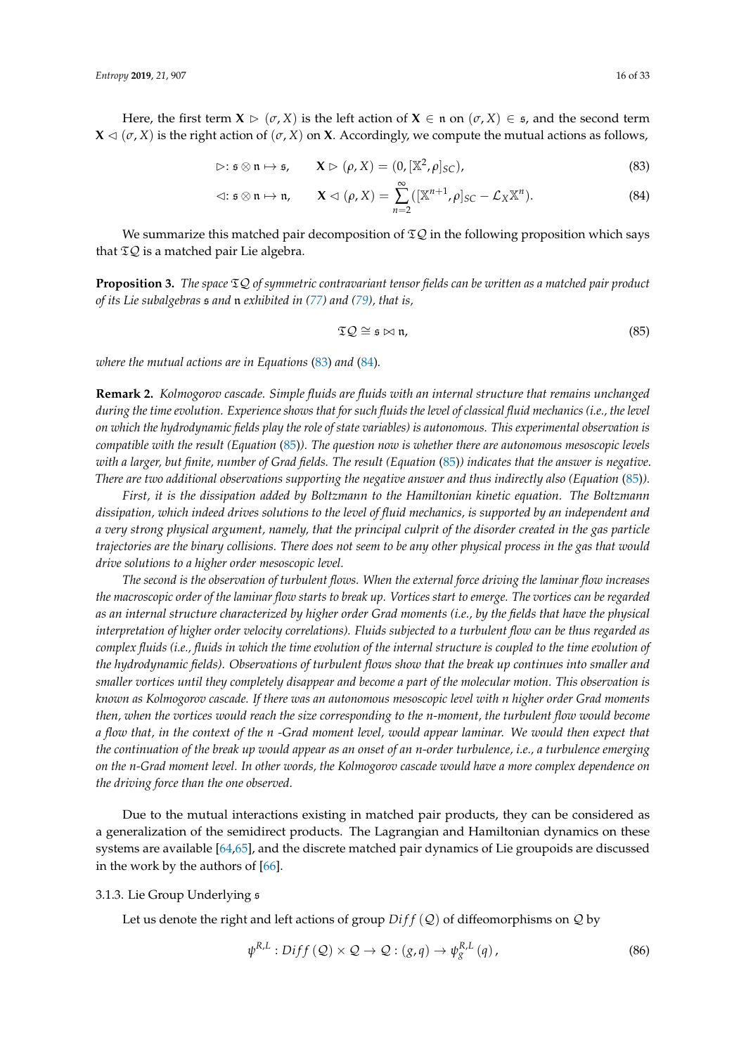Here, the first term $\mathbf{X} \triangleright (\sigma, X)$ is the left action of $\mathbf{X} \in \mathfrak{n}$ on $(\sigma, X) \in \mathfrak{s}$, and the second term $\mathbf{X} \triangleleft (\sigma, X)$ is the right action of $(\sigma, X)$ on $\mathbf{X}$. Accordingly, we compute the mutual actions as follows,

$$\triangleright : \mathfrak{s} \otimes \mathfrak{n} \mapsto \mathfrak{s}, \qquad \mathbf{X} \triangleright (\rho, X) = (0, [\mathbb{X}^2, \rho]_{SC}), \tag{83}$$

$$\triangleleft : \mathfrak{s} \otimes \mathfrak{n} \mapsto \mathfrak{n}, \qquad \mathbf{X} \triangleleft (\rho, X) = \sum_{n=2}^{\infty} ([\mathbb{X}^{n+1}, \rho]_{SC} - \mathcal{L}_X \mathbb{X}^n). \tag{84}$$

We summarize this matched pair decomposition of $\mathfrak{TQ}$ in the following proposition which says that $\mathfrak{TQ}$ is a matched pair Lie algebra.

**Proposition 3.** *The space $\mathfrak{TQ}$ of symmetric contravariant tensor fields can be written as a matched pair product of its Lie subalgebras $\mathfrak{s}$ and $\mathfrak{n}$ exhibited in (77) and (79), that is,*

$$\mathfrak{TQ} \cong \mathfrak{s} \bowtie \mathfrak{n}, \tag{85}$$

*where the mutual actions are in Equations (83) and (84).*

**Remark 2.** *Kolmogorov cascade. Simple fluids are fluids with an internal structure that remains unchanged during the time evolution. Experience shows that for such fluids the level of classical fluid mechanics (i.e., the level on which the hydrodynamic fields play the role of state variables) is autonomous. This experimental observation is compatible with the result (Equation (85)). The question now is whether there are autonomous mesoscopic levels with a larger, but finite, number of Grad fields. The result (Equation (85)) indicates that the answer is negative. There are two additional observations supporting the negative answer and thus indirectly also (Equation (85)).*

*First, it is the dissipation added by Boltzmann to the Hamiltonian kinetic equation. The Boltzmann dissipation, which indeed drives solutions to the level of fluid mechanics, is supported by an independent and a very strong physical argument, namely, that the principal culprit of the disorder created in the gas particle trajectories are the binary collisions. There does not seem to be any other physical process in the gas that would drive solutions to a higher order mesoscopic level.*

*The second is the observation of turbulent flows. When the external force driving the laminar flow increases the macroscopic order of the laminar flow starts to break up. Vortices start to emerge. The vortices can be regarded as an internal structure characterized by higher order Grad moments (i.e., by the fields that have the physical interpretation of higher order velocity correlations). Fluids subjected to a turbulent flow can be thus regarded as complex fluids (i.e., fluids in which the time evolution of the internal structure is coupled to the time evolution of the hydrodynamic fields). Observations of turbulent flows show that the break up continues into smaller and smaller vortices until they completely disappear and become a part of the molecular motion. This observation is known as Kolmogorov cascade. If there was an autonomous mesoscopic level with n higher order Grad moments then, when the vortices would reach the size corresponding to the n-moment, the turbulent flow would become a flow that, in the context of the n -Grad moment level, would appear laminar. We would then expect that the continuation of the break up would appear as an onset of an n-order turbulence, i.e., a turbulence emerging on the n-Grad moment level. In other words, the Kolmogorov cascade would have a more complex dependence on the driving force than the one observed.*

Due to the mutual interactions existing in matched pair products, they can be considered as a generalization of the semidirect products. The Lagrangian and Hamiltonian dynamics on these systems are available [64,65], and the discrete matched pair dynamics of Lie groupoids are discussed in the work by the authors of [66].

#### 3.1.3. Lie Group Underlying $\mathfrak{s}$

Let us denote the right and left actions of group $Diff(\mathcal{Q})$ of diffeomorphisms on $\mathcal{Q}$ by

$$\psi^{R,L} : Diff(\mathcal{Q}) \times \mathcal{Q} \to \mathcal{Q} : (g, q) \to \psi_g^{R,L}(q), \tag{86}$$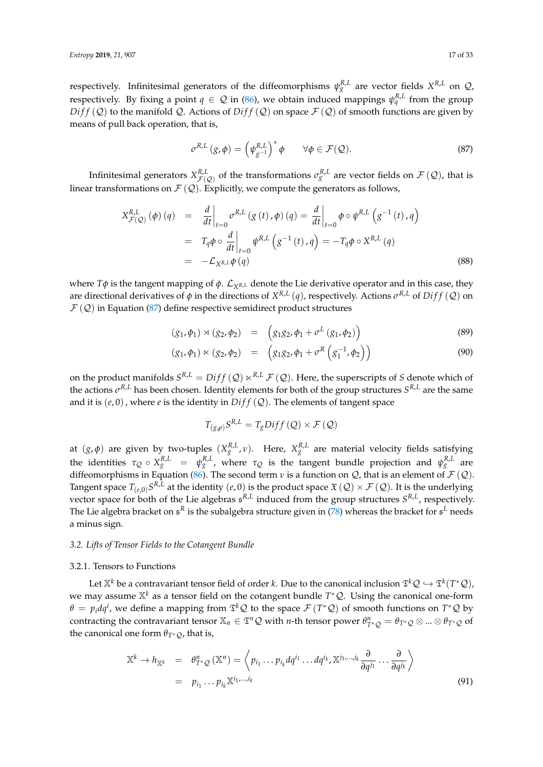respectively. Infinitesimal generators of the diffeomorphisms $\psi_g^{R,L}$ are vector fields $X^{R,L}$ on $\mathcal{Q}$, respectively. By fixing a point $q \in \mathcal{Q}$ in (86), we obtain induced mappings $\psi_q^{R,L}$ from the group $Diff(\mathcal{Q})$ to the manifold $\mathcal{Q}$. Actions of $Diff(\mathcal{Q})$ on space $\mathcal{F}(\mathcal{Q})$ of smooth functions are given by means of pull back operation, that is,

$$\sigma^{R,L}(g,\phi) = \left(\psi_{g^{-1}}^{R,L}\right)^* \phi \qquad \forall \phi \in \mathcal{F}(\mathcal{Q}). \tag{87}$$

Infinitesimal generators $X_{\mathcal{F}(\mathcal{Q})}^{R,L}$ of the transformations $\sigma_g^{R,L}$ are vector fields on $\mathcal{F}(\mathcal{Q})$, that is linear transformations on $\mathcal{F}(\mathcal{Q})$. Explicitly, we compute the generators as follows,

$$\begin{aligned}
X_{\mathcal{F}(\mathcal{Q})}^{R,L}(\phi)(q) &= \left.\frac{d}{dt}\right|_{t=0} \sigma^{R,L}(g(t),\phi)(q) = \left.\frac{d}{dt}\right|_{t=0} \phi \circ \psi^{R,L}\left(g^{-1}(t),q\right) \\
&= T_q\phi \circ \left.\frac{d}{dt}\right|_{t=0} \psi^{R,L}\left(g^{-1}(t),q\right) = -T_q\phi \circ X^{R,L}(q) \\
&= -\mathcal{L}_{X^{R,L}}\phi(q)
\end{aligned} \tag{88}$$

where $T\phi$ is the tangent mapping of $\phi$. $\mathcal{L}_{X^{R,L}}$ denote the Lie derivative operator and in this case, they are directional derivatives of $\phi$ in the directions of $X^{R,L}(q)$, respectively. Actions $\sigma^{R,L}$ of $Diff(\mathcal{Q})$ on $\mathcal{F}(\mathcal{Q})$ in Equation (87) define respective semidirect product structures

$$(g_1,\phi_1) \rtimes (g_2,\phi_2) = \left(g_1 g_2, \phi_1 + \sigma^L(g_1,\phi_2)\right) \tag{89}$$

$$(g_1,\phi_1) \ltimes (g_2,\phi_2) = \left(g_1 g_2, \phi_1 + \sigma^R\left(g_1^{-1},\phi_2\right)\right) \tag{90}$$

on the product manifolds $S^{R,L} = Diff(\mathcal{Q}) \ltimes^{R,L} \mathcal{F}(\mathcal{Q})$. Here, the superscripts of $S$ denote which of the actions $\sigma^{R,L}$ has been chosen. Identity elements for both of the group structures $S^{R,L}$ are the same and it is $(e,0)$, where $e$ is the identity in $Diff(\mathcal{Q})$. The elements of tangent space

$$T_{(g,\rho)}S^{R,L} = T_g Diff(\mathcal{Q}) \times \mathcal{F}(\mathcal{Q})$$

at $(g,\phi)$ are given by two-tuples $(X_g^{R,L},\nu)$. Here, $X_g^{R,L}$ are material velocity fields satisfying the identities $\tau_{\mathcal{Q}} \circ X_g^{R,L} = \psi_g^{R,L}$, where $\tau_{\mathcal{Q}}$ is the tangent bundle projection and $\psi_g^{R,L}$ are diffeomorphisms in Equation (86). The second term $\nu$ is a function on $\mathcal{Q}$, that is an element of $\mathcal{F}(\mathcal{Q})$. Tangent space $T_{(e,0)}S^{R,L}$ at the identity $(e,0)$ is the product space $\mathfrak{X}(\mathcal{Q}) \times \mathcal{F}(\mathcal{Q})$. It is the underlying vector space for both of the Lie algebras $\mathfrak{s}^{R,L}$ induced from the group structures $S^{R,L}$, respectively. The Lie algebra bracket on $\mathfrak{s}^R$ is the subalgebra structure given in (78) whereas the bracket for $\mathfrak{s}^L$ needs a minus sign.

### 3.2. Lifts of Tensor Fields to the Cotangent Bundle

#### 3.2.1. Tensors to Functions

Let $\mathbb{X}^k$ be a contravariant tensor field of order $k$. Due to the canonical inclusion $\mathfrak{T}^k\mathcal{Q} \hookrightarrow \mathfrak{T}^k(T^*\mathcal{Q})$, we may assume $\mathbb{X}^k$ as a tensor field on the cotangent bundle $T^*\mathcal{Q}$. Using the canonical one-form $\theta = p_i dq^i$, we define a mapping from $\mathfrak{T}^k\mathcal{Q}$ to the space $\mathcal{F}(T^*\mathcal{Q})$ of smooth functions on $T^*\mathcal{Q}$ by contracting the contravariant tensor $\mathbb{X}_n \in \mathfrak{T}^n\mathcal{Q}$ with $n$-th tensor power $\theta_{T^*\mathcal{Q}}^n = \theta_{T^*\mathcal{Q}} \otimes ... \otimes \theta_{T^*\mathcal{Q}}$ of the canonical one form $\theta_{T^*\mathcal{Q}}$, that is,

$$\begin{aligned}
\mathbb{X}^k \to h_{\mathbb{X}^k} &= \theta_{T^*\mathcal{Q}}^n(\mathbb{X}^n) = \left\langle p_{i_1} \dots p_{i_k} dq^{i_1} \dots dq^{i_k}, \mathbb{X}^{j_1,\dots,j_k} \frac{\partial}{\partial q^{j_1}} \dots \frac{\partial}{\partial q^{j_k}} \right\rangle \\
&= p_{i_1} \dots p_{i_k} \mathbb{X}^{i_1,\dots,i_k}
\end{aligned} \tag{91}$$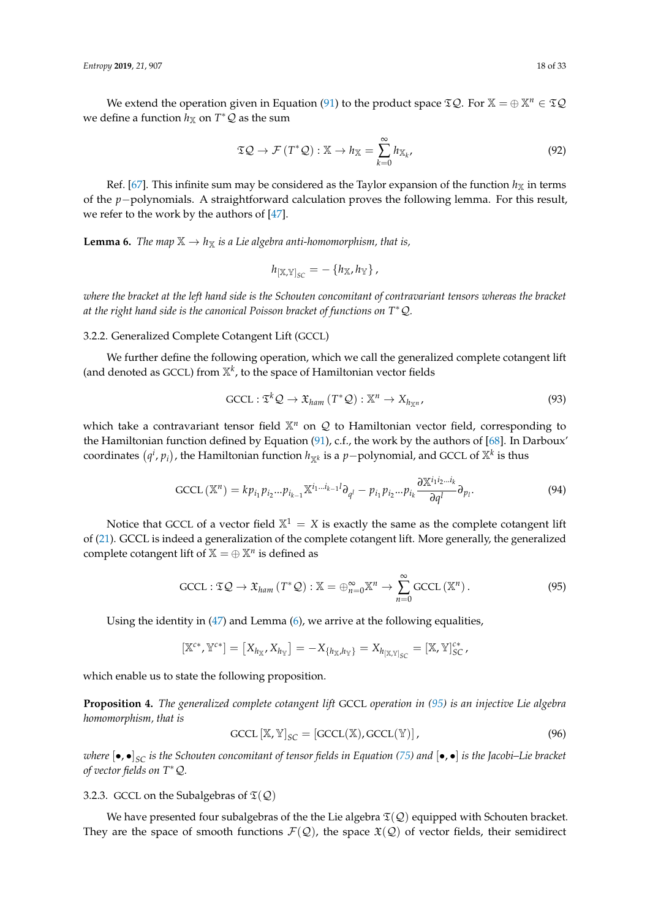We extend the operation given in Equation (91) to the product space $\mathfrak{T}\mathcal{Q}$. For $\mathbb{X} = \oplus\, \mathbb{X}^n \in \mathfrak{T}\mathcal{Q}$ we define a function $h_{\mathbb{X}}$ on $T^*\mathcal{Q}$ as the sum

$$
\mathfrak{T}\mathcal{Q} \to \mathcal{F}\left(T^*\mathcal{Q}\right) : \mathbb{X} \to h_{\mathbb{X}} = \sum_{k=0}^{\infty} h_{\mathbb{X}_k}, \tag{92}
$$

Ref. [67]. This infinite sum may be considered as the Taylor expansion of the function $h_{\mathbb{X}}$ in terms of the $p-$polynomials. A straightforward calculation proves the following lemma. For this result, we refer to the work by the authors of [47].

**Lemma 6.** *The map $\mathbb{X} \to h_{\mathbb{X}}$ is a Lie algebra anti-homomorphism, that is,*

$$
h_{[\mathbb{X},\mathbb{Y}]_{SC}} = -\left\{h_{\mathbb{X}}, h_{\mathbb{Y}}\right\},
$$

*where the bracket at the left hand side is the Schouten concomitant of contravariant tensors whereas the bracket at the right hand side is the canonical Poisson bracket of functions on $T^*\mathcal{Q}$.*

### 3.2.2. Generalized Complete Cotangent Lift (GCCL)

We further define the following operation, which we call the generalized complete cotangent lift (and denoted as GCCL) from $\mathbb{X}^k$, to the space of Hamiltonian vector fields

$$
\mathrm{GCCL} : \mathfrak{T}^k\mathcal{Q} \to \mathfrak{X}_{ham}\left(T^*\mathcal{Q}\right) : \mathbb{X}^n \to X_{h_{\mathbb{X}^n}}, \tag{93}
$$

which take a contravariant tensor field $\mathbb{X}^n$ on $\mathcal{Q}$ to Hamiltonian vector field, corresponding to the Hamiltonian function defined by Equation (91), c.f., the work by the authors of [68]. In Darboux' coordinates $\left(q^i, p_i\right)$, the Hamiltonian function $h_{\mathbb{X}^k}$ is a $p-$polynomial, and GCCL of $\mathbb{X}^k$ is thus

$$
\mathrm{GCCL}\left(\mathbb{X}^n\right) = k p_{i_1} p_{i_2} ... p_{i_{k-1}} \mathbb{X}^{i_1 ... i_{k-1} l} \partial_{q^l} - p_{i_1} p_{i_2} ... p_{i_k} \frac{\partial \mathbb{X}^{i_1 i_2 ... i_k}}{\partial q^l} \partial_{p_l}. \tag{94}
$$

Notice that GCCL of a vector field $\mathbb{X}^1 = X$ is exactly the same as the complete cotangent lift of (21). GCCL is indeed a generalization of the complete cotangent lift. More generally, the generalized complete cotangent lift of $\mathbb{X} = \oplus\, \mathbb{X}^n$ is defined as

$$
\mathrm{GCCL} : \mathfrak{T}\mathcal{Q} \to \mathfrak{X}_{ham}\left(T^*\mathcal{Q}\right) : \mathbb{X} = \oplus_{n=0}^{\infty} \mathbb{X}^n \to \sum_{n=0}^{\infty} \mathrm{GCCL}\left(\mathbb{X}^n\right). \tag{95}
$$

Using the identity in (47) and Lemma (6), we arrive at the following equalities,

$$
\left[\mathbb{X}^{c*}, \mathbb{Y}^{c*}\right] = \left[X_{h_{\mathbb{X}}}, X_{h_{\mathbb{Y}}}\right] = -X_{\{h_{\mathbb{X}}, h_{\mathbb{Y}}\}} = X_{h_{[\mathbb{X},\mathbb{Y}]_{SC}}} = [\mathbb{X}, \mathbb{Y}]_{SC}^{c*},
$$

which enable us to state the following proposition.

**Proposition 4.** *The generalized complete cotangent lift GCCL operation in (95) is an injective Lie algebra homomorphism, that is*

$$
\mathrm{GCCL}\,[\mathbb{X}, \mathbb{Y}]_{SC} = \left[\mathrm{GCCL}(\mathbb{X}), \mathrm{GCCL}(\mathbb{Y})\right], \tag{96}
$$

*where $[\bullet, \bullet]_{SC}$ is the Schouten concomitant of tensor fields in Equation (75) and $[\bullet, \bullet]$ is the Jacobi–Lie bracket of vector fields on $T^*\mathcal{Q}$.*

### 3.2.3. GCCL on the Subalgebras of $\mathfrak{T}(\mathcal{Q})$

We have presented four subalgebras of the the Lie algebra $\mathfrak{T}(\mathcal{Q})$ equipped with Schouten bracket. They are the space of smooth functions $\mathcal{F}(\mathcal{Q})$, the space $\mathfrak{X}(\mathcal{Q})$ of vector fields, their semidirect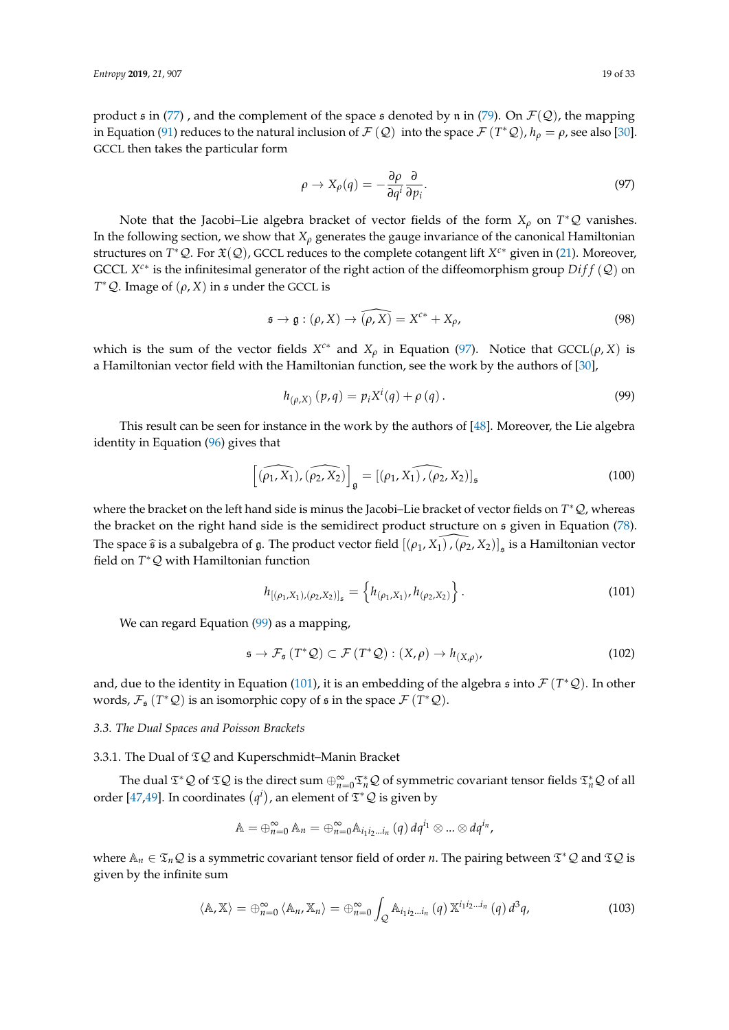product $\mathfrak{s}$ in (77) , and the complement of the space $\mathfrak{s}$ denoted by $\mathfrak{n}$ in (79). On $\mathcal{F}(\mathcal{Q})$, the mapping in Equation (91) reduces to the natural inclusion of $\mathcal{F}(\mathcal{Q})$ into the space $\mathcal{F}(T^*\mathcal{Q})$, $h_\rho = \rho$, see also [30]. GCCL then takes the particular form

$$
\rho \to X_\rho(q) = -\frac{\partial \rho}{\partial q^i}\frac{\partial}{\partial p_i}. \tag{97}
$$

Note that the Jacobi–Lie algebra bracket of vector fields of the form $X_\rho$ on $T^*\mathcal{Q}$ vanishes. In the following section, we show that $X_\rho$ generates the gauge invariance of the canonical Hamiltonian structures on $T^*\mathcal{Q}$. For $\mathfrak{X}(\mathcal{Q})$, GCCL reduces to the complete cotangent lift $X^{c*}$ given in (21). Moreover, GCCL $X^{c*}$ is the infinitesimal generator of the right action of the diffeomorphism group $Diff(\mathcal{Q})$ on $T^*\mathcal{Q}$. Image of $(\rho, X)$ in $\mathfrak{s}$ under the GCCL is

$$
\mathfrak{s} \to \mathfrak{g} : (\rho, X) \to \widehat{(\rho, X)} = X^{c*} + X_\rho, \tag{98}
$$

which is the sum of the vector fields $X^{c*}$ and $X_\rho$ in Equation (97). Notice that GCCL$(\rho, X)$ is a Hamiltonian vector field with the Hamiltonian function, see the work by the authors of [30],

$$
h_{(\rho,X)}(p,q) = p_i X^i(q) + \rho(q). \tag{99}
$$

This result can be seen for instance in the work by the authors of [48]. Moreover, the Lie algebra identity in Equation (96) gives that

$$
\left[\widehat{(\rho_1, X_1)}, \widehat{(\rho_2, X_2)}\right]_{\mathfrak{g}} = \widehat{[(\rho_1, X_1), (\rho_2, X_2)]}_{\mathfrak{s}} \tag{100}
$$

where the bracket on the left hand side is minus the Jacobi–Lie bracket of vector fields on $T^*\mathcal{Q}$, whereas the bracket on the right hand side is the semidirect product structure on $\mathfrak{s}$ given in Equation (78). The space $\hat{\mathfrak{s}}$ is a subalgebra of $\mathfrak{g}$. The product vector field $\widehat{[(\rho_1, X_1), (\rho_2, X_2)]}_{\mathfrak{s}}$ is a Hamiltonian vector field on $T^*\mathcal{Q}$ with Hamiltonian function

$$
h_{[(\rho_1,X_1),(\rho_2,X_2)]_{\mathfrak{s}}} = \left\{h_{(\rho_1,X_1)}, h_{(\rho_2,X_2)}\right\}. \tag{101}
$$

We can regard Equation (99) as a mapping,

$$
\mathfrak{s} \to \mathcal{F}_{\mathfrak{s}}(T^*\mathcal{Q}) \subset \mathcal{F}(T^*\mathcal{Q}) : (X,\rho) \to h_{(X,\rho)}, \tag{102}
$$

and, due to the identity in Equation (101), it is an embedding of the algebra $\mathfrak{s}$ into $\mathcal{F}(T^*\mathcal{Q})$. In other words, $\mathcal{F}_{\mathfrak{s}}(T^*\mathcal{Q})$ is an isomorphic copy of $\mathfrak{s}$ in the space $\mathcal{F}(T^*\mathcal{Q})$.

### 3.3. The Dual Spaces and Poisson Brackets

#### 3.3.1. The Dual of $\mathfrak{T}\mathcal{Q}$ and Kuperschmidt–Manin Bracket

The dual $\mathfrak{T}^*\mathcal{Q}$ of $\mathfrak{T}\mathcal{Q}$ is the direct sum $\oplus_{n=0}^{\infty}\mathfrak{T}_n^*\mathcal{Q}$ of symmetric covariant tensor fields $\mathfrak{T}_n^*\mathcal{Q}$ of all order [47,49]. In coordinates $(q^i)$, an element of $\mathfrak{T}^*\mathcal{Q}$ is given by

$$
\mathbb{A} = \oplus_{n=0}^{\infty}\mathbb{A}_n = \oplus_{n=0}^{\infty}\mathbb{A}_{i_1 i_2 \dots i_n}(q)\, dq^{i_1} \otimes \dots \otimes dq^{i_n},
$$

where $\mathbb{A}_n \in \mathfrak{T}_n\mathcal{Q}$ is a symmetric covariant tensor field of order $n$. The pairing between $\mathfrak{T}^*\mathcal{Q}$ and $\mathfrak{T}\mathcal{Q}$ is given by the infinite sum

$$
\langle \mathbb{A}, \mathbb{X}\rangle = \oplus_{n=0}^{\infty}\langle \mathbb{A}_n, \mathbb{X}_n\rangle = \oplus_{n=0}^{\infty}\int_{\mathcal{Q}} \mathbb{A}_{i_1 i_2 \dots i_n}(q)\, \mathbb{X}^{i_1 i_2 \dots i_n}(q)\, d^3 q, \tag{103}
$$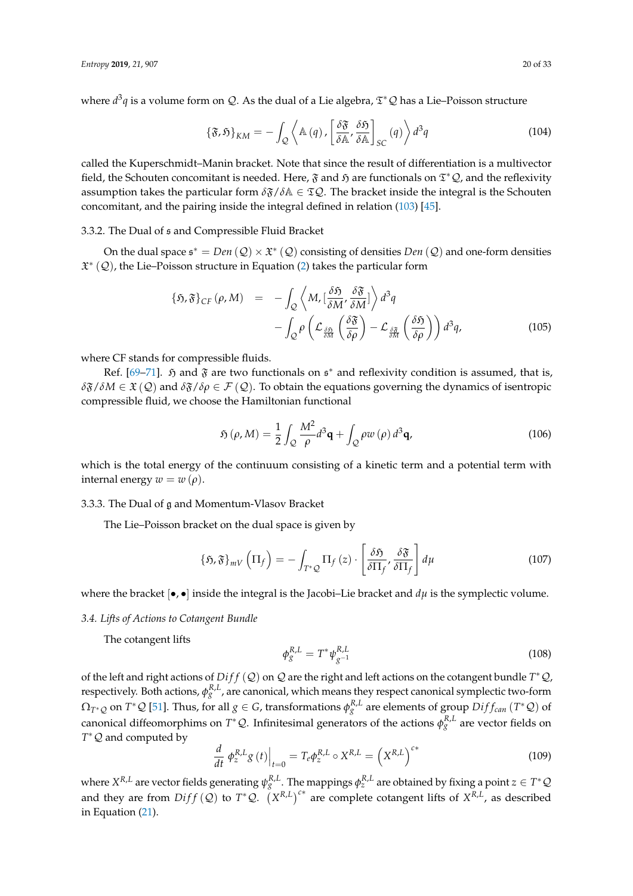where $d^3q$ is a volume form on $\mathcal{Q}$. As the dual of a Lie algebra, $\mathfrak{T}^*\mathcal{Q}$ has a Lie–Poisson structure

$$\{\mathfrak{F},\mathfrak{H}\}_{KM} = -\int_{\mathcal{Q}} \left\langle \mathbb{A}(q), \left[\frac{\delta \mathfrak{F}}{\delta \mathbb{A}}, \frac{\delta \mathfrak{H}}{\delta \mathbb{A}}\right]_{SC}(q) \right\rangle d^3q \tag{104}$$

called the Kuperschmidt–Manin bracket. Note that since the result of differentiation is a multivector field, the Schouten concomitant is needed. Here, $\mathfrak{F}$ and $\mathfrak{H}$ are functionals on $\mathfrak{T}^*\mathcal{Q}$, and the reflexivity assumption takes the particular form $\delta\mathfrak{F}/\delta\mathbb{A} \in \mathfrak{T}\mathcal{Q}$. The bracket inside the integral is the Schouten concomitant, and the pairing inside the integral defined in relation (103) [45].

#### 3.3.2. The Dual of $\mathfrak{s}$ and Compressible Fluid Bracket

On the dual space $\mathfrak{s}^* = Den(\mathcal{Q}) \times \mathfrak{X}^*(\mathcal{Q})$ consisting of densities $Den(\mathcal{Q})$ and one-form densities $\mathfrak{X}^*(\mathcal{Q})$, the Lie–Poisson structure in Equation (2) takes the particular form

$$\begin{aligned}\{\mathfrak{H},\mathfrak{F}\}_{CF}(\rho, M) &= -\int_{\mathcal{Q}} \left\langle M, [\frac{\delta \mathfrak{H}}{\delta M}, \frac{\delta \mathfrak{F}}{\delta M}] \right\rangle d^3q \\ &\quad -\int_{\mathcal{Q}} \rho \left( \mathcal{L}_{\frac{\delta \mathfrak{H}}{\delta M}}\left(\frac{\delta \mathfrak{F}}{\delta \rho}\right) - \mathcal{L}_{\frac{\delta \mathfrak{F}}{\delta M}}\left(\frac{\delta \mathfrak{H}}{\delta \rho}\right)\right) d^3q,\end{aligned} \tag{105}$$

where CF stands for compressible fluids.

Ref. [69–71]. $\mathfrak{H}$ and $\mathfrak{F}$ are two functionals on $\mathfrak{s}^*$ and reflexivity condition is assumed, that is, $\delta\mathfrak{F}/\delta M \in \mathfrak{X}(\mathcal{Q})$ and $\delta\mathfrak{F}/\delta\rho \in \mathcal{F}(\mathcal{Q})$. To obtain the equations governing the dynamics of isentropic compressible fluid, we choose the Hamiltonian functional

$$\mathfrak{H}(\rho, M) = \frac{1}{2}\int_{\mathcal{Q}} \frac{M^2}{\rho} d^3\mathbf{q} + \int_{\mathcal{Q}} \rho w(\rho)\, d^3\mathbf{q}, \tag{106}$$

which is the total energy of the continuum consisting of a kinetic term and a potential term with internal energy $w = w(\rho)$.

#### 3.3.3. The Dual of $\mathfrak{g}$ and Momentum-Vlasov Bracket

The Lie–Poisson bracket on the dual space is given by

$$\{\mathfrak{H},\mathfrak{F}\}_{mV}\left(\Pi_f\right) = -\int_{T^*\mathcal{Q}} \Pi_f(z) \cdot \left[\frac{\delta \mathfrak{H}}{\delta \Pi_f}, \frac{\delta \mathfrak{F}}{\delta \Pi_f}\right] d\mu \tag{107}$$

where the bracket $[\bullet,\bullet]$ inside the integral is the Jacobi–Lie bracket and $d\mu$ is the symplectic volume.

### 3.4. Lifts of Actions to Cotangent Bundle

The cotangent lifts

$$\phi_g^{R,L} = T^*\psi_{g^{-1}}^{R,L} \tag{108}$$

of the left and right actions of $Diff(\mathcal{Q})$ on $\mathcal{Q}$ are the right and left actions on the cotangent bundle $T^*\mathcal{Q}$, respectively. Both actions, $\phi_g^{R,L}$, are canonical, which means they respect canonical symplectic two-form $\Omega_{T^*\mathcal{Q}}$ on $T^*\mathcal{Q}$ [51]. Thus, for all $g \in G$, transformations $\phi_g^{R,L}$ are elements of group $Diff_{can}(T^*\mathcal{Q})$ of canonical diffeomorphisms on $T^*\mathcal{Q}$. Infinitesimal generators of the actions $\phi_g^{R,L}$ are vector fields on $T^*\mathcal{Q}$ and computed by

$$\left.\frac{d}{dt}\,\phi_z^{R,L} g(t)\right|_{t=0} = T_e\phi_z^{R,L} \circ X^{R,L} = \left(X^{R,L}\right)^{c*} \tag{109}$$

where $X^{R,L}$ are vector fields generating $\psi_g^{R,L}$. The mappings $\phi_z^{R,L}$ are obtained by fixing a point $z \in T^*\mathcal{Q}$ and they are from $Diff(\mathcal{Q})$ to $T^*\mathcal{Q}$. $\left(X^{R,L}\right)^{c*}$ are complete cotangent lifts of $X^{R,L}$, as described in Equation (21).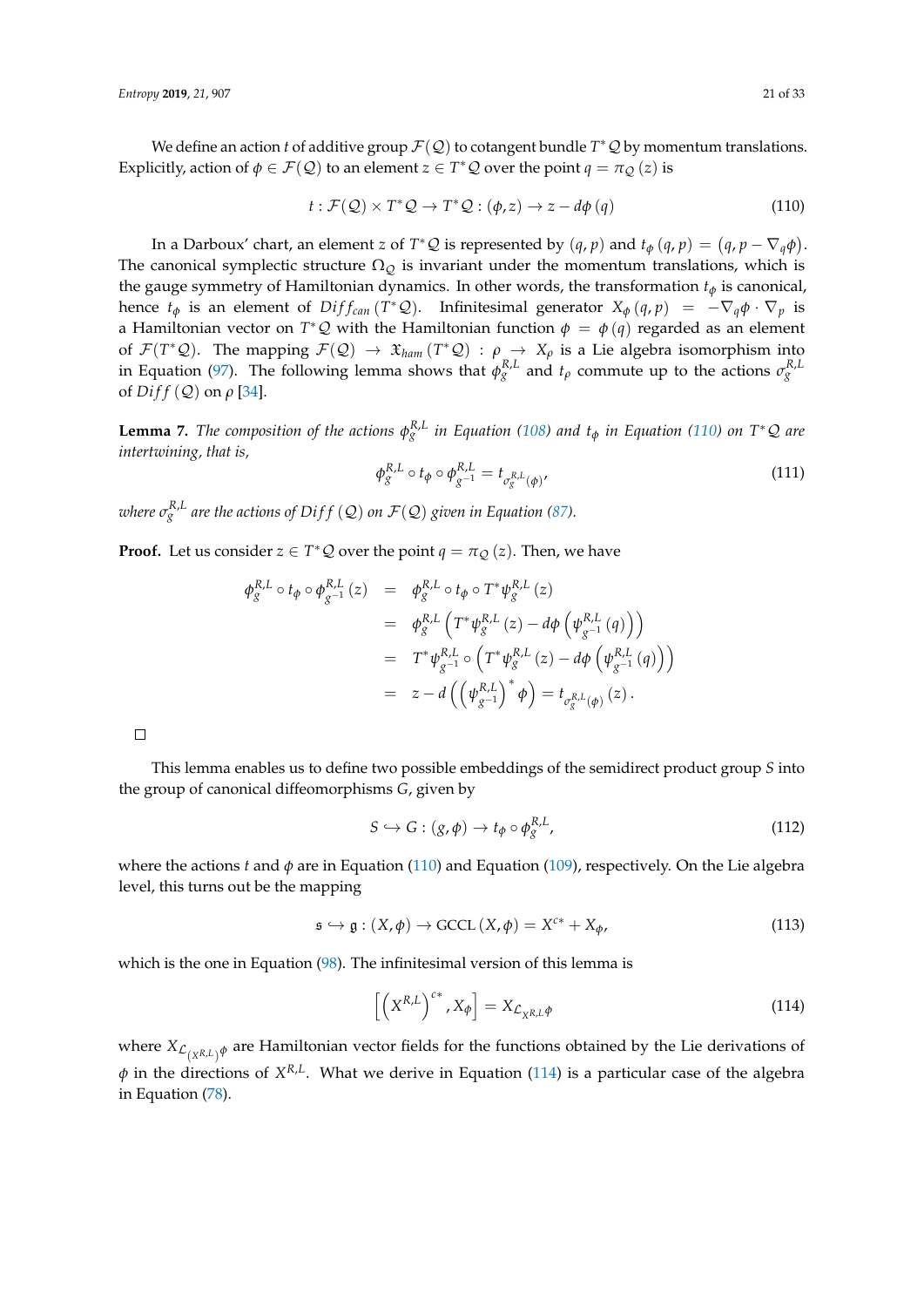We define an action $t$ of additive group $\mathcal{F}(\mathcal{Q})$ to cotangent bundle $T^*\mathcal{Q}$ by momentum translations. Explicitly, action of $\phi \in \mathcal{F}(\mathcal{Q})$ to an element $z \in T^*\mathcal{Q}$ over the point $q = \pi_{\mathcal{Q}}(z)$ is

$$t : \mathcal{F}(\mathcal{Q}) \times T^*\mathcal{Q} \to T^*\mathcal{Q} : (\phi, z) \to z - d\phi(q) \tag{110}$$

In a Darboux' chart, an element $z$ of $T^*\mathcal{Q}$ is represented by $(q, p)$ and $t_\phi(q, p) = (q, p - \nabla_q \phi)$. The canonical symplectic structure $\Omega_{\mathcal{Q}}$ is invariant under the momentum translations, which is the gauge symmetry of Hamiltonian dynamics. In other words, the transformation $t_\phi$ is canonical, hence $t_\phi$ is an element of $Diff_{can}(T^*\mathcal{Q})$. Infinitesimal generator $X_\phi(q, p) = -\nabla_q \phi \cdot \nabla_p$ is a Hamiltonian vector on $T^*\mathcal{Q}$ with the Hamiltonian function $\phi = \phi(q)$ regarded as an element of $\mathcal{F}(T^*\mathcal{Q})$. The mapping $\mathcal{F}(\mathcal{Q}) \to \mathfrak{X}_{ham}(T^*\mathcal{Q}) : \rho \to X_\rho$ is a Lie algebra isomorphism into in Equation (97). The following lemma shows that $\phi_g^{R,L}$ and $t_\rho$ commute up to the actions $\sigma_g^{R,L}$ of $Diff(\mathcal{Q})$ on $\rho$ [34].

**Lemma 7.** *The composition of the actions $\phi_g^{R,L}$ in Equation (108) and $t_\phi$ in Equation (110) on $T^*\mathcal{Q}$ are intertwining, that is,*

$$\phi_g^{R,L} \circ t_\phi \circ \phi_{g^{-1}}^{R,L} = t_{\sigma_g^{R,L}(\phi)}, \tag{111}$$

*where $\sigma_g^{R,L}$ are the actions of $Diff(\mathcal{Q})$ on $\mathcal{F}(\mathcal{Q})$ given in Equation (87).*

**Proof.** Let us consider $z \in T^*\mathcal{Q}$ over the point $q = \pi_{\mathcal{Q}}(z)$. Then, we have

$$\begin{aligned}
\phi_g^{R,L} \circ t_\phi \circ \phi_{g^{-1}}^{R,L}(z) &= \phi_g^{R,L} \circ t_\phi \circ T^*\psi_g^{R,L}(z) \\
&= \phi_g^{R,L}\left(T^*\psi_g^{R,L}(z) - d\phi\left(\psi_{g^{-1}}^{R,L}(q)\right)\right) \\
&= T^*\psi_{g^{-1}}^{R,L} \circ \left(T^*\psi_g^{R,L}(z) - d\phi\left(\psi_{g^{-1}}^{R,L}(q)\right)\right) \\
&= z - d\left(\left(\psi_{g^{-1}}^{R,L}\right)^*\phi\right) = t_{\sigma_g^{R,L}(\phi)}(z).
\end{aligned}$$

□

This lemma enables us to define two possible embeddings of the semidirect product group $S$ into the group of canonical diffeomorphisms $G$, given by

$$S \hookrightarrow G : (g, \phi) \to t_\phi \circ \phi_g^{R,L}, \tag{112}$$

where the actions $t$ and $\phi$ are in Equation (110) and Equation (109), respectively. On the Lie algebra level, this turns out be the mapping

$$\mathfrak{s} \hookrightarrow \mathfrak{g} : (X, \phi) \to \mathrm{GCCL}(X, \phi) = X^{c*} + X_\phi, \tag{113}$$

which is the one in Equation (98). The infinitesimal version of this lemma is

$$\left[\left(X^{R,L}\right)^{c*}, X_\phi\right] = X_{\mathcal{L}_{X^{R,L}}\phi} \tag{114}$$

where $X_{\mathcal{L}_{(X^{R,L})}\phi}$ are Hamiltonian vector fields for the functions obtained by the Lie derivations of $\phi$ in the directions of $X^{R,L}$. What we derive in Equation (114) is a particular case of the algebra in Equation (78).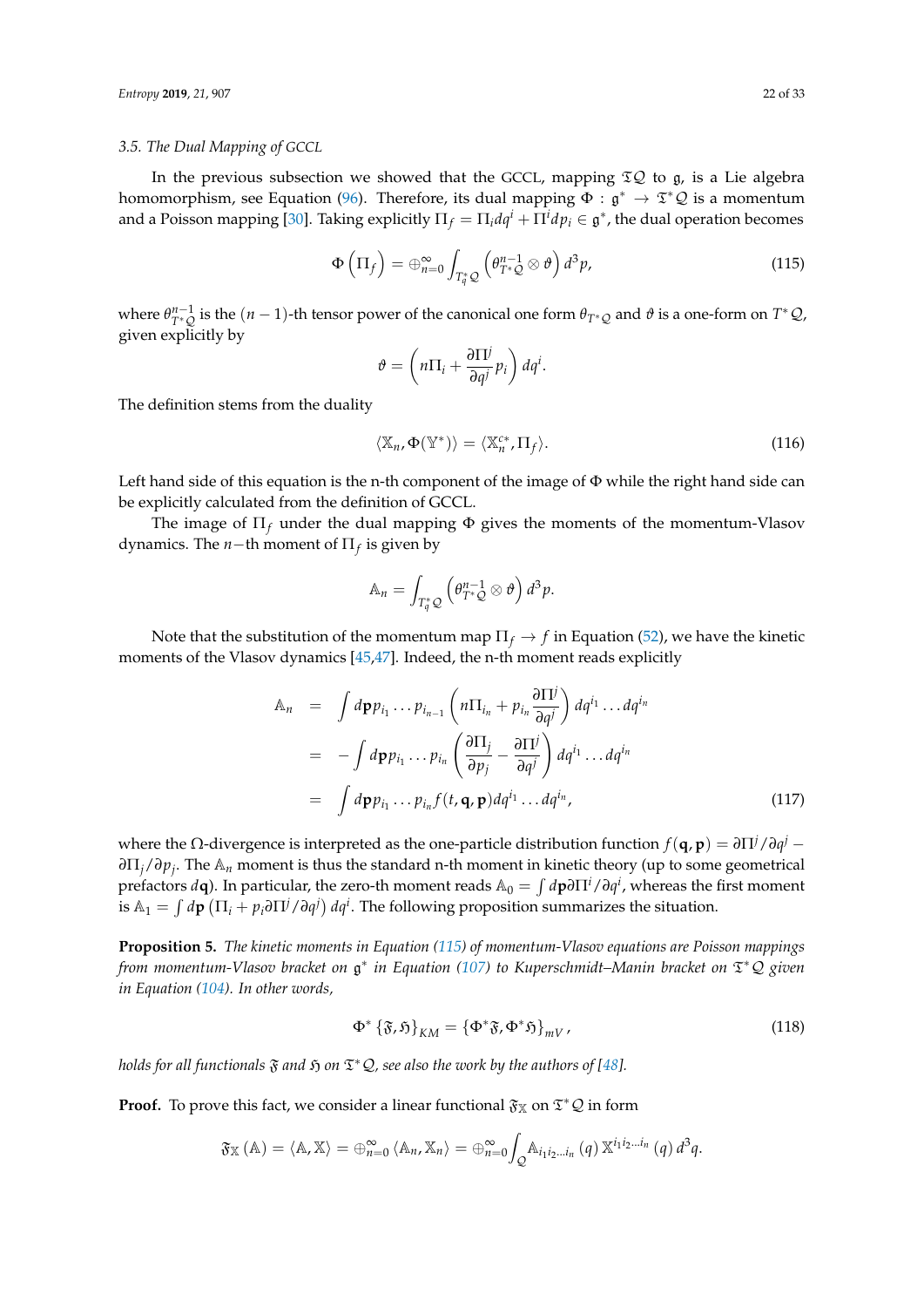### 3.5. The Dual Mapping of GCCL

In the previous subsection we showed that the GCCL, mapping $\mathfrak{T}\mathcal{Q}$ to $\mathfrak{g}$, is a Lie algebra homomorphism, see Equation (96). Therefore, its dual mapping $\Phi : \mathfrak{g}^* \to \mathfrak{T}^*\mathcal{Q}$ is a momentum and a Poisson mapping [30]. Taking explicitly $\Pi_f = \Pi_i dq^i + \Pi^i dp_i \in \mathfrak{g}^*$, the dual operation becomes

$$\Phi\left(\Pi_f\right) = \oplus_{n=0}^{\infty} \int_{T_q^*\mathcal{Q}} \left(\theta_{T^*\mathcal{Q}}^{n-1} \otimes \vartheta\right) d^3p, \tag{115}$$

where $\theta_{T^*\mathcal{Q}}^{n-1}$ is the $(n-1)$-th tensor power of the canonical one form $\theta_{T^*\mathcal{Q}}$ and $\vartheta$ is a one-form on $T^*\mathcal{Q}$, given explicitly by

$$\vartheta = \left(n\Pi_i + \frac{\partial \Pi^j}{\partial q^j} p_i\right) dq^i.$$

The definition stems from the duality

$$\langle \mathbb{X}_n, \Phi(\mathbb{Y}^*) \rangle = \langle \mathbb{X}_n^{c*}, \Pi_f \rangle. \tag{116}$$

Left hand side of this equation is the n-th component of the image of $\Phi$ while the right hand side can be explicitly calculated from the definition of GCCL.

The image of $\Pi_f$ under the dual mapping $\Phi$ gives the moments of the momentum-Vlasov dynamics. The $n-$th moment of $\Pi_f$ is given by

$$\mathbb{A}_n = \int_{T_q^*\mathcal{Q}} \left(\theta_{T^*\mathcal{Q}}^{n-1} \otimes \vartheta\right) d^3p.$$

Note that the substitution of the momentum map $\Pi_f \to f$ in Equation (52), we have the kinetic moments of the Vlasov dynamics [45,47]. Indeed, the n-th moment reads explicitly

$$\begin{aligned}
\mathbb{A}_n &= \int d\mathbf{p}\, p_{i_1} \dots p_{i_{n-1}} \left(n\Pi_{i_n} + p_{i_n} \frac{\partial \Pi^j}{\partial q^j}\right) dq^{i_1} \dots dq^{i_n} \\
&= -\int d\mathbf{p}\, p_{i_1} \dots p_{i_n} \left(\frac{\partial \Pi_j}{\partial p_j} - \frac{\partial \Pi^j}{\partial q^j}\right) dq^{i_1} \dots dq^{i_n} \\
&= \int d\mathbf{p}\, p_{i_1} \dots p_{i_n} f(t, \mathbf{q}, \mathbf{p}) dq^{i_1} \dots dq^{i_n},
\end{aligned} \tag{117}$$

where the $\Omega$-divergence is interpreted as the one-particle distribution function $f(\mathbf{q}, \mathbf{p}) = \partial \Pi^j / \partial q^j - \partial \Pi_j / \partial p_j$. The $\mathbb{A}_n$ moment is thus the standard n-th moment in kinetic theory (up to some geometrical prefactors $d\mathbf{q}$). In particular, the zero-th moment reads $\mathbb{A}_0 = \int d\mathbf{p} \partial \Pi^i / \partial q^i$, whereas the first moment is $\mathbb{A}_1 = \int d\mathbf{p} \left(\Pi_i + p_i \partial \Pi^j / \partial q^j\right) dq^i$. The following proposition summarizes the situation.

**Proposition 5.** *The kinetic moments in Equation (115) of momentum-Vlasov equations are Poisson mappings from momentum-Vlasov bracket on $\mathfrak{g}^*$ in Equation (107) to Kuperschmidt–Manin bracket on $\mathfrak{T}^*\mathcal{Q}$ given in Equation (104). In other words,*

$$\Phi^* \left\{\mathfrak{F}, \mathfrak{H}\right\}_{KM} = \left\{\Phi^* \mathfrak{F}, \Phi^* \mathfrak{H}\right\}_{mV}, \tag{118}$$

*holds for all functionals $\mathfrak{F}$ and $\mathfrak{H}$ on $\mathfrak{T}^*\mathcal{Q}$, see also the work by the authors of [48].*

**Proof.** To prove this fact, we consider a linear functional $\mathfrak{F}_{\mathbb{X}}$ on $\mathfrak{T}^*\mathcal{Q}$ in form

$$\mathfrak{F}_{\mathbb{X}}\left(\mathbb{A}\right) = \langle \mathbb{A}, \mathbb{X} \rangle = \oplus_{n=0}^{\infty} \langle \mathbb{A}_n, \mathbb{X}_n \rangle = \oplus_{n=0}^{\infty} \int_{\mathcal{Q}} \mathbb{A}_{i_1 i_2 \dots i_n}(q)\, \mathbb{X}^{i_1 i_2 \dots i_n}(q)\, d^3q.$$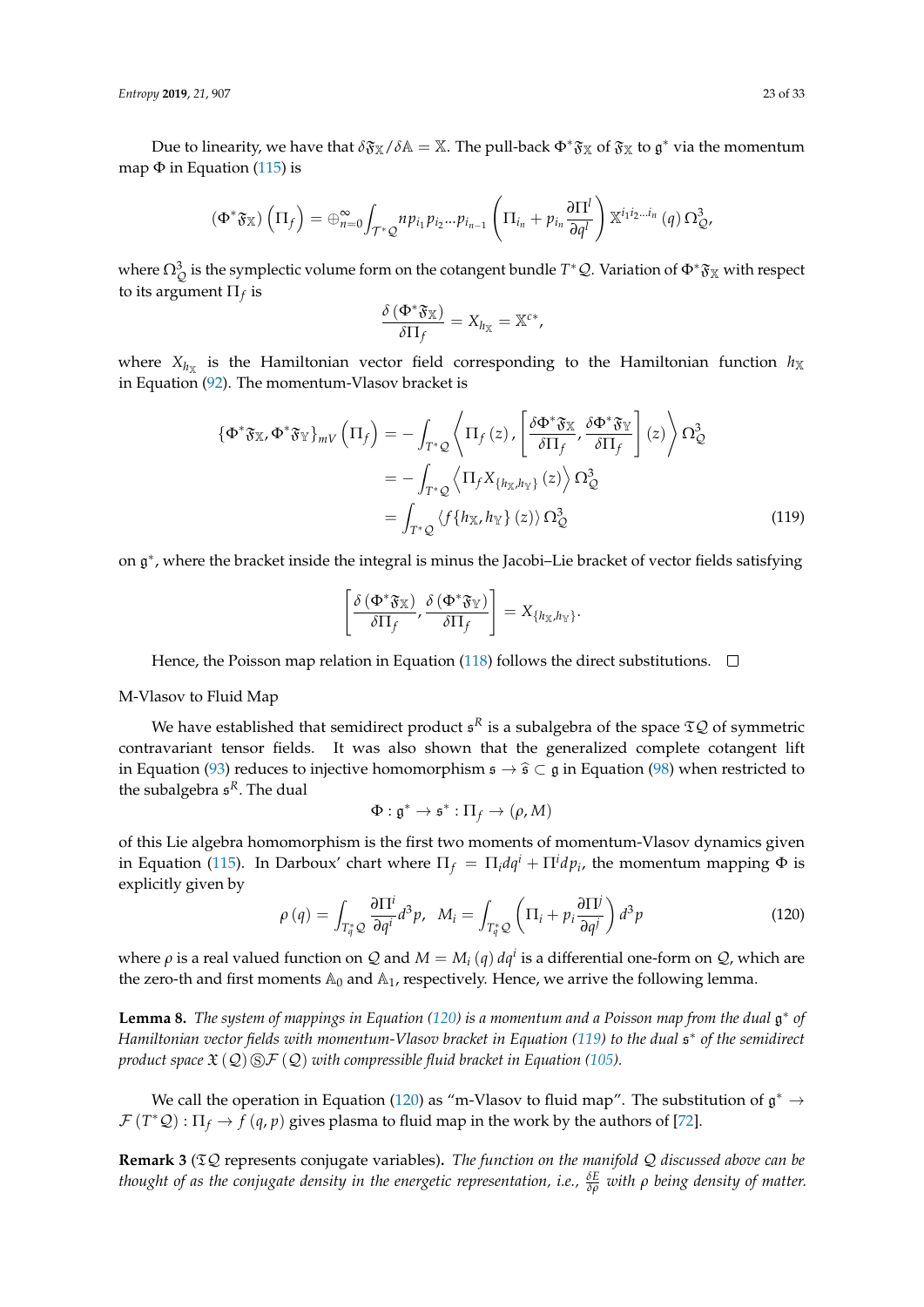Due to linearity, we have that $\delta\mathfrak{F}_{\mathbb{X}}/\delta\mathbb{A} = \mathbb{X}$. The pull-back $\Phi^*\mathfrak{F}_{\mathbb{X}}$ of $\mathfrak{F}_{\mathbb{X}}$ to $\mathfrak{g}^*$ via the momentum map $\Phi$ in Equation (115) is

$$
\left(\Phi^*\mathfrak{F}_{\mathbb{X}}\right)\left(\Pi_f\right) = \oplus_{n=0}^{\infty}\int_{\mathcal{T}^*\mathcal{Q}} n p_{i_1}p_{i_2}...p_{i_{n-1}}\left(\Pi_{i_n} + p_{i_n}\frac{\partial \Pi^l}{\partial q^l}\right)\mathbb{X}^{i_1 i_2 ... i_n}(q)\,\Omega^3_{\mathcal{Q}},
$$

where $\Omega^3_{\mathcal{Q}}$ is the symplectic volume form on the cotangent bundle $T^*\mathcal{Q}$. Variation of $\Phi^*\mathfrak{F}_{\mathbb{X}}$ with respect to its argument $\Pi_f$ is

$$
\frac{\delta\left(\Phi^*\mathfrak{F}_{\mathbb{X}}\right)}{\delta \Pi_f} = X_{h_{\mathbb{X}}} = \mathbb{X}^{c*},
$$

where $X_{h_{\mathbb{X}}}$ is the Hamiltonian vector field corresponding to the Hamiltonian function $h_{\mathbb{X}}$ in Equation (92). The momentum-Vlasov bracket is

$$
\begin{aligned}
\left\{\Phi^*\mathfrak{F}_{\mathbb{X}}, \Phi^*\mathfrak{F}_{\mathbb{Y}}\right\}_{mV}\left(\Pi_f\right) &= -\int_{T^*\mathcal{Q}}\left\langle \Pi_f(z), \left[\frac{\delta\Phi^*\mathfrak{F}_{\mathbb{X}}}{\delta\Pi_f}, \frac{\delta\Phi^*\mathfrak{F}_{\mathbb{Y}}}{\delta\Pi_f}\right](z)\right\rangle \Omega^3_{\mathcal{Q}} \\
&= -\int_{T^*\mathcal{Q}}\left\langle \Pi_f X_{\{h_{\mathbb{X}},h_{\mathbb{Y}}\}}(z)\right\rangle \Omega^3_{\mathcal{Q}} \\
&= \int_{T^*\mathcal{Q}}\left\langle f\{h_{\mathbb{X}},h_{\mathbb{Y}}\}(z)\right\rangle \Omega^3_{\mathcal{Q}}
\end{aligned}
\tag{119}
$$

on $\mathfrak{g}^*$, where the bracket inside the integral is minus the Jacobi–Lie bracket of vector fields satisfying

$$
\left[\frac{\delta\left(\Phi^*\mathfrak{F}_{\mathbb{X}}\right)}{\delta\Pi_f}, \frac{\delta\left(\Phi^*\mathfrak{F}_{\mathbb{Y}}\right)}{\delta\Pi_f}\right] = X_{\{h_{\mathbb{X}},h_{\mathbb{Y}}\}}.
$$

Hence, the Poisson map relation in Equation (118) follows the direct substitutions. □

M-Vlasov to Fluid Map

We have established that semidirect product $\mathfrak{s}^R$ is a subalgebra of the space $\mathfrak{T}\mathcal{Q}$ of symmetric contravariant tensor fields. It was also shown that the generalized complete cotangent lift in Equation (93) reduces to injective homomorphism $\mathfrak{s} \to \hat{\mathfrak{s}} \subset \mathfrak{g}$ in Equation (98) when restricted to the subalgebra $\mathfrak{s}^R$. The dual

$$
\Phi : \mathfrak{g}^* \to \mathfrak{s}^* : \Pi_f \to (\rho, M)
$$

of this Lie algebra homomorphism is the first two moments of momentum-Vlasov dynamics given in Equation (115). In Darboux' chart where $\Pi_f = \Pi_i dq^i + \Pi^i dp_i$, the momentum mapping $\Phi$ is explicitly given by

$$
\rho(q) = \int_{T^*_q\mathcal{Q}}\frac{\partial \Pi^i}{\partial q^i}d^3p, \quad M_i = \int_{T^*_q\mathcal{Q}}\left(\Pi_i + p_i\frac{\partial \Pi^j}{\partial q^j}\right)d^3p \tag{120}
$$

where $\rho$ is a real valued function on $\mathcal{Q}$ and $M = M_i(q)\,dq^i$ is a differential one-form on $\mathcal{Q}$, which are the zero-th and first moments $\mathbb{A}_0$ and $\mathbb{A}_1$, respectively. Hence, we arrive the following lemma.

**Lemma 8.** *The system of mappings in Equation (120) is a momentum and a Poisson map from the dual $\mathfrak{g}^*$ of Hamiltonian vector fields with momentum-Vlasov bracket in Equation (119) to the dual $\mathfrak{s}^*$ of the semidirect product space $\mathfrak{X}(\mathcal{Q})\circledS\mathcal{F}(\mathcal{Q})$ with compressible fluid bracket in Equation (105).*

We call the operation in Equation (120) as "m-Vlasov to fluid map". The substitution of $\mathfrak{g}^* \to \mathcal{F}(T^*\mathcal{Q}) : \Pi_f \to f(q,p)$ gives plasma to fluid map in the work by the authors of [72].

**Remark 3** ($\mathfrak{T}\mathcal{Q}$ represents conjugate variables)**.** *The function on the manifold $\mathcal{Q}$ discussed above can be thought of as the conjugate density in the energetic representation, i.e., $\frac{\delta E}{\delta\rho}$ with $\rho$ being density of matter.*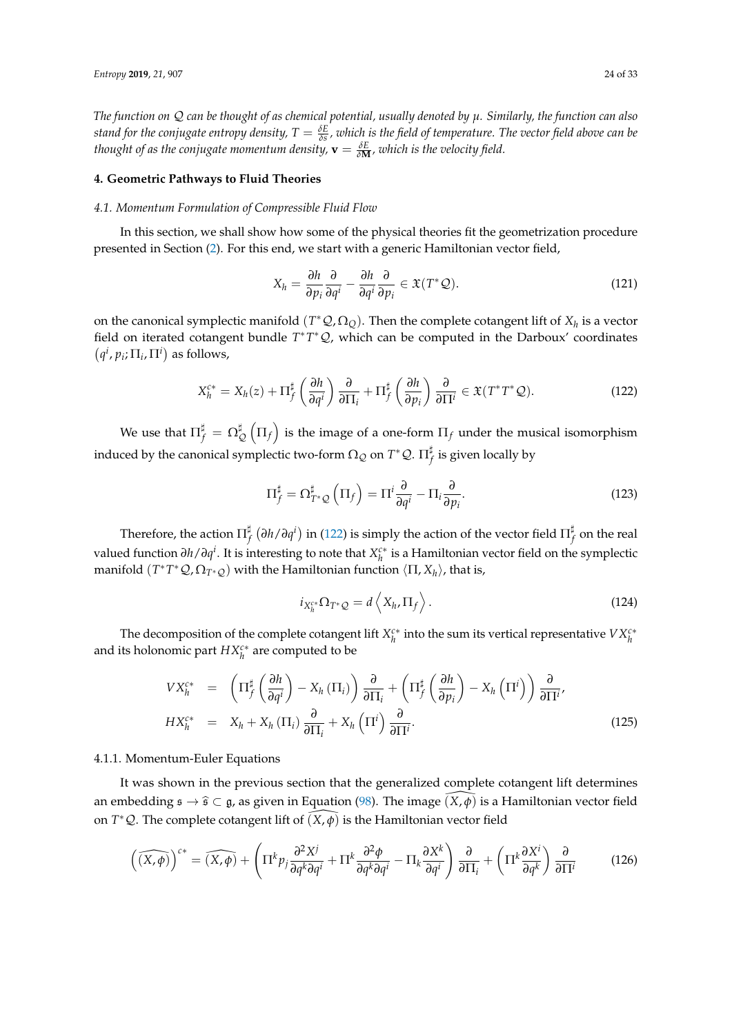*The function on $\mathcal{Q}$ can be thought of as chemical potential, usually denoted by $\mu$. Similarly, the function can also stand for the conjugate entropy density, $T = \frac{\delta E}{\delta s}$, which is the field of temperature. The vector field above can be thought of as the conjugate momentum density, $\mathbf{v} = \frac{\delta E}{\delta \mathbf{M}}$, which is the velocity field.*

## 4. Geometric Pathways to Fluid Theories

### 4.1. Momentum Formulation of Compressible Fluid Flow

In this section, we shall show how some of the physical theories fit the geometrization procedure presented in Section (2). For this end, we start with a generic Hamiltonian vector field,

$$X_h = \frac{\partial h}{\partial p_i}\frac{\partial}{\partial q^i} - \frac{\partial h}{\partial q^i}\frac{\partial}{\partial p_i} \in \mathfrak{X}(T^*\mathcal{Q}). \tag{121}$$

on the canonical symplectic manifold $(T^*\mathcal{Q}, \Omega_Q)$. Then the complete cotangent lift of $X_h$ is a vector field on iterated cotangent bundle $T^*T^*\mathcal{Q}$, which can be computed in the Darboux' coordinates $(q^i, p_i; \Pi_i, \Pi^i)$ as follows,

$$X_h^{c*} = X_h(z) + \Pi_f^\sharp\left(\frac{\partial h}{\partial q^i}\right)\frac{\partial}{\partial \Pi_i} + \Pi_f^\sharp\left(\frac{\partial h}{\partial p_i}\right)\frac{\partial}{\partial \Pi^i} \in \mathfrak{X}(T^*T^*\mathcal{Q}). \tag{122}$$

We use that $\Pi_f^\sharp = \Omega_\mathcal{Q}^\sharp\left(\Pi_f\right)$ is the image of a one-form $\Pi_f$ under the musical isomorphism induced by the canonical symplectic two-form $\Omega_\mathcal{Q}$ on $T^*\mathcal{Q}$. $\Pi_f^\sharp$ is given locally by

$$\Pi_f^\sharp = \Omega_{T^*\mathcal{Q}}^\sharp\left(\Pi_f\right) = \Pi^i\frac{\partial}{\partial q^i} - \Pi_i\frac{\partial}{\partial p_i}. \tag{123}$$

Therefore, the action $\Pi_f^\sharp\left(\partial h/\partial q^i\right)$ in (122) is simply the action of the vector field $\Pi_f^\sharp$ on the real valued function $\partial h/\partial q^i$. It is interesting to note that $X_h^{c*}$ is a Hamiltonian vector field on the symplectic manifold $(T^*T^*\mathcal{Q}, \Omega_{T^*\mathcal{Q}})$ with the Hamiltonian function $\langle \Pi, X_h \rangle$, that is,

$$i_{X_h^{c*}}\Omega_{T^*\mathcal{Q}} = d\left\langle X_h, \Pi_f \right\rangle. \tag{124}$$

The decomposition of the complete cotangent lift $X_h^{c*}$ into the sum its vertical representative $VX_h^{c*}$ and its holonomic part $HX_h^{c*}$ are computed to be

$$\begin{aligned} VX_h^{c*} &= \left(\Pi_f^\sharp\left(\frac{\partial h}{\partial q^i}\right) - X_h\left(\Pi_i\right)\right)\frac{\partial}{\partial \Pi_i} + \left(\Pi_f^\sharp\left(\frac{\partial h}{\partial p_i}\right) - X_h\left(\Pi^i\right)\right)\frac{\partial}{\partial \Pi^i}, \\ HX_h^{c*} &= X_h + X_h\left(\Pi_i\right)\frac{\partial}{\partial \Pi_i} + X_h\left(\Pi^i\right)\frac{\partial}{\partial \Pi^i}. \end{aligned} \tag{125}$$

#### 4.1.1. Momentum-Euler Equations

It was shown in the previous section that the generalized complete cotangent lift determines an embedding $\mathfrak{s} \to \widehat{\mathfrak{s}} \subset \mathfrak{g}$, as given in Equation (98). The image $\widehat{(X,\phi)}$ is a Hamiltonian vector field on $T^*\mathcal{Q}$. The complete cotangent lift of $\widehat{(X,\phi)}$ is the Hamiltonian vector field

$$\left(\widehat{(X,\phi)}\right)^{c*} = \widehat{(X,\phi)} + \left(\Pi^k p_j \frac{\partial^2 X^j}{\partial q^k \partial q^i} + \Pi^k \frac{\partial^2 \phi}{\partial q^k \partial q^i} - \Pi_k \frac{\partial X^k}{\partial q^i}\right)\frac{\partial}{\partial \Pi_i} + \left(\Pi^k \frac{\partial X^i}{\partial q^k}\right)\frac{\partial}{\partial \Pi^i} \tag{126}$$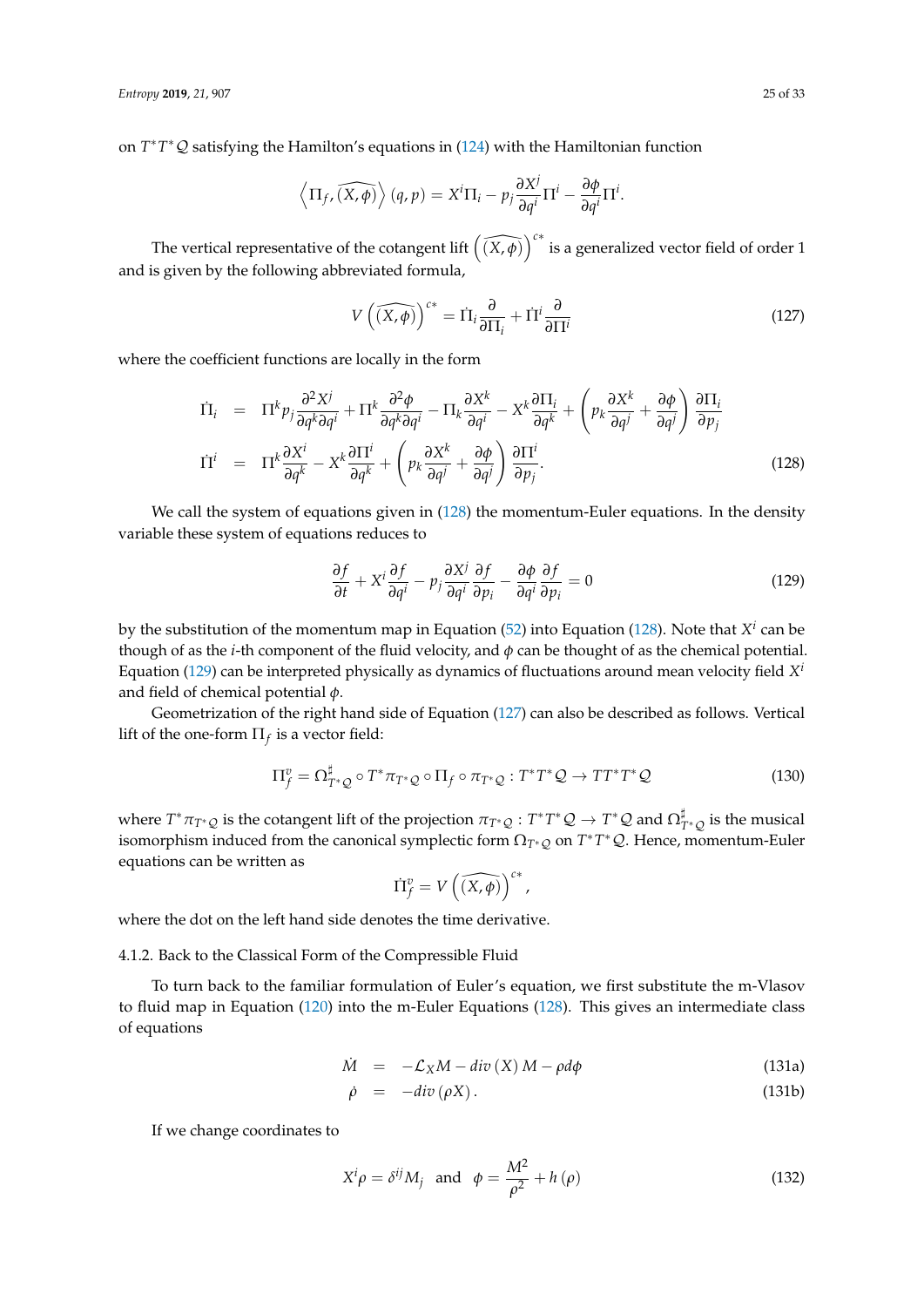on $T^*T^*\mathcal{Q}$ satisfying the Hamilton's equations in (124) with the Hamiltonian function

$$\left\langle \Pi_f, \widehat{(X,\phi)} \right\rangle (q,p) = X^i \Pi_i - p_j \frac{\partial X^j}{\partial q^i} \Pi^i - \frac{\partial \phi}{\partial q^i} \Pi^i.$$

The vertical representative of the cotangent lift $\left(\widehat{(X,\phi)}\right)^{c*}$ is a generalized vector field of order 1 and is given by the following abbreviated formula,

$$V\left(\widehat{(X,\phi)}\right)^{c*} = \dot{\Pi}_i \frac{\partial}{\partial \Pi_i} + \dot{\Pi}^i \frac{\partial}{\partial \Pi^i} \tag{127}$$

where the coefficient functions are locally in the form

$$\begin{aligned}
\dot{\Pi}_i &= \Pi^k p_j \frac{\partial^2 X^j}{\partial q^k \partial q^i} + \Pi^k \frac{\partial^2 \phi}{\partial q^k \partial q^i} - \Pi_k \frac{\partial X^k}{\partial q^i} - X^k \frac{\partial \Pi_i}{\partial q^k} + \left( p_k \frac{\partial X^k}{\partial q^j} + \frac{\partial \phi}{\partial q^j} \right) \frac{\partial \Pi_i}{\partial p_j} \\
\dot{\Pi}^i &= \Pi^k \frac{\partial X^i}{\partial q^k} - X^k \frac{\partial \Pi^i}{\partial q^k} + \left( p_k \frac{\partial X^k}{\partial q^j} + \frac{\partial \phi}{\partial q^j} \right) \frac{\partial \Pi^i}{\partial p_j}.
\end{aligned} \tag{128}$$

We call the system of equations given in (128) the momentum-Euler equations. In the density variable these system of equations reduces to

$$\frac{\partial f}{\partial t} + X^i \frac{\partial f}{\partial q^i} - p_j \frac{\partial X^j}{\partial q^i} \frac{\partial f}{\partial p_i} - \frac{\partial \phi}{\partial q^i} \frac{\partial f}{\partial p_i} = 0 \tag{129}$$

by the substitution of the momentum map in Equation (52) into Equation (128). Note that $X^i$ can be though of as the $i$-th component of the fluid velocity, and $\phi$ can be thought of as the chemical potential. Equation (129) can be interpreted physically as dynamics of fluctuations around mean velocity field $X^i$ and field of chemical potential $\phi$.

Geometrization of the right hand side of Equation (127) can also be described as follows. Vertical lift of the one-form $\Pi_f$ is a vector field:

$$\Pi_f^v = \Omega_{T^*\mathcal{Q}}^\sharp \circ T^*\pi_{T^*\mathcal{Q}} \circ \Pi_f \circ \pi_{T^*\mathcal{Q}} : T^*T^*\mathcal{Q} \to TT^*T^*\mathcal{Q} \tag{130}$$

where $T^*\pi_{T^*\mathcal{Q}}$ is the cotangent lift of the projection $\pi_{T^*\mathcal{Q}} : T^*T^*\mathcal{Q} \to T^*\mathcal{Q}$ and $\Omega_{T^*\mathcal{Q}}^\sharp$ is the musical isomorphism induced from the canonical symplectic form $\Omega_{T^*\mathcal{Q}}$ on $T^*T^*\mathcal{Q}$. Hence, momentum-Euler equations can be written as

$$\dot{\Pi}_f^v = V\left(\widehat{(X,\phi)}\right)^{c*},$$

where the dot on the left hand side denotes the time derivative.

#### 4.1.2. Back to the Classical Form of the Compressible Fluid

To turn back to the familiar formulation of Euler's equation, we first substitute the m-Vlasov to fluid map in Equation (120) into the m-Euler Equations (128). This gives an intermediate class of equations

$$\dot{M} = -\mathcal{L}_X M - div\,(X)\, M - \rho d\phi \tag{131a}$$

$$\dot{\rho} = -div\,(\rho X)\,. \tag{131b}$$

If we change coordinates to

$$X^i \rho = \delta^{ij} M_j \quad \text{and} \quad \phi = \frac{M^2}{\rho^2} + h\,(\rho) \tag{132}$$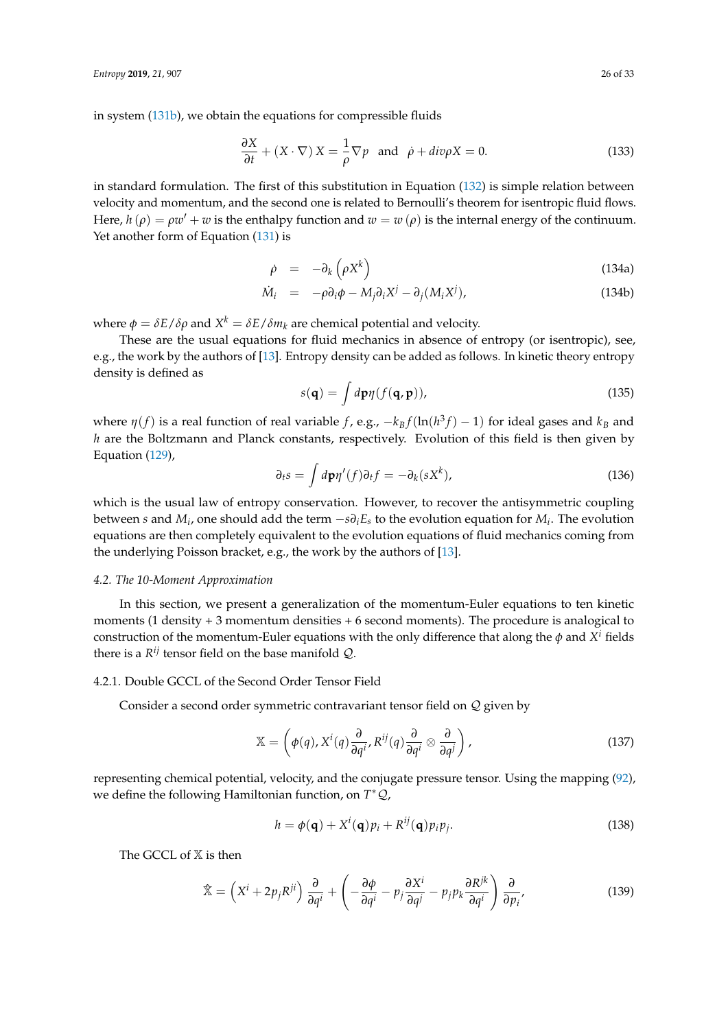in system (131b), we obtain the equations for compressible fluids

$$\frac{\partial X}{\partial t} + (X \cdot \nabla) X = \frac{1}{\rho} \nabla p \quad \text{and} \quad \dot{\rho} + div \rho X = 0. \tag{133}$$

in standard formulation. The first of this substitution in Equation (132) is simple relation between velocity and momentum, and the second one is related to Bernoulli's theorem for isentropic fluid flows. Here, $h(\rho) = \rho w' + w$ is the enthalpy function and $w = w(\rho)$ is the internal energy of the continuum. Yet another form of Equation (131) is

$$\dot{\rho} = -\partial_k \left( \rho X^k \right) \tag{134a}$$

$$\dot{M}_i = -\rho \partial_i \phi - M_j \partial_i X^j - \partial_j (M_i X^j), \tag{134b}$$

where $\phi = \delta E / \delta \rho$ and $X^k = \delta E / \delta m_k$ are chemical potential and velocity.

These are the usual equations for fluid mechanics in absence of entropy (or isentropic), see, e.g., the work by the authors of [13]. Entropy density can be added as follows. In kinetic theory entropy density is defined as

$$s(\mathbf{q}) = \int d\mathbf{p} \eta(f(\mathbf{q}, \mathbf{p})), \tag{135}$$

where $\eta(f)$ is a real function of real variable $f$, e.g., $-k_B f(\ln(h^3 f) - 1)$ for ideal gases and $k_B$ and $h$ are the Boltzmann and Planck constants, respectively. Evolution of this field is then given by Equation (129),

$$\partial_t s = \int d\mathbf{p} \eta'(f) \partial_t f = -\partial_k (s X^k), \tag{136}$$

which is the usual law of entropy conservation. However, to recover the antisymmetric coupling between $s$ and $M_i$, one should add the term $-s \partial_i E_s$ to the evolution equation for $M_i$. The evolution equations are then completely equivalent to the evolution equations of fluid mechanics coming from the underlying Poisson bracket, e.g., the work by the authors of [13].

### *4.2. The 10-Moment Approximation*

In this section, we present a generalization of the momentum-Euler equations to ten kinetic moments (1 density + 3 momentum densities + 6 second moments). The procedure is analogical to construction of the momentum-Euler equations with the only difference that along the $\phi$ and $X^i$ fields there is a $R^{ij}$ tensor field on the base manifold $\mathcal{Q}$.

#### 4.2.1. Double GCCL of the Second Order Tensor Field

Consider a second order symmetric contravariant tensor field on $\mathcal{Q}$ given by

$$\mathbb{X} = \left( \phi(q), X^i(q) \frac{\partial}{\partial q^i}, R^{ij}(q) \frac{\partial}{\partial q^i} \otimes \frac{\partial}{\partial q^j} \right), \tag{137}$$

representing chemical potential, velocity, and the conjugate pressure tensor. Using the mapping (92), we define the following Hamiltonian function, on $T^*\mathcal{Q}$,

$$h = \phi(\mathbf{q}) + X^i(\mathbf{q}) p_i + R^{ij}(\mathbf{q}) p_i p_j. \tag{138}$$

The GCCL of $\mathbb{X}$ is then

$$\hat{\mathbb{X}} = \left( X^i + 2 p_j R^{ji} \right) \frac{\partial}{\partial q^i} + \left( -\frac{\partial \phi}{\partial q^i} - p_j \frac{\partial X^i}{\partial q^j} - p_j p_k \frac{\partial R^{jk}}{\partial q^i} \right) \frac{\partial}{\partial p_i}, \tag{139}$$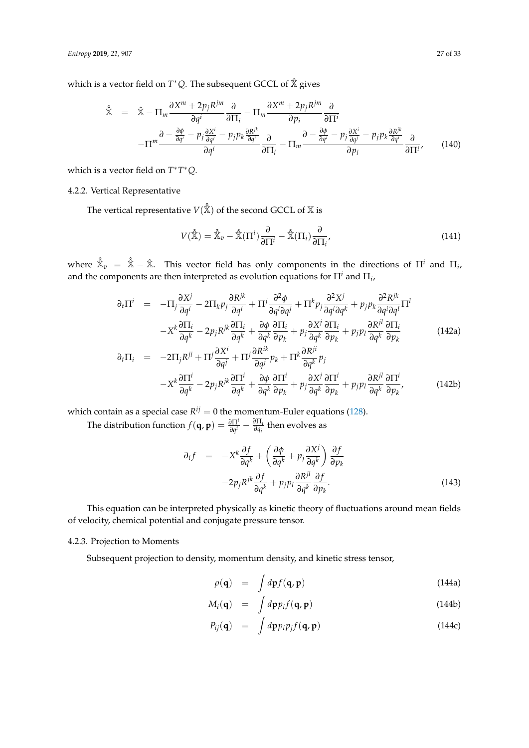which is a vector field on $T^*Q$. The subsequent GCCL of $\hat{\mathbb{X}}$ gives

$$
\begin{aligned}
\hat{\hat{\mathbb{X}}} &= \hat{\mathbb{X}} - \Pi_m \frac{\partial X^m + 2p_j R^{jm}}{\partial q^i} \frac{\partial}{\partial \Pi_i} - \Pi_m \frac{\partial X^m + 2p_j R^{jm}}{\partial p_i} \frac{\partial}{\partial \Pi^i} \\
&\quad - \Pi^m \frac{\partial - \frac{\partial \phi}{\partial q^i} - p_j \frac{\partial X^i}{\partial q^j} - p_j p_k \frac{\partial R^{jk}}{\partial q^i}}{\partial q^i} \frac{\partial}{\partial \Pi_i} - \Pi_m \frac{\partial - \frac{\partial \phi}{\partial q^i} - p_j \frac{\partial X^i}{\partial q^j} - p_j p_k \frac{\partial R^{jk}}{\partial q^i}}{\partial p_i} \frac{\partial}{\partial \Pi^i}, \qquad (140)
\end{aligned}
$$

which is a vector field on $T^*T^*Q$.

### 4.2.2. Vertical Representative

The vertical representative $V(\hat{\hat{\mathbb{X}}})$ of the second GCCL of $\mathbb{X}$ is

$$
V(\hat{\hat{\mathbb{X}}}) = \hat{\hat{\mathbb{X}}}_v - \hat{\hat{\mathbb{X}}}(\Pi^i)\frac{\partial}{\partial \Pi^i} - \hat{\hat{\mathbb{X}}}(\Pi_i)\frac{\partial}{\partial \Pi_i}, \qquad (141)
$$

where $\hat{\hat{\mathbb{X}}}_v = \hat{\hat{\mathbb{X}}} - \hat{\mathbb{X}}$. This vector field has only components in the directions of $\Pi^i$ and $\Pi_i$, and the components are then interpreted as evolution equations for $\Pi^i$ and $\Pi_i$,

$$
\begin{aligned}
\partial_t \Pi^i &= -\Pi_j \frac{\partial X^j}{\partial q^i} - 2\Pi_k p_j \frac{\partial R^{jk}}{\partial q^i} + \Pi^j \frac{\partial^2 \phi}{\partial q^i \partial q^j} + \Pi^k p_j \frac{\partial^2 X^j}{\partial q^i \partial q^k} + p_j p_k \frac{\partial^2 R^{jk}}{\partial q^i \partial q^l} \Pi^l \\
&\quad - X^k \frac{\partial \Pi_i}{\partial q^k} - 2p_j R^{jk} \frac{\partial \Pi_i}{\partial q^k} + \frac{\partial \phi}{\partial q^k}\frac{\partial \Pi_i}{\partial p_k} + p_j \frac{\partial X^j}{\partial q^k}\frac{\partial \Pi_i}{\partial p_k} + p_j p_l \frac{\partial R^{jl}}{\partial q^k}\frac{\partial \Pi_i}{\partial p_k} \qquad (142a) \\
\partial_t \Pi_i &= -2\Pi_j R^{ji} + \Pi^j \frac{\partial X^i}{\partial q^j} + \Pi^j \frac{\partial R^{ik}}{\partial q^j} p_k + \Pi^k \frac{\partial R^{ji}}{\partial q^k} p_j \\
&\quad - X^k \frac{\partial \Pi^i}{\partial q^k} - 2p_j R^{jk} \frac{\partial \Pi^i}{\partial q^k} + \frac{\partial \phi}{\partial q^k}\frac{\partial \Pi^i}{\partial p_k} + p_j \frac{\partial X^j}{\partial q^k}\frac{\partial \Pi^i}{\partial p_k} + p_j p_l \frac{\partial R^{jl}}{\partial q^k}\frac{\partial \Pi^i}{\partial p_k}, \qquad (142b)
\end{aligned}
$$

which contain as a special case $R^{ij} = 0$ the momentum-Euler equations (128).

The distribution function $f(\mathbf{q}, \mathbf{p}) = \frac{\partial \Pi^i}{\partial q^i} - \frac{\partial \Pi_i}{\partial q_i}$ then evolves as

$$
\begin{aligned}
\partial_t f &= -X^k \frac{\partial f}{\partial q^k} + \left(\frac{\partial \phi}{\partial q^k} + p_j \frac{\partial X^j}{\partial q^k}\right)\frac{\partial f}{\partial p_k} \\
&\quad - 2p_j R^{jk} \frac{\partial f}{\partial q^k} + p_j p_l \frac{\partial R^{jl}}{\partial q^k}\frac{\partial f}{\partial p_k}. \qquad (143)
\end{aligned}
$$

This equation can be interpreted physically as kinetic theory of fluctuations around mean fields of velocity, chemical potential and conjugate pressure tensor.

### 4.2.3. Projection to Moments

Subsequent projection to density, momentum density, and kinetic stress tensor,

$$
\begin{aligned}
\rho(\mathbf{q}) &= \int d\mathbf{p} f(\mathbf{q}, \mathbf{p}) \qquad (144a) \\
M_i(\mathbf{q}) &= \int d\mathbf{p} p_i f(\mathbf{q}, \mathbf{p}) \qquad (144b) \\
P_{ij}(\mathbf{q}) &= \int d\mathbf{p} p_i p_j f(\mathbf{q}, \mathbf{p}) \qquad (144c)
\end{aligned}
$$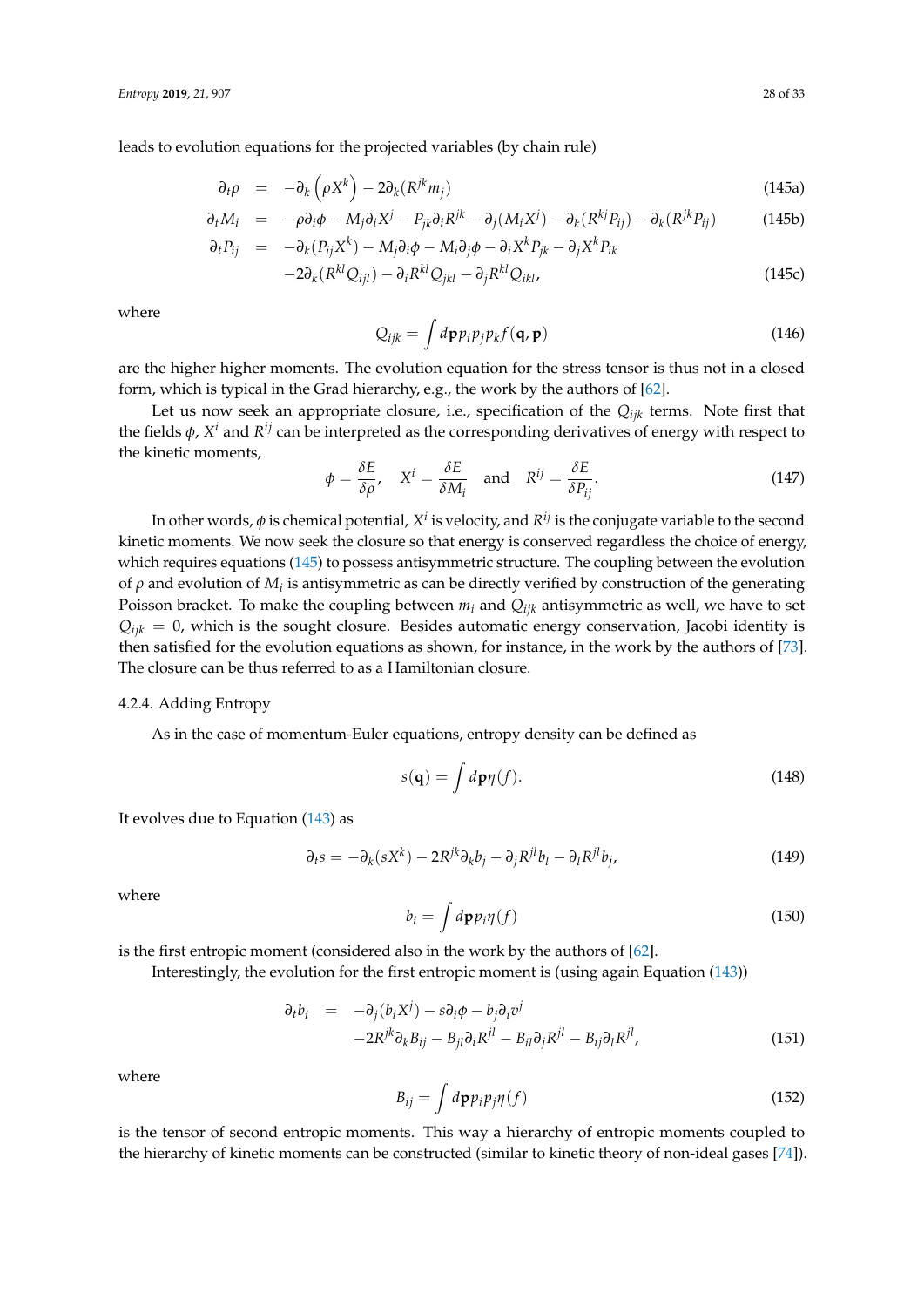leads to evolution equations for the projected variables (by chain rule)

$$
\begin{aligned}
\partial_t \rho &= -\partial_k \left(\rho X^k\right) - 2\partial_k (R^{jk} m_j) &\quad (145a)\\
\partial_t M_i &= -\rho \partial_i \phi - M_j \partial_i X^j - P_{jk}\partial_i R^{jk} - \partial_j (M_i X^j) - \partial_k (R^{kj} P_{ij}) - \partial_k (R^{jk} P_{ij}) &\quad (145b)\\
\partial_t P_{ij} &= -\partial_k (P_{ij} X^k) - M_j \partial_i \phi - M_i \partial_j \phi - \partial_i X^k P_{jk} - \partial_j X^k P_{ik} \\
&\quad -2\partial_k (R^{kl} Q_{ijl}) - \partial_i R^{kl} Q_{jkl} - \partial_j R^{kl} Q_{ikl}, &\quad (145c)
\end{aligned}
$$

where

$$
Q_{ijk} = \int d\mathbf{p} p_i p_j p_k f(\mathbf{q}, \mathbf{p}) \tag{146}
$$

are the higher higher moments. The evolution equation for the stress tensor is thus not in a closed form, which is typical in the Grad hierarchy, e.g., the work by the authors of [62].

Let us now seek an appropriate closure, i.e., specification of the $Q_{ijk}$ terms. Note first that the fields $\phi$, $X^i$ and $R^{ij}$ can be interpreted as the corresponding derivatives of energy with respect to the kinetic moments,

$$
\phi = \frac{\delta E}{\delta \rho}, \quad X^i = \frac{\delta E}{\delta M_i} \quad \text{and} \quad R^{ij} = \frac{\delta E}{\delta P_{ij}}. \tag{147}
$$

In other words, $\phi$ is chemical potential, $X^i$ is velocity, and $R^{ij}$ is the conjugate variable to the second kinetic moments. We now seek the closure so that energy is conserved regardless the choice of energy, which requires equations (145) to possess antisymmetric structure. The coupling between the evolution of $\rho$ and evolution of $M_i$ is antisymmetric as can be directly verified by construction of the generating Poisson bracket. To make the coupling between $m_i$ and $Q_{ijk}$ antisymmetric as well, we have to set $Q_{ijk} = 0$, which is the sought closure. Besides automatic energy conservation, Jacobi identity is then satisfied for the evolution equations as shown, for instance, in the work by the authors of [73]. The closure can be thus referred to as a Hamiltonian closure.

#### 4.2.4. Adding Entropy

As in the case of momentum-Euler equations, entropy density can be defined as

$$
s(\mathbf{q}) = \int d\mathbf{p} \eta(f). \tag{148}
$$

It evolves due to Equation (143) as

$$
\partial_t s = -\partial_k (s X^k) - 2R^{jk}\partial_k b_j - \partial_j R^{jl} b_l - \partial_l R^{jl} b_j, \tag{149}
$$

where

$$
b_i = \int d\mathbf{p} p_i \eta(f) \tag{150}
$$

is the first entropic moment (considered also in the work by the authors of [62].

Interestingly, the evolution for the first entropic moment is (using again Equation (143))

$$
\begin{aligned}
\partial_t b_i &= -\partial_j (b_i X^j) - s\partial_i \phi - b_j \partial_i v^j \\
&\quad -2R^{jk}\partial_k B_{ij} - B_{jl}\partial_i R^{jl} - B_{il}\partial_j R^{jl} - B_{ij}\partial_l R^{jl},
\end{aligned} \tag{151}
$$

where

$$
B_{ij} = \int d\mathbf{p} p_i p_j \eta(f) \tag{152}
$$

is the tensor of second entropic moments. This way a hierarchy of entropic moments coupled to the hierarchy of kinetic moments can be constructed (similar to kinetic theory of non-ideal gases [74]).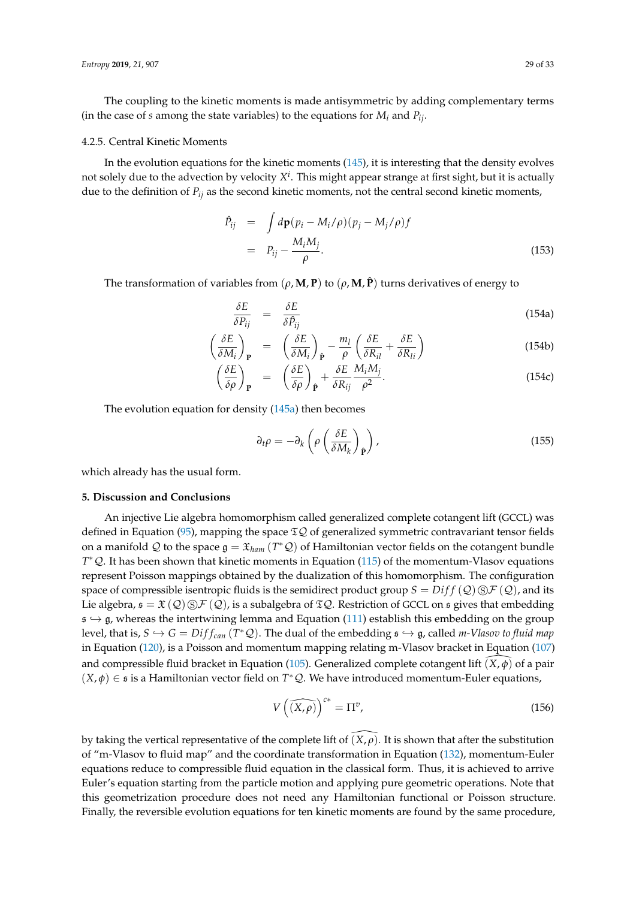The coupling to the kinetic moments is made antisymmetric by adding complementary terms (in the case of $s$ among the state variables) to the equations for $M_i$ and $P_{ij}$.

#### 4.2.5. Central Kinetic Moments

In the evolution equations for the kinetic moments (145), it is interesting that the density evolves not solely due to the advection by velocity $X^i$. This might appear strange at first sight, but it is actually due to the definition of $P_{ij}$ as the second kinetic moments, not the central second kinetic moments,

$$
\begin{aligned}
\hat{P}_{ij} &= \int d\mathbf{p}(p_i - M_i/\rho)(p_j - M_j/\rho) f \\
&= P_{ij} - \frac{M_i M_j}{\rho}.
\end{aligned} \tag{153}
$$

The transformation of variables from $(\rho, \mathbf{M}, \mathbf{P})$ to $(\rho, \mathbf{M}, \hat{\mathbf{P}})$ turns derivatives of energy to

$$
\frac{\delta E}{\delta P_{ij}} = \frac{\delta E}{\delta \hat{P}_{ij}} \tag{154a}
$$

$$
\left(\frac{\delta E}{\delta M_i}\right)_{\mathbf{P}} = \left(\frac{\delta E}{\delta M_i}\right)_{\hat{\mathbf{P}}} - \frac{m_l}{\rho}\left(\frac{\delta E}{\delta R_{il}} + \frac{\delta E}{\delta R_{li}}\right) \tag{154b}
$$

$$
\left(\frac{\delta E}{\delta \rho}\right)_{\mathbf{P}} = \left(\frac{\delta E}{\delta \rho}\right)_{\hat{\mathbf{P}}} + \frac{\delta E}{\delta R_{ij}} \frac{M_i M_j}{\rho^2}. \tag{154c}
$$

The evolution equation for density (145a) then becomes

$$
\partial_t \rho = -\partial_k \left(\rho \left(\frac{\delta E}{\delta M_k}\right)_{\hat{\mathbf{P}}}\right), \tag{155}
$$

which already has the usual form.

## 5. Discussion and Conclusions

An injective Lie algebra homomorphism called generalized complete cotangent lift (GCCL) was defined in Equation (95), mapping the space $\mathfrak{T}\mathcal{Q}$ of generalized symmetric contravariant tensor fields on a manifold $\mathcal{Q}$ to the space $\mathfrak{g} = \mathfrak{X}_{ham}(T^*\mathcal{Q})$ of Hamiltonian vector fields on the cotangent bundle $T^*\mathcal{Q}$. It has been shown that kinetic moments in Equation (115) of the momentum-Vlasov equations represent Poisson mappings obtained by the dualization of this homomorphism. The configuration space of compressible isentropic fluids is the semidirect product group $S = Diff(\mathcal{Q}) \circledS \mathcal{F}(\mathcal{Q})$, and its Lie algebra, $\mathfrak{s} = \mathfrak{X}(\mathcal{Q}) \circledS \mathcal{F}(\mathcal{Q})$, is a subalgebra of $\mathfrak{T}\mathcal{Q}$. Restriction of GCCL on $\mathfrak{s}$ gives that embedding $\mathfrak{s} \hookrightarrow \mathfrak{g}$, whereas the intertwining lemma and Equation (111) establish this embedding on the group level, that is, $S \hookrightarrow G = Diff_{can}(T^*\mathcal{Q})$. The dual of the embedding $\mathfrak{s} \hookrightarrow \mathfrak{g}$, called *m-Vlasov to fluid map* in Equation (120), is a Poisson and momentum mapping relating m-Vlasov bracket in Equation (107) and compressible fluid bracket in Equation (105). Generalized complete cotangent lift $\widehat{(X,\phi)}$ of a pair $(X,\phi) \in \mathfrak{s}$ is a Hamiltonian vector field on $T^*\mathcal{Q}$. We have introduced momentum-Euler equations,

$$
V\left(\widehat{(X,\rho)}\right)^{c*} = \Pi^v, \tag{156}
$$

by taking the vertical representative of the complete lift of $\widehat{(X,\rho)}$. It is shown that after the substitution of "m-Vlasov to fluid map" and the coordinate transformation in Equation (132), momentum-Euler equations reduce to compressible fluid equation in the classical form. Thus, it is achieved to arrive Euler's equation starting from the particle motion and applying pure geometric operations. Note that this geometrization procedure does not need any Hamiltonian functional or Poisson structure. Finally, the reversible evolution equations for ten kinetic moments are found by the same procedure,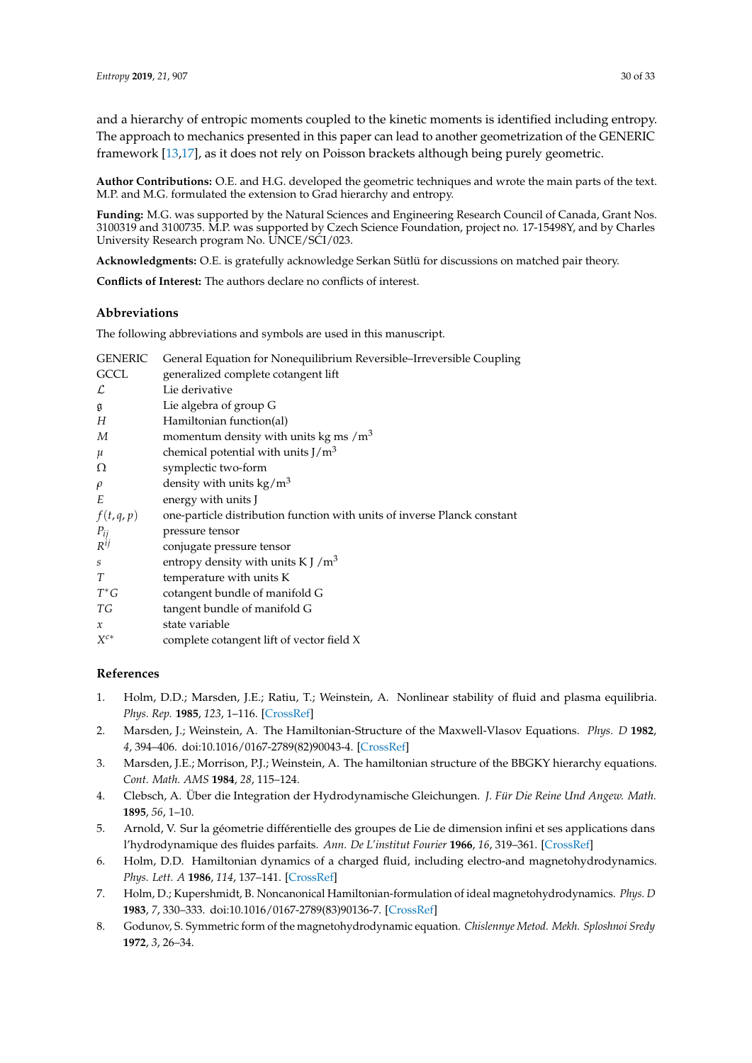and a hierarchy of entropic moments coupled to the kinetic moments is identified including entropy. The approach to mechanics presented in this paper can lead to another geometrization of the GENERIC framework [13,17], as it does not rely on Poisson brackets although being purely geometric.

**Author Contributions:** O.E. and H.G. developed the geometric techniques and wrote the main parts of the text. M.P. and M.G. formulated the extension to Grad hierarchy and entropy.

**Funding:** M.G. was supported by the Natural Sciences and Engineering Research Council of Canada, Grant Nos. 3100319 and 3100735. M.P. was supported by Czech Science Foundation, project no. 17-15498Y, and by Charles University Research program No. UNCE/SCI/023.

**Acknowledgments:** O.E. is gratefully acknowledge Serkan Sütlü for discussions on matched pair theory.

**Conflicts of Interest:** The authors declare no conflicts of interest.

## Abbreviations

The following abbreviations and symbols are used in this manuscript.

| | |
|---|---|
| GENERIC | General Equation for Nonequilibrium Reversible–Irreversible Coupling |
| GCCL | generalized complete cotangent lift |
| $\mathcal{L}$ | Lie derivative |
| $\mathfrak{g}$ | Lie algebra of group G |
| $H$ | Hamiltonian function(al) |
| $M$ | momentum density with units kg ms /m$^3$ |
| $\mu$ | chemical potential with units J/m$^3$ |
| $\Omega$ | symplectic two-form |
| $\rho$ | density with units kg/m$^3$ |
| $E$ | energy with units J |
| $f(t, q, p)$ | one-particle distribution function with units of inverse Planck constant |
| $P_{ij}$ | pressure tensor |
| $R^{ij}$ | conjugate pressure tensor |
| $s$ | entropy density with units K J /m$^3$ |
| $T$ | temperature with units K |
| $T^*G$ | cotangent bundle of manifold G |
| $TG$ | tangent bundle of manifold G |
| $x$ | state variable |
| $X^{c*}$ | complete cotangent lift of vector field X |

## References

1. Holm, D.D.; Marsden, J.E.; Ratiu, T.; Weinstein, A. Nonlinear stability of fluid and plasma equilibria. *Phys. Rep.* **1985**, *123*, 1–116. [CrossRef]
2. Marsden, J.; Weinstein, A. The Hamiltonian-Structure of the Maxwell-Vlasov Equations. *Phys. D* **1982**, *4*, 394–406. doi:10.1016/0167-2789(82)90043-4. [CrossRef]
3. Marsden, J.E.; Morrison, P.J.; Weinstein, A. The hamiltonian structure of the BBGKY hierarchy equations. *Cont. Math. AMS* **1984**, *28*, 115–124.
4. Clebsch, A. Über die Integration der Hydrodynamische Gleichungen. *J. Für Die Reine Und Angew. Math.* **1895**, *56*, 1–10.
5. Arnold, V. Sur la géometrie différentielle des groupes de Lie de dimension infini et ses applications dans l'hydrodynamique des fluides parfaits. *Ann. De L'institut Fourier* **1966**, *16*, 319–361. [CrossRef]
6. Holm, D.D. Hamiltonian dynamics of a charged fluid, including electro-and magnetohydrodynamics. *Phys. Lett. A* **1986**, *114*, 137–141. [CrossRef]
7. Holm, D.; Kupershmidt, B. Noncanonical Hamiltonian-formulation of ideal magnetohydrodynamics. *Phys. D* **1983**, *7*, 330–333. doi:10.1016/0167-2789(83)90136-7. [CrossRef]
8. Godunov, S. Symmetric form of the magnetohydrodynamic equation. *Chislennye Metod. Mekh. Sploshnoi Sredy* **1972**, *3*, 26–34.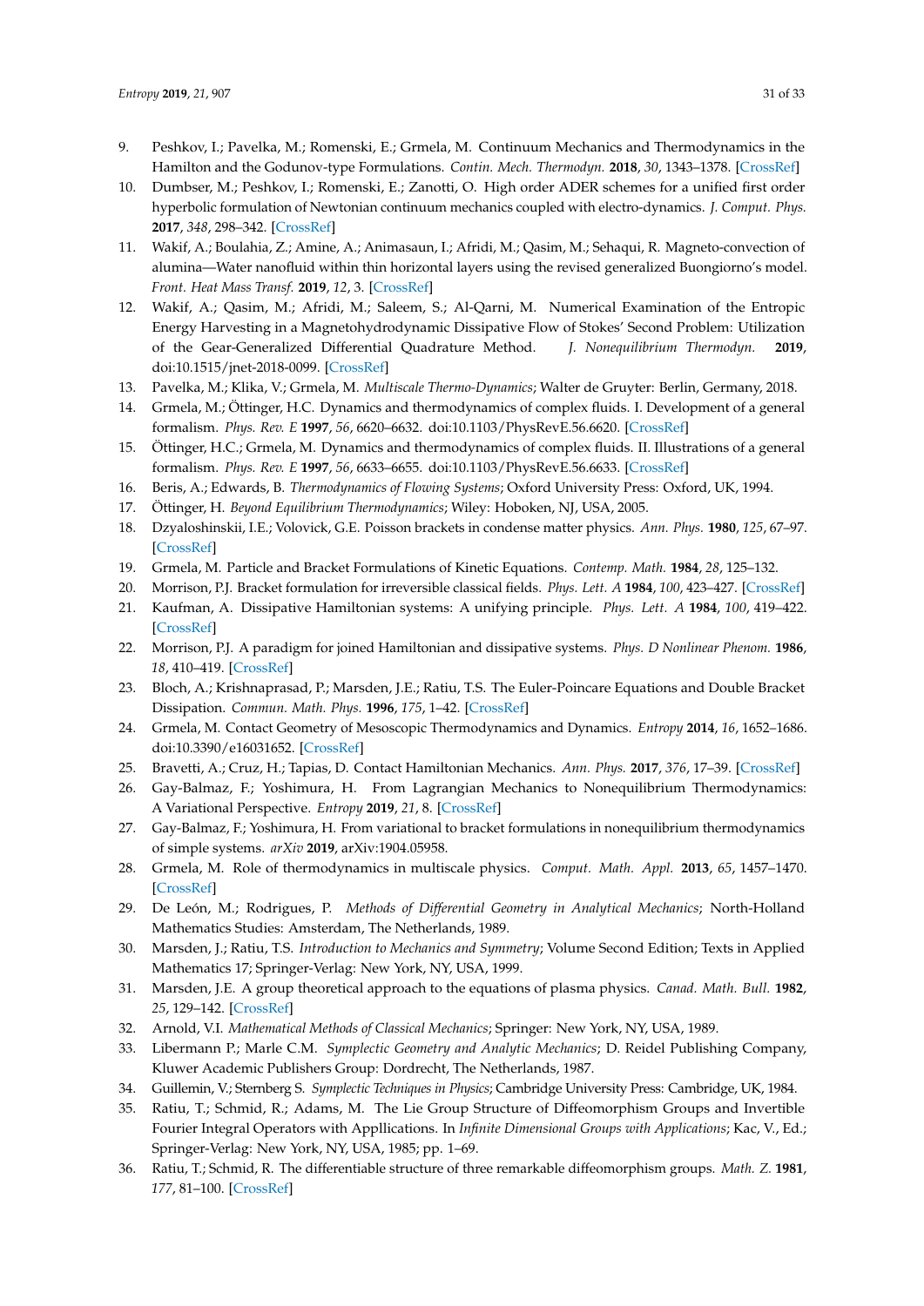9. Peshkov, I.; Pavelka, M.; Romenski, E.; Grmela, M. Continuum Mechanics and Thermodynamics in the Hamilton and the Godunov-type Formulations. *Contin. Mech. Thermodyn.* **2018**, *30*, 1343–1378. [CrossRef]
10. Dumbser, M.; Peshkov, I.; Romenski, E.; Zanotti, O. High order ADER schemes for a unified first order hyperbolic formulation of Newtonian continuum mechanics coupled with electro-dynamics. *J. Comput. Phys.* **2017**, *348*, 298–342. [CrossRef]
11. Wakif, A.; Boulahia, Z.; Amine, A.; Animasaun, I.; Afridi, M.; Qasim, M.; Sehaqui, R. Magneto-convection of alumina—Water nanofluid within thin horizontal layers using the revised generalized Buongiorno's model. *Front. Heat Mass Transf.* **2019**, *12*, 3. [CrossRef]
12. Wakif, A.; Qasim, M.; Afridi, M.; Saleem, S.; Al-Qarni, M. Numerical Examination of the Entropic Energy Harvesting in a Magnetohydrodynamic Dissipative Flow of Stokes' Second Problem: Utilization of the Gear-Generalized Differential Quadrature Method. *J. Nonequilibrium Thermodyn.* **2019**, doi:10.1515/jnet-2018-0099. [CrossRef]
13. Pavelka, M.; Klika, V.; Grmela, M. *Multiscale Thermo-Dynamics*; Walter de Gruyter: Berlin, Germany, 2018.
14. Grmela, M.; Öttinger, H.C. Dynamics and thermodynamics of complex fluids. I. Development of a general formalism. *Phys. Rev. E* **1997**, *56*, 6620–6632. doi:10.1103/PhysRevE.56.6620. [CrossRef]
15. Öttinger, H.C.; Grmela, M. Dynamics and thermodynamics of complex fluids. II. Illustrations of a general formalism. *Phys. Rev. E* **1997**, *56*, 6633–6655. doi:10.1103/PhysRevE.56.6633. [CrossRef]
16. Beris, A.; Edwards, B. *Thermodynamics of Flowing Systems*; Oxford University Press: Oxford, UK, 1994.
17. Öttinger, H. *Beyond Equilibrium Thermodynamics*; Wiley: Hoboken, NJ, USA, 2005.
18. Dzyaloshinskii, I.E.; Volovick, G.E. Poisson brackets in condense matter physics. *Ann. Phys.* **1980**, *125*, 67–97. [CrossRef]
19. Grmela, M. Particle and Bracket Formulations of Kinetic Equations. *Contemp. Math.* **1984**, *28*, 125–132.
20. Morrison, P.J. Bracket formulation for irreversible classical fields. *Phys. Lett. A* **1984**, *100*, 423–427. [CrossRef]
21. Kaufman, A. Dissipative Hamiltonian systems: A unifying principle. *Phys. Lett. A* **1984**, *100*, 419–422. [CrossRef]
22. Morrison, P.J. A paradigm for joined Hamiltonian and dissipative systems. *Phys. D Nonlinear Phenom.* **1986**, *18*, 410–419. [CrossRef]
23. Bloch, A.; Krishnaprasad, P.; Marsden, J.E.; Ratiu, T.S. The Euler-Poincare Equations and Double Bracket Dissipation. *Commun. Math. Phys.* **1996**, *175*, 1–42. [CrossRef]
24. Grmela, M. Contact Geometry of Mesoscopic Thermodynamics and Dynamics. *Entropy* **2014**, *16*, 1652–1686. doi:10.3390/e16031652. [CrossRef]
25. Bravetti, A.; Cruz, H.; Tapias, D. Contact Hamiltonian Mechanics. *Ann. Phys.* **2017**, *376*, 17–39. [CrossRef]
26. Gay-Balmaz, F.; Yoshimura, H. From Lagrangian Mechanics to Nonequilibrium Thermodynamics: A Variational Perspective. *Entropy* **2019**, *21*, 8. [CrossRef]
27. Gay-Balmaz, F.; Yoshimura, H. From variational to bracket formulations in nonequilibrium thermodynamics of simple systems. *arXiv* **2019**, arXiv:1904.05958.
28. Grmela, M. Role of thermodynamics in multiscale physics. *Comput. Math. Appl.* **2013**, *65*, 1457–1470. [CrossRef]
29. De León, M.; Rodrigues, P. *Methods of Differential Geometry in Analytical Mechanics*; North-Holland Mathematics Studies: Amsterdam, The Netherlands, 1989.
30. Marsden, J.; Ratiu, T.S. *Introduction to Mechanics and Symmetry*; Volume Second Edition; Texts in Applied Mathematics 17; Springer-Verlag: New York, NY, USA, 1999.
31. Marsden, J.E. A group theoretical approach to the equations of plasma physics. *Canad. Math. Bull.* **1982**, *25*, 129–142. [CrossRef]
32. Arnold, V.I. *Mathematical Methods of Classical Mechanics*; Springer: New York, NY, USA, 1989.
33. Libermann P.; Marle C.M. *Symplectic Geometry and Analytic Mechanics*; D. Reidel Publishing Company, Kluwer Academic Publishers Group: Dordrecht, The Netherlands, 1987.
34. Guillemin, V.; Sternberg S. *Symplectic Techniques in Physics*; Cambridge University Press: Cambridge, UK, 1984.
35. Ratiu, T.; Schmid, R.; Adams, M. The Lie Group Structure of Diffeomorphism Groups and Invertible Fourier Integral Operators with Appllications. In *Infinite Dimensional Groups with Applications*; Kac, V., Ed.; Springer-Verlag: New York, NY, USA, 1985; pp. 1–69.
36. Ratiu, T.; Schmid, R. The differentiable structure of three remarkable diffeomorphism groups. *Math. Z.* **1981**, *177*, 81–100. [CrossRef]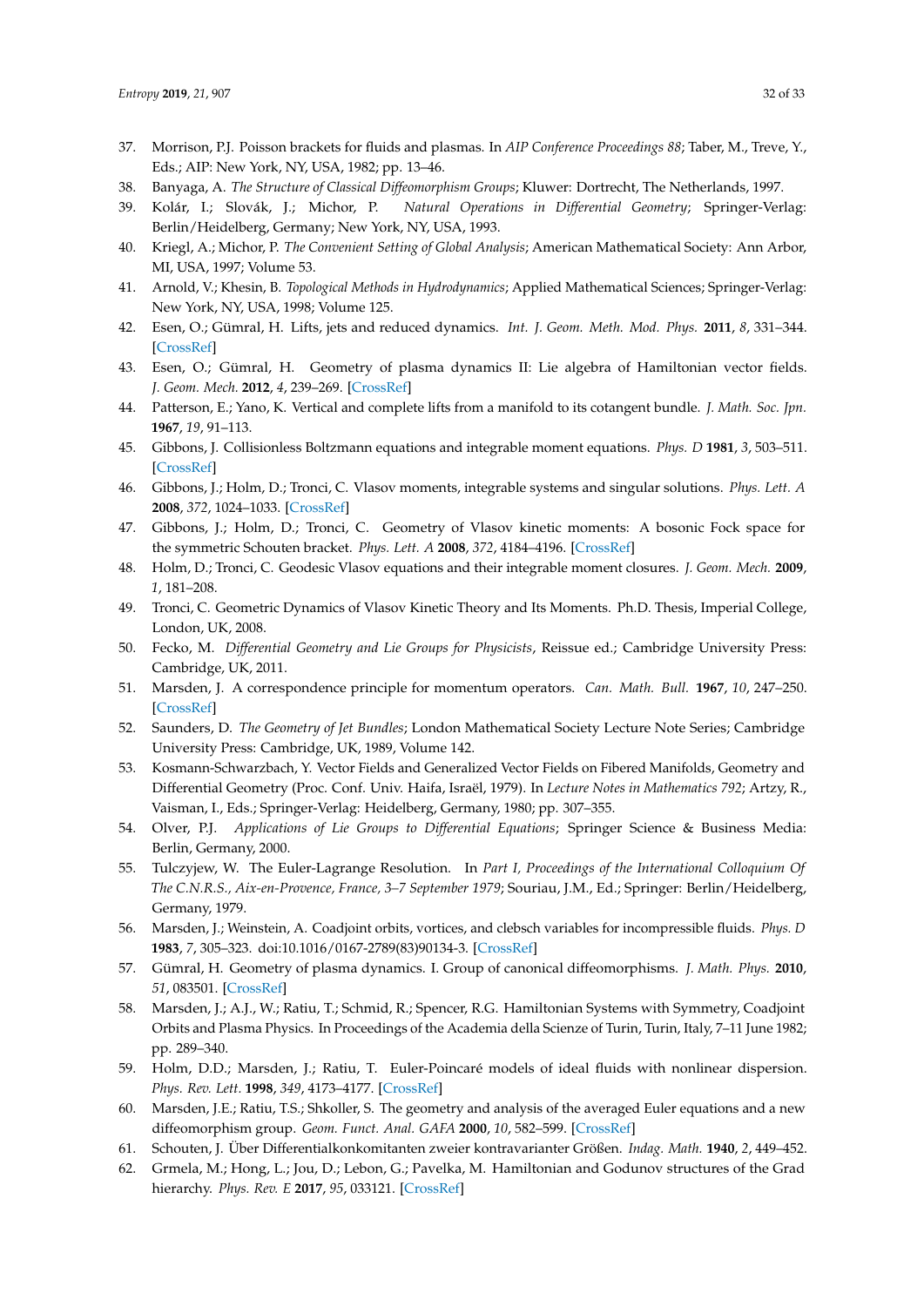37. Morrison, P.J. Poisson brackets for fluids and plasmas. In *AIP Conference Proceedings 88*; Taber, M., Treve, Y., Eds.; AIP: New York, NY, USA, 1982; pp. 13–46.
38. Banyaga, A. *The Structure of Classical Diffeomorphism Groups*; Kluwer: Dortrecht, The Netherlands, 1997.
39. Kolár, I.; Slovák, J.; Michor, P. *Natural Operations in Differential Geometry*; Springer-Verlag: Berlin/Heidelberg, Germany; New York, NY, USA, 1993.
40. Kriegl, A.; Michor, P. *The Convenient Setting of Global Analysis*; American Mathematical Society: Ann Arbor, MI, USA, 1997; Volume 53.
41. Arnold, V.; Khesin, B. *Topological Methods in Hydrodynamics*; Applied Mathematical Sciences; Springer-Verlag: New York, NY, USA, 1998; Volume 125.
42. Esen, O.; Gümral, H. Lifts, jets and reduced dynamics. *Int. J. Geom. Meth. Mod. Phys.* **2011**, *8*, 331–344. [CrossRef]
43. Esen, O.; Gümral, H. Geometry of plasma dynamics II: Lie algebra of Hamiltonian vector fields. *J. Geom. Mech.* **2012**, *4*, 239–269. [CrossRef]
44. Patterson, E.; Yano, K. Vertical and complete lifts from a manifold to its cotangent bundle. *J. Math. Soc. Jpn.* **1967**, *19*, 91–113.
45. Gibbons, J. Collisionless Boltzmann equations and integrable moment equations. *Phys. D* **1981**, *3*, 503–511. [CrossRef]
46. Gibbons, J.; Holm, D.; Tronci, C. Vlasov moments, integrable systems and singular solutions. *Phys. Lett. A* **2008**, *372*, 1024–1033. [CrossRef]
47. Gibbons, J.; Holm, D.; Tronci, C. Geometry of Vlasov kinetic moments: A bosonic Fock space for the symmetric Schouten bracket. *Phys. Lett. A* **2008**, *372*, 4184–4196. [CrossRef]
48. Holm, D.; Tronci, C. Geodesic Vlasov equations and their integrable moment closures. *J. Geom. Mech.* **2009**, *1*, 181–208.
49. Tronci, C. Geometric Dynamics of Vlasov Kinetic Theory and Its Moments. Ph.D. Thesis, Imperial College, London, UK, 2008.
50. Fecko, M. *Differential Geometry and Lie Groups for Physicists*, Reissue ed.; Cambridge University Press: Cambridge, UK, 2011.
51. Marsden, J. A correspondence principle for momentum operators. *Can. Math. Bull.* **1967**, *10*, 247–250. [CrossRef]
52. Saunders, D. *The Geometry of Jet Bundles*; London Mathematical Society Lecture Note Series; Cambridge University Press: Cambridge, UK, 1989, Volume 142.
53. Kosmann-Schwarzbach, Y. Vector Fields and Generalized Vector Fields on Fibered Manifolds, Geometry and Differential Geometry (Proc. Conf. Univ. Haifa, Israël, 1979). In *Lecture Notes in Mathematics 792*; Artzy, R., Vaisman, I., Eds.; Springer-Verlag: Heidelberg, Germany, 1980; pp. 307–355.
54. Olver, P.J. *Applications of Lie Groups to Differential Equations*; Springer Science & Business Media: Berlin, Germany, 2000.
55. Tulczyjew, W. The Euler-Lagrange Resolution. In *Part I, Proceedings of the International Colloquium Of The C.N.R.S., Aix-en-Provence, France, 3–7 September 1979*; Souriau, J.M., Ed.; Springer: Berlin/Heidelberg, Germany, 1979.
56. Marsden, J.; Weinstein, A. Coadjoint orbits, vortices, and clebsch variables for incompressible fluids. *Phys. D* **1983**, *7*, 305–323. doi:10.1016/0167-2789(83)90134-3. [CrossRef]
57. Gümral, H. Geometry of plasma dynamics. I. Group of canonical diffeomorphisms. *J. Math. Phys.* **2010**, *51*, 083501. [CrossRef]
58. Marsden, J.; A.J., W.; Ratiu, T.; Schmid, R.; Spencer, R.G. Hamiltonian Systems with Symmetry, Coadjoint Orbits and Plasma Physics. In Proceedings of the Academia della Scienze of Turin, Turin, Italy, 7–11 June 1982; pp. 289–340.
59. Holm, D.D.; Marsden, J.; Ratiu, T. Euler-Poincaré models of ideal fluids with nonlinear dispersion. *Phys. Rev. Lett.* **1998**, *349*, 4173–4177. [CrossRef]
60. Marsden, J.E.; Ratiu, T.S.; Shkoller, S. The geometry and analysis of the averaged Euler equations and a new diffeomorphism group. *Geom. Funct. Anal. GAFA* **2000**, *10*, 582–599. [CrossRef]
61. Schouten, J. Über Differentialkonkomitanten zweier kontravarianter Größen. *Indag. Math.* **1940**, *2*, 449–452.
62. Grmela, M.; Hong, L.; Jou, D.; Lebon, G.; Pavelka, M. Hamiltonian and Godunov structures of the Grad hierarchy. *Phys. Rev. E* **2017**, *95*, 033121. [CrossRef]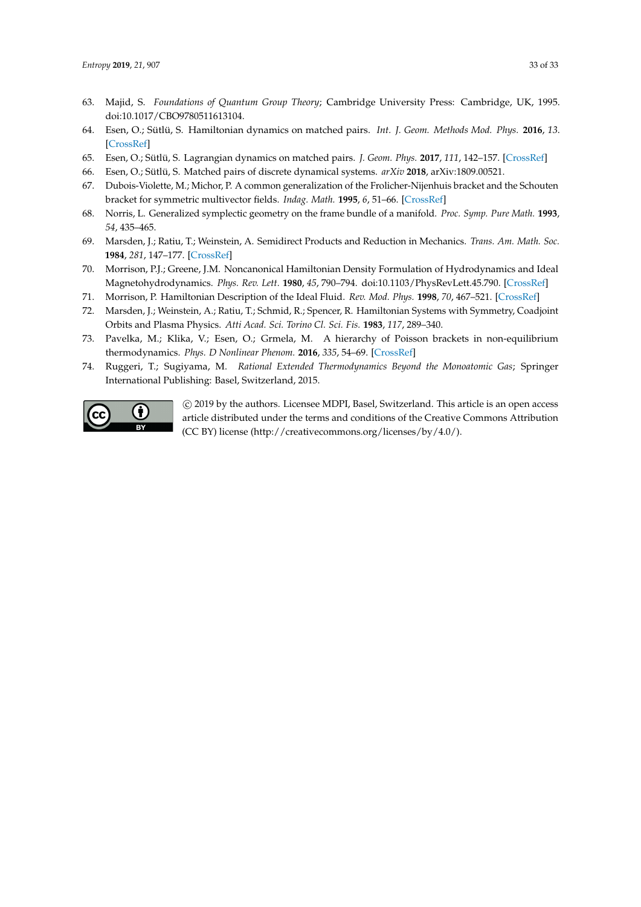63. Majid, S. *Foundations of Quantum Group Theory*; Cambridge University Press: Cambridge, UK, 1995. doi:10.1017/CBO9780511613104.
64. Esen, O.; Sütlü, S. Hamiltonian dynamics on matched pairs. *Int. J. Geom. Methods Mod. Phys.* **2016**, *13*. [CrossRef]
65. Esen, O.; Sütlü, S. Lagrangian dynamics on matched pairs. *J. Geom. Phys.* **2017**, *111*, 142–157. [CrossRef]
66. Esen, O.; Sütlü, S. Matched pairs of discrete dynamical systems. *arXiv* **2018**, arXiv:1809.00521.
67. Dubois-Violette, M.; Michor, P. A common generalization of the Frolicher-Nijenhuis bracket and the Schouten bracket for symmetric multivector fields. *Indag. Math.* **1995**, *6*, 51–66. [CrossRef]
68. Norris, L. Generalized symplectic geometry on the frame bundle of a manifold. *Proc. Symp. Pure Math.* **1993**, *54*, 435–465.
69. Marsden, J.; Ratiu, T.; Weinstein, A. Semidirect Products and Reduction in Mechanics. *Trans. Am. Math. Soc.* **1984**, *281*, 147–177. [CrossRef]
70. Morrison, P.J.; Greene, J.M. Noncanonical Hamiltonian Density Formulation of Hydrodynamics and Ideal Magnetohydrodynamics. *Phys. Rev. Lett.* **1980**, *45*, 790–794. doi:10.1103/PhysRevLett.45.790. [CrossRef]
71. Morrison, P. Hamiltonian Description of the Ideal Fluid. *Rev. Mod. Phys.* **1998**, *70*, 467–521. [CrossRef]
72. Marsden, J.; Weinstein, A.; Ratiu, T.; Schmid, R.; Spencer, R. Hamiltonian Systems with Symmetry, Coadjoint Orbits and Plasma Physics. *Atti Acad. Sci. Torino Cl. Sci. Fis.* **1983**, *117*, 289–340.
73. Pavelka, M.; Klika, V.; Esen, O.; Grmela, M. A hierarchy of Poisson brackets in non-equilibrium thermodynamics. *Phys. D Nonlinear Phenom.* **2016**, *335*, 54–69. [CrossRef]
74. Ruggeri, T.; Sugiyama, M. *Rational Extended Thermodynamics Beyond the Monoatomic Gas*; Springer International Publishing: Basel, Switzerland, 2015.

© 2019 by the authors. Licensee MDPI, Basel, Switzerland. This article is an open access article distributed under the terms and conditions of the Creative Commons Attribution (CC BY) license (http://creativecommons.org/licenses/by/4.0/).